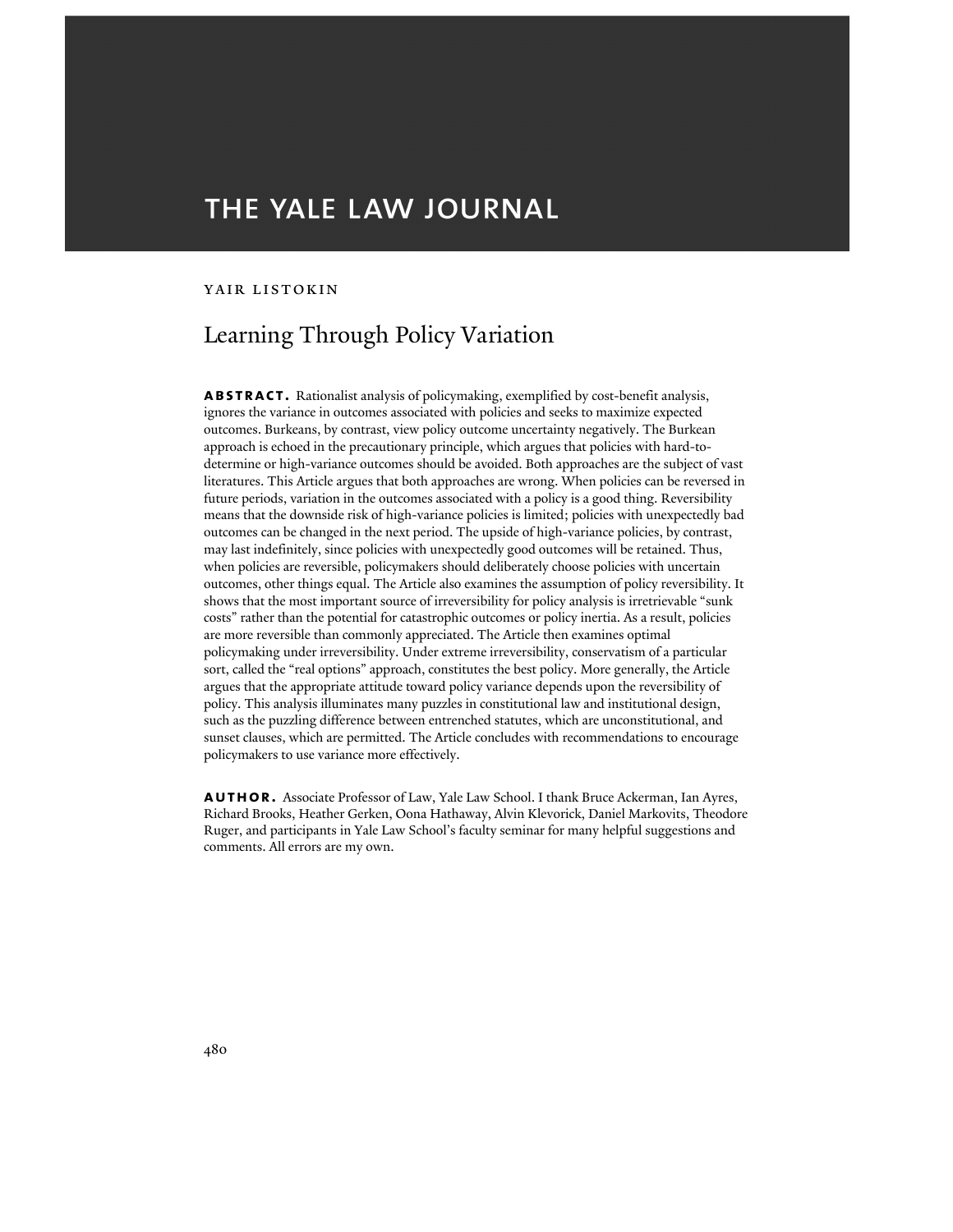# THE YALE LAW JOURNAL

YAIR LISTOKIN

## Learning Through Policy Variation

**ABSTRACT.** Rationalist analysis of policymaking, exemplified by cost-benefit analysis, ignores the variance in outcomes associated with policies and seeks to maximize expected outcomes. Burkeans, by contrast, view policy outcome uncertainty negatively. The Burkean approach is echoed in the precautionary principle, which argues that policies with hard-to-determine or high-variance outcomes should be avoided. Both approaches are the subject of vast literatures. This Article argues that both approaches are wrong. When policies can be reversed in future periods, variation in the outcomes associated with a policy is a good thing. Reversibility means that the downside risk of high-variance policies is limited; policies with unexpectedly bad outcomes can be changed in the next period. The upside of high-variance policies, by contrast, may last indefinitely, since policies with unexpectedly good outcomes will be retained. Thus, when policies are reversible, policymakers should deliberately choose policies with uncertain outcomes, other things equal. The Article also examines the assumption of policy reversibility. It shows that the most important source of irreversibility for policy analysis is irretrievable "sunk costs" rather than the potential for catastrophic outcomes or policy inertia. As a result, policies are more reversible than commonly appreciated. The Article then examines optimal policymaking under irreversibility. Under extreme irreversibility, conservatism of a particular sort, called the "real options" approach, constitutes the best policy. More generally, the Article argues that the appropriate attitude toward policy variance depends upon the reversibility of policy. This analysis illuminates many puzzles in constitutional law and institutional design, such as the puzzling difference between entrenched statutes, which are unconstitutional, and sunset clauses, which are permitted. The Article concludes with recommendations to encourage policymakers to use variance more effectively.

**AUTHOR.** Associate Professor of Law, Yale Law School. I thank Bruce Ackerman, Ian Ayres, Richard Brooks, Heather Gerken, Oona Hathaway, Alvin Klevorick, Daniel Markovits, Theodore Ruger, and participants in Yale Law School's faculty seminar for many helpful suggestions and comments. All errors are my own.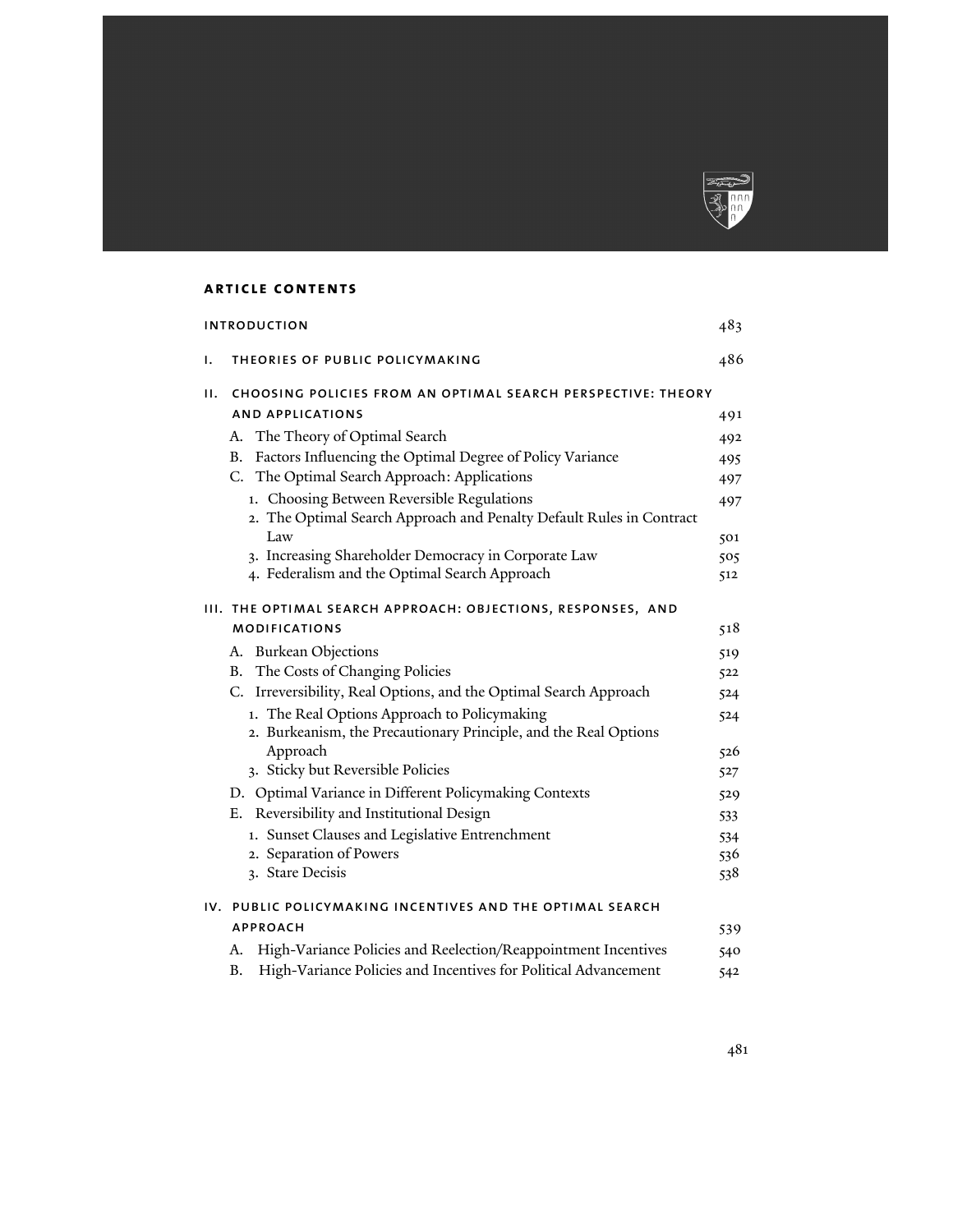## ARTICLE CONTENTS

| | |
|---|---|
| INTRODUCTION | 483 |
| I. THEORIES OF PUBLIC POLICYMAKING | 486 |
| II. CHOOSING POLICIES FROM AN OPTIMAL SEARCH PERSPECTIVE: THEORY AND APPLICATIONS | 491 |
| A. The Theory of Optimal Search | 492 |
| B. Factors Influencing the Optimal Degree of Policy Variance | 495 |
| C. The Optimal Search Approach: Applications | 497 |
| 1. Choosing Between Reversible Regulations | 497 |
| 2. The Optimal Search Approach and Penalty Default Rules in Contract Law | 501 |
| 3. Increasing Shareholder Democracy in Corporate Law | 505 |
| 4. Federalism and the Optimal Search Approach | 512 |
| III. THE OPTIMAL SEARCH APPROACH: OBJECTIONS, RESPONSES, AND MODIFICATIONS | 518 |
| A. Burkean Objections | 519 |
| B. The Costs of Changing Policies | 522 |
| C. Irreversibility, Real Options, and the Optimal Search Approach | 524 |
| 1. The Real Options Approach to Policymaking | 524 |
| 2. Burkeanism, the Precautionary Principle, and the Real Options Approach | 526 |
| 3. Sticky but Reversible Policies | 527 |
| D. Optimal Variance in Different Policymaking Contexts | 529 |
| E. Reversibility and Institutional Design | 533 |
| 1. Sunset Clauses and Legislative Entrenchment | 534 |
| 2. Separation of Powers | 536 |
| 3. Stare Decisis | 538 |
| IV. PUBLIC POLICYMAKING INCENTIVES AND THE OPTIMAL SEARCH APPROACH | 539 |
| A. High-Variance Policies and Reelection/Reappointment Incentives | 540 |
| B. High-Variance Policies and Incentives for Political Advancement | 542 |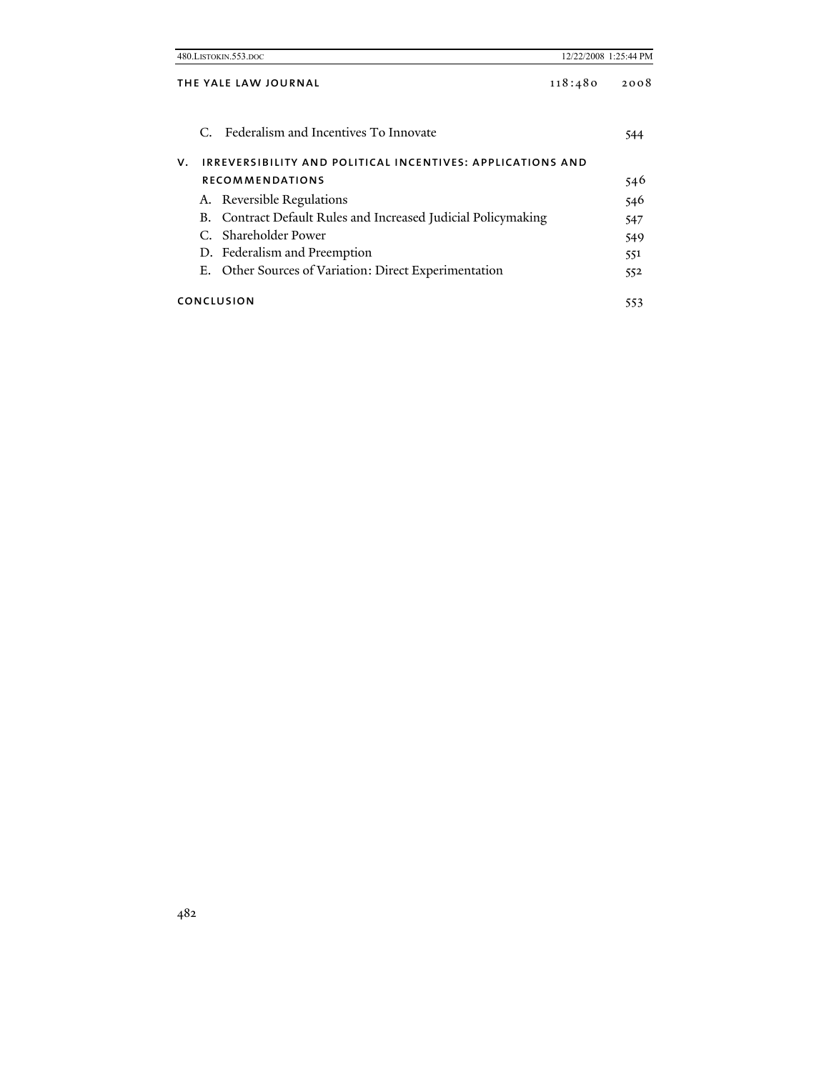C. Federalism and Incentives To Innovate 544

V. IRREVERSIBILITY AND POLITICAL INCENTIVES: APPLICATIONS AND RECOMMENDATIONS 546

A. Reversible Regulations 546

B. Contract Default Rules and Increased Judicial Policymaking 547

C. Shareholder Power 549

D. Federalism and Preemption 551

E. Other Sources of Variation: Direct Experimentation 552

CONCLUSION 553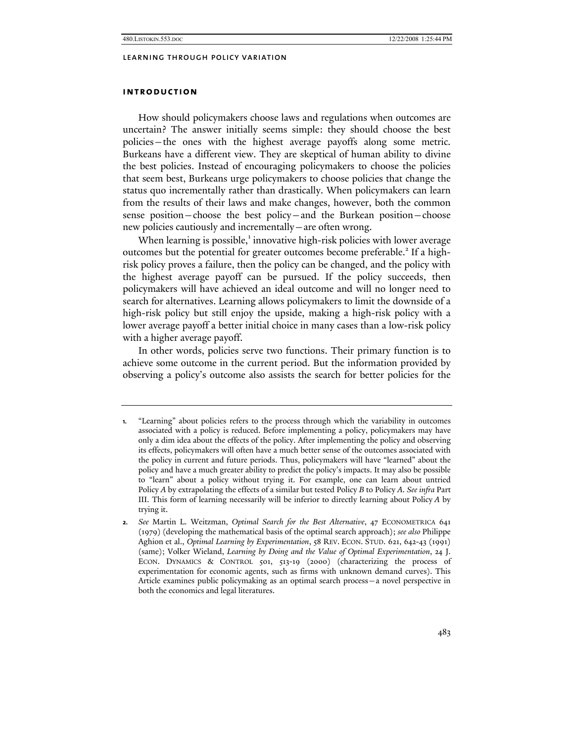## INTRODUCTION

How should policymakers choose laws and regulations when outcomes are uncertain? The answer initially seems simple: they should choose the best policies—the ones with the highest average payoffs along some metric. Burkeans have a different view. They are skeptical of human ability to divine the best policies. Instead of encouraging policymakers to choose the policies that seem best, Burkeans urge policymakers to choose policies that change the status quo incrementally rather than drastically. When policymakers can learn from the results of their laws and make changes, however, both the common sense position—choose the best policy—and the Burkean position—choose new policies cautiously and incrementally—are often wrong.

When learning is possible,[1] innovative high-risk policies with lower average outcomes but the potential for greater outcomes become preferable.[2] If a high-risk policy proves a failure, then the policy can be changed, and the policy with the highest average payoff can be pursued. If the policy succeeds, then policymakers will have achieved an ideal outcome and will no longer need to search for alternatives. Learning allows policymakers to limit the downside of a high-risk policy but still enjoy the upside, making a high-risk policy with a lower average payoff a better initial choice in many cases than a low-risk policy with a higher average payoff.

In other words, policies serve two functions. Their primary function is to achieve some outcome in the current period. But the information provided by observing a policy's outcome also assists the search for better policies for the

---

1. "Learning" about policies refers to the process through which the variability in outcomes associated with a policy is reduced. Before implementing a policy, policymakers may have only a dim idea about the effects of the policy. After implementing the policy and observing its effects, policymakers will often have a much better sense of the outcomes associated with the policy in current and future periods. Thus, policymakers will have "learned" about the policy and have a much greater ability to predict the policy's impacts. It may also be possible to "learn" about a policy without trying it. For example, one can learn about untried Policy *A* by extrapolating the effects of a similar but tested Policy *B* to Policy *A*. *See infra* Part III. This form of learning necessarily will be inferior to directly learning about Policy *A* by trying it.

2. *See* Martin L. Weitzman, *Optimal Search for the Best Alternative*, 47 ECONOMETRICA 641 (1979) (developing the mathematical basis of the optimal search approach); *see also* Philippe Aghion et al., *Optimal Learning by Experimentation*, 58 REV. ECON. STUD. 621, 642-43 (1991) (same); Volker Wieland, *Learning by Doing and the Value of Optimal Experimentation*, 24 J. ECON. DYNAMICS & CONTROL 501, 513-19 (2000) (characterizing the process of experimentation for economic agents, such as firms with unknown demand curves). This Article examines public policymaking as an optimal search process—a novel perspective in both the economics and legal literatures.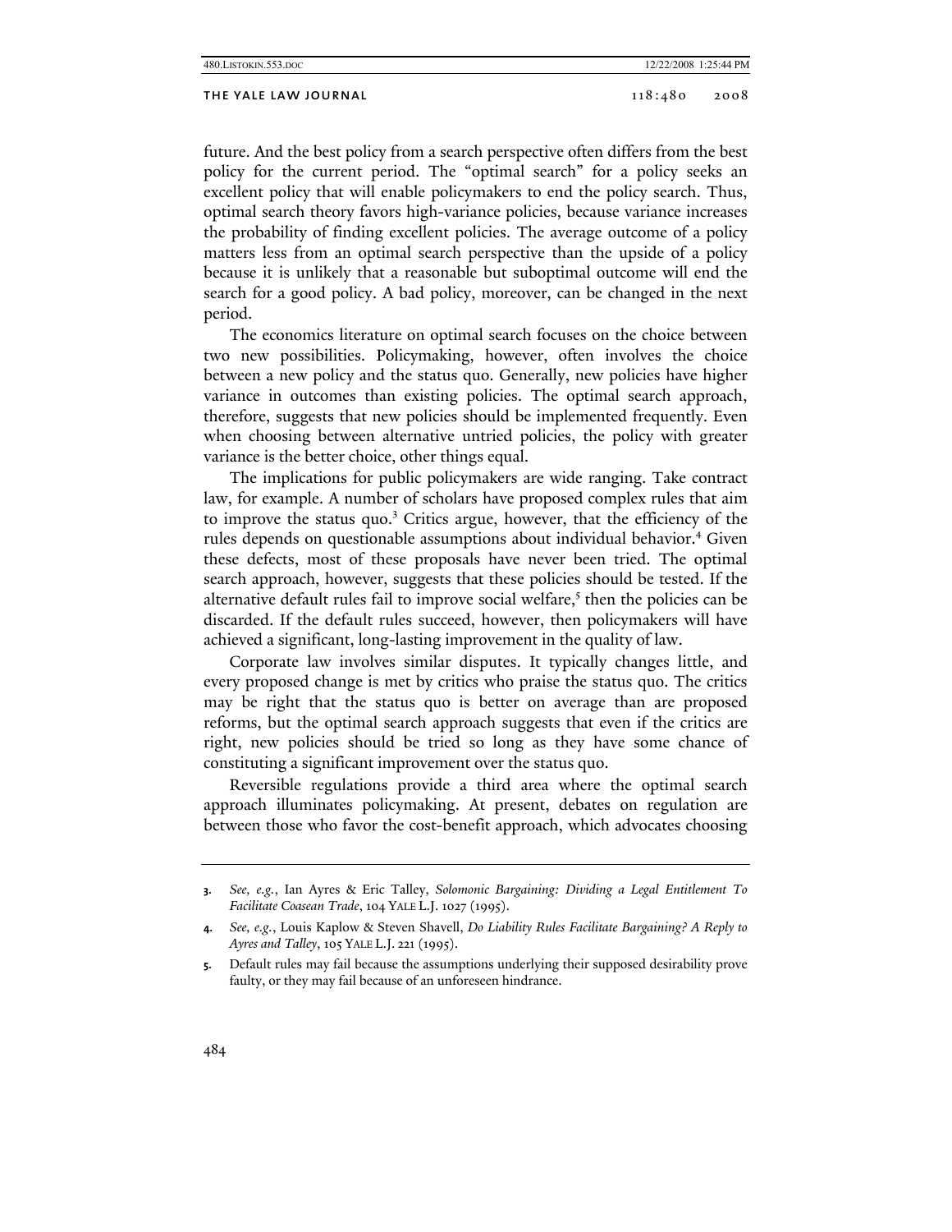future. And the best policy from a search perspective often differs from the best policy for the current period. The "optimal search" for a policy seeks an excellent policy that will enable policymakers to end the policy search. Thus, optimal search theory favors high-variance policies, because variance increases the probability of finding excellent policies. The average outcome of a policy matters less from an optimal search perspective than the upside of a policy because it is unlikely that a reasonable but suboptimal outcome will end the search for a good policy. A bad policy, moreover, can be changed in the next period.

The economics literature on optimal search focuses on the choice between two new possibilities. Policymaking, however, often involves the choice between a new policy and the status quo. Generally, new policies have higher variance in outcomes than existing policies. The optimal search approach, therefore, suggests that new policies should be implemented frequently. Even when choosing between alternative untried policies, the policy with greater variance is the better choice, other things equal.

The implications for public policymakers are wide ranging. Take contract law, for example. A number of scholars have proposed complex rules that aim to improve the status quo.[3] Critics argue, however, that the efficiency of the rules depends on questionable assumptions about individual behavior.[4] Given these defects, most of these proposals have never been tried. The optimal search approach, however, suggests that these policies should be tested. If the alternative default rules fail to improve social welfare,[5] then the policies can be discarded. If the default rules succeed, however, then policymakers will have achieved a significant, long-lasting improvement in the quality of law.

Corporate law involves similar disputes. It typically changes little, and every proposed change is met by critics who praise the status quo. The critics may be right that the status quo is better on average than are proposed reforms, but the optimal search approach suggests that even if the critics are right, new policies should be tried so long as they have some chance of constituting a significant improvement over the status quo.

Reversible regulations provide a third area where the optimal search approach illuminates policymaking. At present, debates on regulation are between those who favor the cost-benefit approach, which advocates choosing

---

3. *See, e.g.*, Ian Ayres & Eric Talley, *Solomonic Bargaining: Dividing a Legal Entitlement To Facilitate Coasean Trade*, 104 YALE L.J. 1027 (1995).

4. *See, e.g.*, Louis Kaplow & Steven Shavell, *Do Liability Rules Facilitate Bargaining? A Reply to Ayres and Talley*, 105 YALE L.J. 221 (1995).

5. Default rules may fail because the assumptions underlying their supposed desirability prove faulty, or they may fail because of an unforeseen hindrance.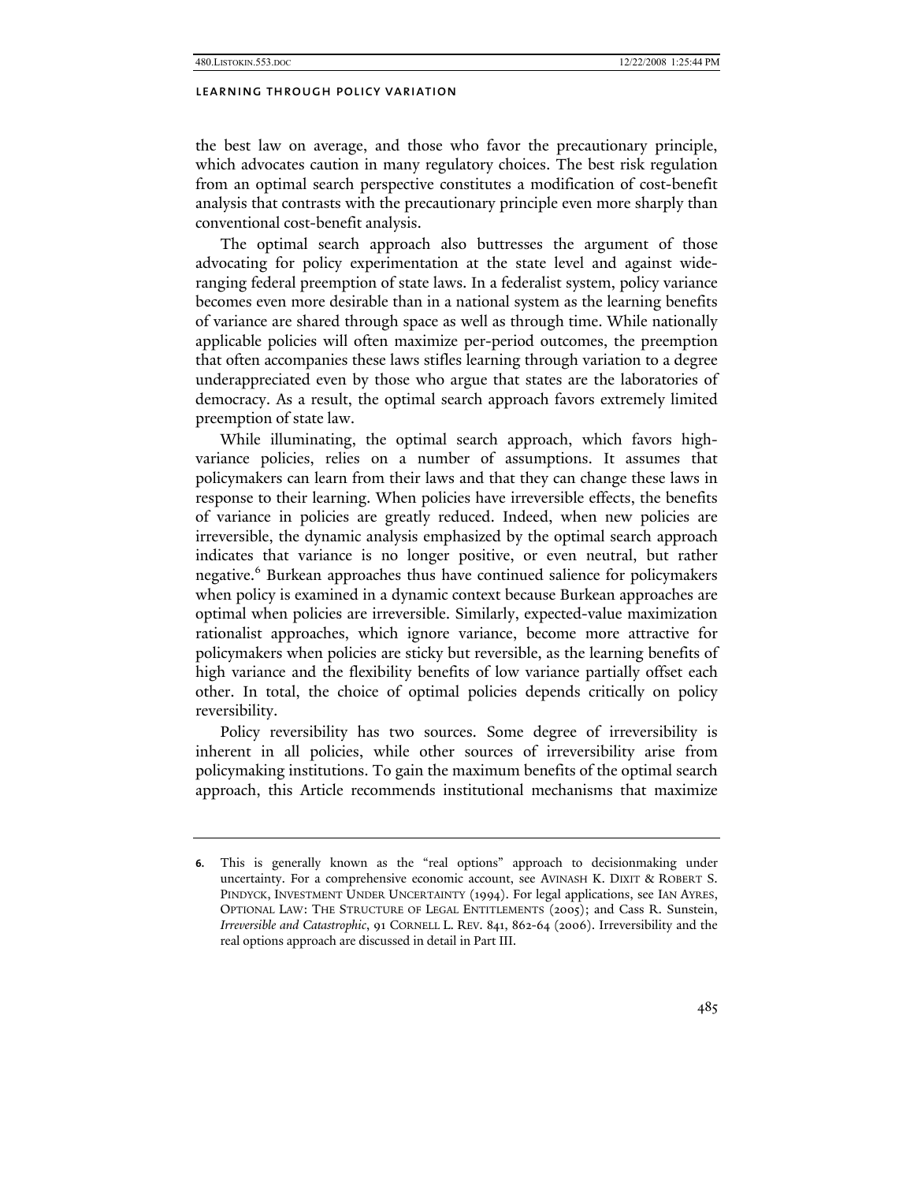the best law on average, and those who favor the precautionary principle, which advocates caution in many regulatory choices. The best risk regulation from an optimal search perspective constitutes a modification of cost-benefit analysis that contrasts with the precautionary principle even more sharply than conventional cost-benefit analysis.

The optimal search approach also buttresses the argument of those advocating for policy experimentation at the state level and against wide-ranging federal preemption of state laws. In a federalist system, policy variance becomes even more desirable than in a national system as the learning benefits of variance are shared through space as well as through time. While nationally applicable policies will often maximize per-period outcomes, the preemption that often accompanies these laws stifles learning through variation to a degree underappreciated even by those who argue that states are the laboratories of democracy. As a result, the optimal search approach favors extremely limited preemption of state law.

While illuminating, the optimal search approach, which favors high-variance policies, relies on a number of assumptions. It assumes that policymakers can learn from their laws and that they can change these laws in response to their learning. When policies have irreversible effects, the benefits of variance in policies are greatly reduced. Indeed, when new policies are irreversible, the dynamic analysis emphasized by the optimal search approach indicates that variance is no longer positive, or even neutral, but rather negative.[6] Burkean approaches thus have continued salience for policymakers when policy is examined in a dynamic context because Burkean approaches are optimal when policies are irreversible. Similarly, expected-value maximization rationalist approaches, which ignore variance, become more attractive for policymakers when policies are sticky but reversible, as the learning benefits of high variance and the flexibility benefits of low variance partially offset each other. In total, the choice of optimal policies depends critically on policy reversibility.

Policy reversibility has two sources. Some degree of irreversibility is inherent in all policies, while other sources of irreversibility arise from policymaking institutions. To gain the maximum benefits of the optimal search approach, this Article recommends institutional mechanisms that maximize

---

**6.** This is generally known as the "real options" approach to decisionmaking under uncertainty. For a comprehensive economic account, see AVINASH K. DIXIT & ROBERT S. PINDYCK, INVESTMENT UNDER UNCERTAINTY (1994). For legal applications, see IAN AYRES, OPTIONAL LAW: THE STRUCTURE OF LEGAL ENTITLEMENTS (2005); and Cass R. Sunstein, *Irreversible and Catastrophic*, 91 CORNELL L. REV. 841, 862-64 (2006). Irreversibility and the real options approach are discussed in detail in Part III.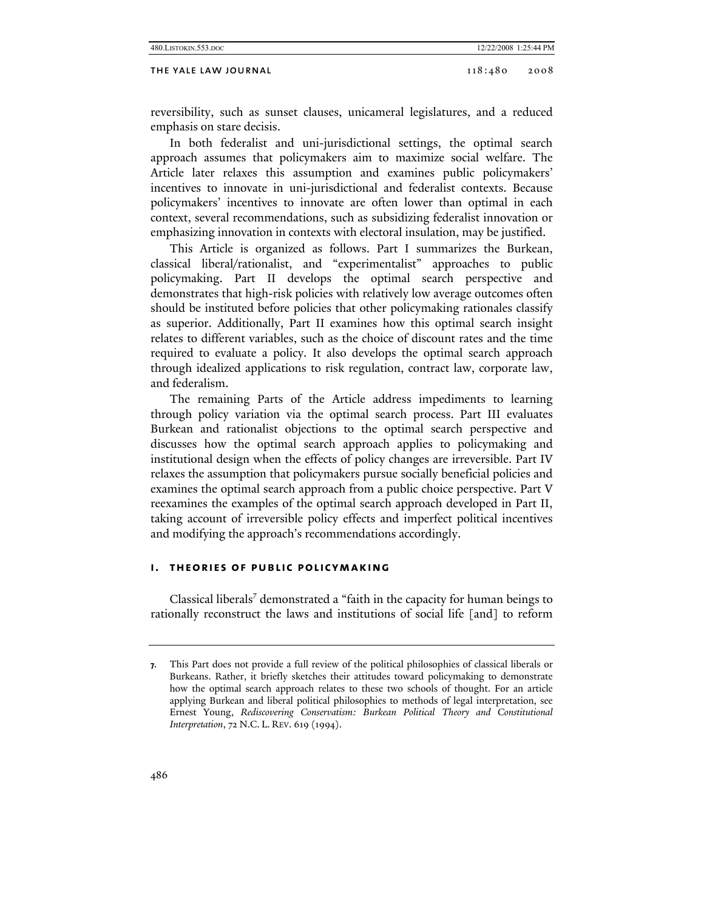reversibility, such as sunset clauses, unicameral legislatures, and a reduced emphasis on stare decisis.

In both federalist and uni-jurisdictional settings, the optimal search approach assumes that policymakers aim to maximize social welfare. The Article later relaxes this assumption and examines public policymakers' incentives to innovate in uni-jurisdictional and federalist contexts. Because policymakers' incentives to innovate are often lower than optimal in each context, several recommendations, such as subsidizing federalist innovation or emphasizing innovation in contexts with electoral insulation, may be justified.

This Article is organized as follows. Part I summarizes the Burkean, classical liberal/rationalist, and "experimentalist" approaches to public policymaking. Part II develops the optimal search perspective and demonstrates that high-risk policies with relatively low average outcomes often should be instituted before policies that other policymaking rationales classify as superior. Additionally, Part II examines how this optimal search insight relates to different variables, such as the choice of discount rates and the time required to evaluate a policy. It also develops the optimal search approach through idealized applications to risk regulation, contract law, corporate law, and federalism.

The remaining Parts of the Article address impediments to learning through policy variation via the optimal search process. Part III evaluates Burkean and rationalist objections to the optimal search perspective and discusses how the optimal search approach applies to policymaking and institutional design when the effects of policy changes are irreversible. Part IV relaxes the assumption that policymakers pursue socially beneficial policies and examines the optimal search approach from a public choice perspective. Part V reexamines the examples of the optimal search approach developed in Part II, taking account of irreversible policy effects and imperfect political incentives and modifying the approach's recommendations accordingly.

## I. THEORIES OF PUBLIC POLICYMAKING

Classical liberals[7] demonstrated a "faith in the capacity for human beings to rationally reconstruct the laws and institutions of social life [and] to reform

---

7. This Part does not provide a full review of the political philosophies of classical liberals or Burkeans. Rather, it briefly sketches their attitudes toward policymaking to demonstrate how the optimal search approach relates to these two schools of thought. For an article applying Burkean and liberal political philosophies to methods of legal interpretation, see Ernest Young, *Rediscovering Conservatism: Burkean Political Theory and Constitutional Interpretation*, 72 N.C. L. REV. 619 (1994).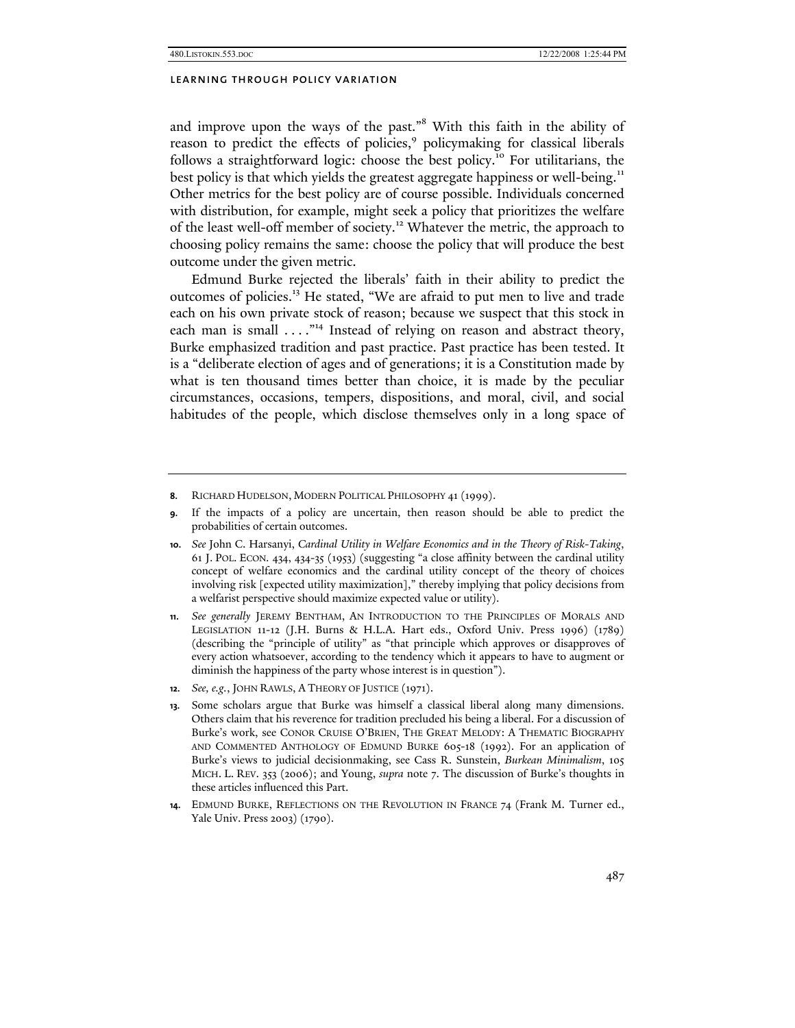and improve upon the ways of the past."[8] With this faith in the ability of reason to predict the effects of policies,[9] policymaking for classical liberals follows a straightforward logic: choose the best policy.[10] For utilitarians, the best policy is that which yields the greatest aggregate happiness or well-being.[11] Other metrics for the best policy are of course possible. Individuals concerned with distribution, for example, might seek a policy that prioritizes the welfare of the least well-off member of society.[12] Whatever the metric, the approach to choosing policy remains the same: choose the policy that will produce the best outcome under the given metric.

Edmund Burke rejected the liberals' faith in their ability to predict the outcomes of policies.[13] He stated, "We are afraid to put men to live and trade each on his own private stock of reason; because we suspect that this stock in each man is small . . . ."[14] Instead of relying on reason and abstract theory, Burke emphasized tradition and past practice. Past practice has been tested. It is a "deliberate election of ages and of generations; it is a Constitution made by what is ten thousand times better than choice, it is made by the peculiar circumstances, occasions, tempers, dispositions, and moral, civil, and social habitudes of the people, which disclose themselves only in a long space of

---

**8.** RICHARD HUDELSON, MODERN POLITICAL PHILOSOPHY 41 (1999).

**9.** If the impacts of a policy are uncertain, then reason should be able to predict the probabilities of certain outcomes.

**10.** *See* John C. Harsanyi, *Cardinal Utility in Welfare Economics and in the Theory of Risk-Taking*, 61 J. POL. ECON. 434, 434-35 (1953) (suggesting "a close affinity between the cardinal utility concept of welfare economics and the cardinal utility concept of the theory of choices involving risk [expected utility maximization]," thereby implying that policy decisions from a welfarist perspective should maximize expected value or utility).

**11.** *See generally* JEREMY BENTHAM, AN INTRODUCTION TO THE PRINCIPLES OF MORALS AND LEGISLATION 11-12 (J.H. Burns & H.L.A. Hart eds., Oxford Univ. Press 1996) (1789) (describing the "principle of utility" as "that principle which approves or disapproves of every action whatsoever, according to the tendency which it appears to have to augment or diminish the happiness of the party whose interest is in question").

**12.** *See, e.g.*, JOHN RAWLS, A THEORY OF JUSTICE (1971).

**13.** Some scholars argue that Burke was himself a classical liberal along many dimensions. Others claim that his reverence for tradition precluded his being a liberal. For a discussion of Burke's work, see CONOR CRUISE O'BRIEN, THE GREAT MELODY: A THEMATIC BIOGRAPHY AND COMMENTED ANTHOLOGY OF EDMUND BURKE 605-18 (1992). For an application of Burke's views to judicial decisionmaking, see Cass R. Sunstein, *Burkean Minimalism*, 105 MICH. L. REV. 353 (2006); and Young, *supra* note 7. The discussion of Burke's thoughts in these articles influenced this Part.

**14.** EDMUND BURKE, REFLECTIONS ON THE REVOLUTION IN FRANCE 74 (Frank M. Turner ed., Yale Univ. Press 2003) (1790).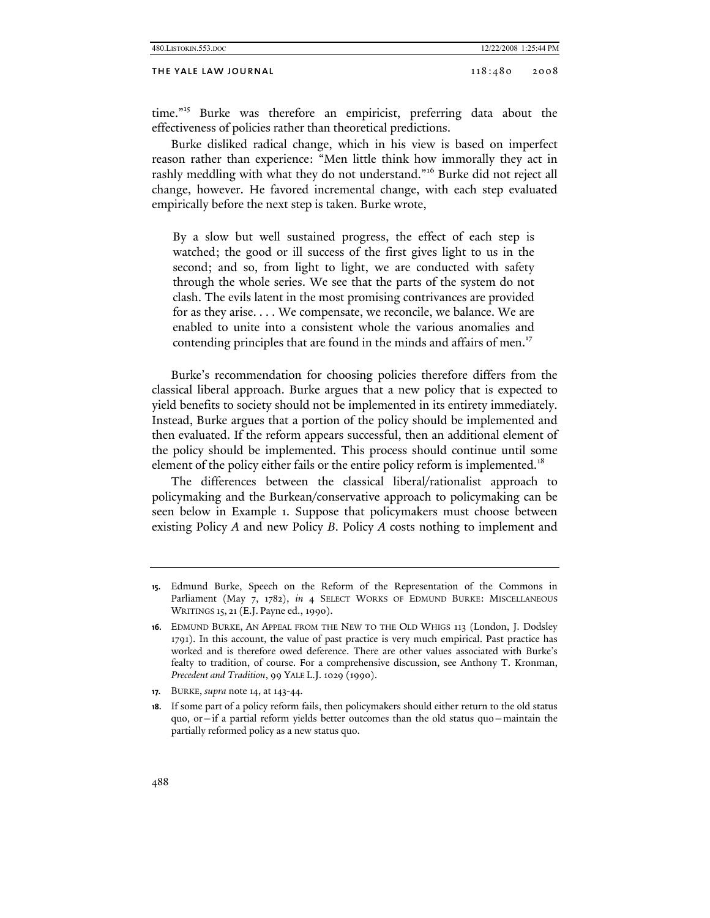time."[15] Burke was therefore an empiricist, preferring data about the effectiveness of policies rather than theoretical predictions.

Burke disliked radical change, which in his view is based on imperfect reason rather than experience: "Men little think how immorally they act in rashly meddling with what they do not understand."[16] Burke did not reject all change, however. He favored incremental change, with each step evaluated empirically before the next step is taken. Burke wrote,

> By a slow but well sustained progress, the effect of each step is watched; the good or ill success of the first gives light to us in the second; and so, from light to light, we are conducted with safety through the whole series. We see that the parts of the system do not clash. The evils latent in the most promising contrivances are provided for as they arise. . . . We compensate, we reconcile, we balance. We are enabled to unite into a consistent whole the various anomalies and contending principles that are found in the minds and affairs of men.[17]

Burke's recommendation for choosing policies therefore differs from the classical liberal approach. Burke argues that a new policy that is expected to yield benefits to society should not be implemented in its entirety immediately. Instead, Burke argues that a portion of the policy should be implemented and then evaluated. If the reform appears successful, then an additional element of the policy should be implemented. This process should continue until some element of the policy either fails or the entire policy reform is implemented.[18]

The differences between the classical liberal/rationalist approach to policymaking and the Burkean/conservative approach to policymaking can be seen below in Example 1. Suppose that policymakers must choose between existing Policy *A* and new Policy *B*. Policy *A* costs nothing to implement and

---

15. Edmund Burke, Speech on the Reform of the Representation of the Commons in Parliament (May 7, 1782), *in* 4 SELECT WORKS OF EDMUND BURKE: MISCELLANEOUS WRITINGS 15, 21 (E.J. Payne ed., 1990).

16. EDMUND BURKE, AN APPEAL FROM THE NEW TO THE OLD WHIGS 113 (London, J. Dodsley 1791). In this account, the value of past practice is very much empirical. Past practice has worked and is therefore owed deference. There are other values associated with Burke's fealty to tradition, of course. For a comprehensive discussion, see Anthony T. Kronman, *Precedent and Tradition*, 99 YALE L.J. 1029 (1990).

17. BURKE, *supra* note 14, at 143-44.

18. If some part of a policy reform fails, then policymakers should either return to the old status quo, or—if a partial reform yields better outcomes than the old status quo—maintain the partially reformed policy as a new status quo.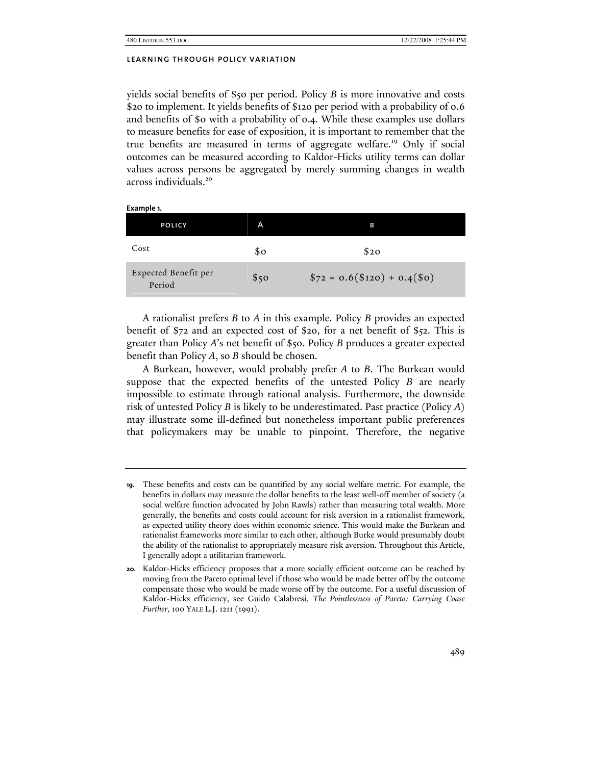yields social benefits of $50 per period. Policy *B* is more innovative and costs $20 to implement. It yields benefits of $120 per period with a probability of 0.6 and benefits of $0 with a probability of 0.4. While these examples use dollars to measure benefits for ease of exposition, it is important to remember that the true benefits are measured in terms of aggregate welfare.[19] Only if social outcomes can be measured according to Kaldor-Hicks utility terms can dollar values across persons be aggregated by merely summing changes in wealth across individuals.[20]

**Example 1.**

| Policy | A | B |
|---|---|---|
| Cost | $0 | $20 |
| Expected Benefit per Period | $50 | $72 = 0.6($120) + 0.4($0) |

A rationalist prefers *B* to *A* in this example. Policy *B* provides an expected benefit of $72 and an expected cost of $20, for a net benefit of $52. This is greater than Policy *A*'s net benefit of $50. Policy *B* produces a greater expected benefit than Policy *A*, so *B* should be chosen.

A Burkean, however, would probably prefer *A* to *B*. The Burkean would suppose that the expected benefits of the untested Policy *B* are nearly impossible to estimate through rational analysis. Furthermore, the downside risk of untested Policy *B* is likely to be underestimated. Past practice (Policy *A*) may illustrate some ill-defined but nonetheless important public preferences that policymakers may be unable to pinpoint. Therefore, the negative

---

19. These benefits and costs can be quantified by any social welfare metric. For example, the benefits in dollars may measure the dollar benefits to the least well-off member of society (a social welfare function advocated by John Rawls) rather than measuring total wealth. More generally, the benefits and costs could account for risk aversion in a rationalist framework, as expected utility theory does within economic science. This would make the Burkean and rationalist frameworks more similar to each other, although Burke would presumably doubt the ability of the rationalist to appropriately measure risk aversion. Throughout this Article, I generally adopt a utilitarian framework.

20. Kaldor-Hicks efficiency proposes that a more socially efficient outcome can be reached by moving from the Pareto optimal level if those who would be made better off by the outcome compensate those who would be made worse off by the outcome. For a useful discussion of Kaldor-Hicks efficiency, see Guido Calabresi, *The Pointlessness of Pareto: Carrying Coase Further*, 100 YALE L.J. 1211 (1991).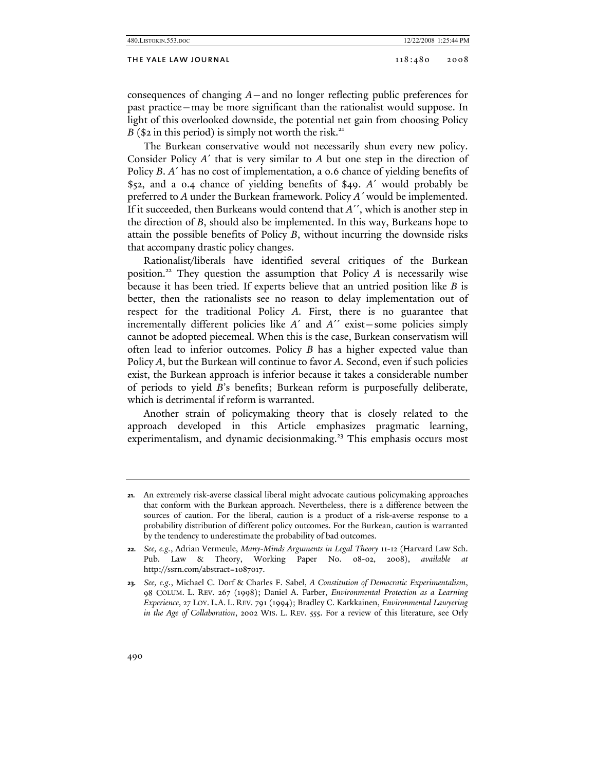consequences of changing *A*—and no longer reflecting public preferences for past practice—may be more significant than the rationalist would suppose. In light of this overlooked downside, the potential net gain from choosing Policy *B* ($2 in this period) is simply not worth the risk.[21]

The Burkean conservative would not necessarily shun every new policy. Consider Policy *A′* that is very similar to *A* but one step in the direction of Policy *B*. *A′* has no cost of implementation, a 0.6 chance of yielding benefits of $52, and a 0.4 chance of yielding benefits of $49. *A′* would probably be preferred to *A* under the Burkean framework. Policy *A′* would be implemented. If it succeeded, then Burkeans would contend that *A′′*, which is another step in the direction of *B*, should also be implemented. In this way, Burkeans hope to attain the possible benefits of Policy *B*, without incurring the downside risks that accompany drastic policy changes.

Rationalist/liberals have identified several critiques of the Burkean position.[22] They question the assumption that Policy *A* is necessarily wise because it has been tried. If experts believe that an untried position like *B* is better, then the rationalists see no reason to delay implementation out of respect for the traditional Policy *A*. First, there is no guarantee that incrementally different policies like *A′* and *A′′* exist—some policies simply cannot be adopted piecemeal. When this is the case, Burkean conservatism will often lead to inferior outcomes. Policy *B* has a higher expected value than Policy *A*, but the Burkean will continue to favor *A*. Second, even if such policies exist, the Burkean approach is inferior because it takes a considerable number of periods to yield *B*'s benefits; Burkean reform is purposefully deliberate, which is detrimental if reform is warranted.

Another strain of policymaking theory that is closely related to the approach developed in this Article emphasizes pragmatic learning, experimentalism, and dynamic decisionmaking.[23] This emphasis occurs most

---

21. An extremely risk-averse classical liberal might advocate cautious policymaking approaches that conform with the Burkean approach. Nevertheless, there is a difference between the sources of caution. For the liberal, caution is a product of a risk-averse response to a probability distribution of different policy outcomes. For the Burkean, caution is warranted by the tendency to underestimate the probability of bad outcomes.

22. *See, e.g.*, Adrian Vermeule, *Many-Minds Arguments in Legal Theory* 11-12 (Harvard Law Sch. Pub. Law & Theory, Working Paper No. 08-02, 2008), *available at* http://ssrn.com/abstract=1087017.

23. *See, e.g.*, Michael C. Dorf & Charles F. Sabel, *A Constitution of Democratic Experimentalism*, 98 COLUM. L. REV. 267 (1998); Daniel A. Farber, *Environmental Protection as a Learning Experience*, 27 LOY. L.A. L. REV. 791 (1994); Bradley C. Karkkainen, *Environmental Lawyering in the Age of Collaboration*, 2002 WIS. L. REV. 555. For a review of this literature, see Orly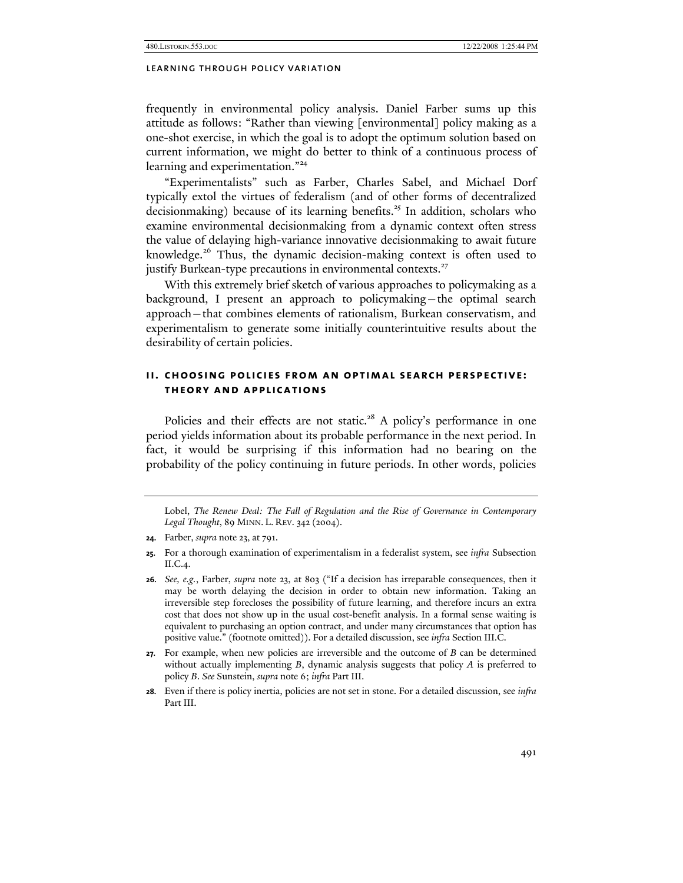frequently in environmental policy analysis. Daniel Farber sums up this attitude as follows: "Rather than viewing [environmental] policy making as a one-shot exercise, in which the goal is to adopt the optimum solution based on current information, we might do better to think of a continuous process of learning and experimentation."[24]

"Experimentalists" such as Farber, Charles Sabel, and Michael Dorf typically extol the virtues of federalism (and of other forms of decentralized decisionmaking) because of its learning benefits.[25] In addition, scholars who examine environmental decisionmaking from a dynamic context often stress the value of delaying high-variance innovative decisionmaking to await future knowledge.[26] Thus, the dynamic decision-making context is often used to justify Burkean-type precautions in environmental contexts.[27]

With this extremely brief sketch of various approaches to policymaking as a background, I present an approach to policymaking—the optimal search approach—that combines elements of rationalism, Burkean conservatism, and experimentalism to generate some initially counterintuitive results about the desirability of certain policies.

## II. Choosing Policies from an Optimal Search Perspective: Theory and Applications

Policies and their effects are not static.[28] A policy's performance in one period yields information about its probable performance in the next period. In fact, it would be surprising if this information had no bearing on the probability of the policy continuing in future periods. In other words, policies

---

Lobel, *The Renew Deal: The Fall of Regulation and the Rise of Governance in Contemporary Legal Thought*, 89 MINN. L. REV. 342 (2004).

**24.** Farber, *supra* note 23, at 791.

**25.** For a thorough examination of experimentalism in a federalist system, see *infra* Subsection II.C.4.

**26.** *See, e.g.*, Farber, *supra* note 23, at 803 ("If a decision has irreparable consequences, then it may be worth delaying the decision in order to obtain new information. Taking an irreversible step forecloses the possibility of future learning, and therefore incurs an extra cost that does not show up in the usual cost-benefit analysis. In a formal sense waiting is equivalent to purchasing an option contract, and under many circumstances that option has positive value." (footnote omitted)). For a detailed discussion, see *infra* Section III.C.

**27.** For example, when new policies are irreversible and the outcome of *B* can be determined without actually implementing *B*, dynamic analysis suggests that policy *A* is preferred to policy *B*. *See* Sunstein, *supra* note 6; *infra* Part III.

**28.** Even if there is policy inertia, policies are not set in stone. For a detailed discussion, see *infra* Part III.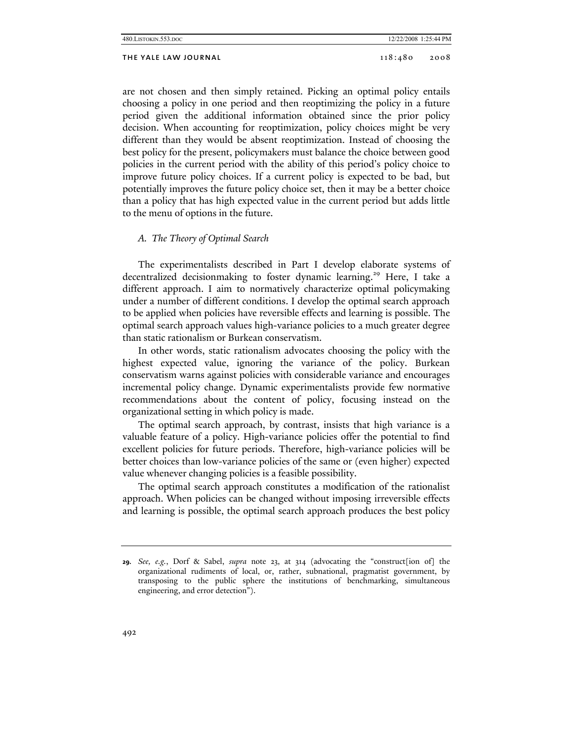are not chosen and then simply retained. Picking an optimal policy entails choosing a policy in one period and then reoptimizing the policy in a future period given the additional information obtained since the prior policy decision. When accounting for reoptimization, policy choices might be very different than they would be absent reoptimization. Instead of choosing the best policy for the present, policymakers must balance the choice between good policies in the current period with the ability of this period's policy choice to improve future policy choices. If a current policy is expected to be bad, but potentially improves the future policy choice set, then it may be a better choice than a policy that has high expected value in the current period but adds little to the menu of options in the future.

### *A. The Theory of Optimal Search*

The experimentalists described in Part I develop elaborate systems of decentralized decisionmaking to foster dynamic learning.[29] Here, I take a different approach. I aim to normatively characterize optimal policymaking under a number of different conditions. I develop the optimal search approach to be applied when policies have reversible effects and learning is possible. The optimal search approach values high-variance policies to a much greater degree than static rationalism or Burkean conservatism.

In other words, static rationalism advocates choosing the policy with the highest expected value, ignoring the variance of the policy. Burkean conservatism warns against policies with considerable variance and encourages incremental policy change. Dynamic experimentalists provide few normative recommendations about the content of policy, focusing instead on the organizational setting in which policy is made.

The optimal search approach, by contrast, insists that high variance is a valuable feature of a policy. High-variance policies offer the potential to find excellent policies for future periods. Therefore, high-variance policies will be better choices than low-variance policies of the same or (even higher) expected value whenever changing policies is a feasible possibility.

The optimal search approach constitutes a modification of the rationalist approach. When policies can be changed without imposing irreversible effects and learning is possible, the optimal search approach produces the best policy

---

**29.** *See, e.g.*, Dorf & Sabel, *supra* note 23, at 314 (advocating the "construct[ion of] the organizational rudiments of local, or, rather, subnational, pragmatist government, by transposing to the public sphere the institutions of benchmarking, simultaneous engineering, and error detection").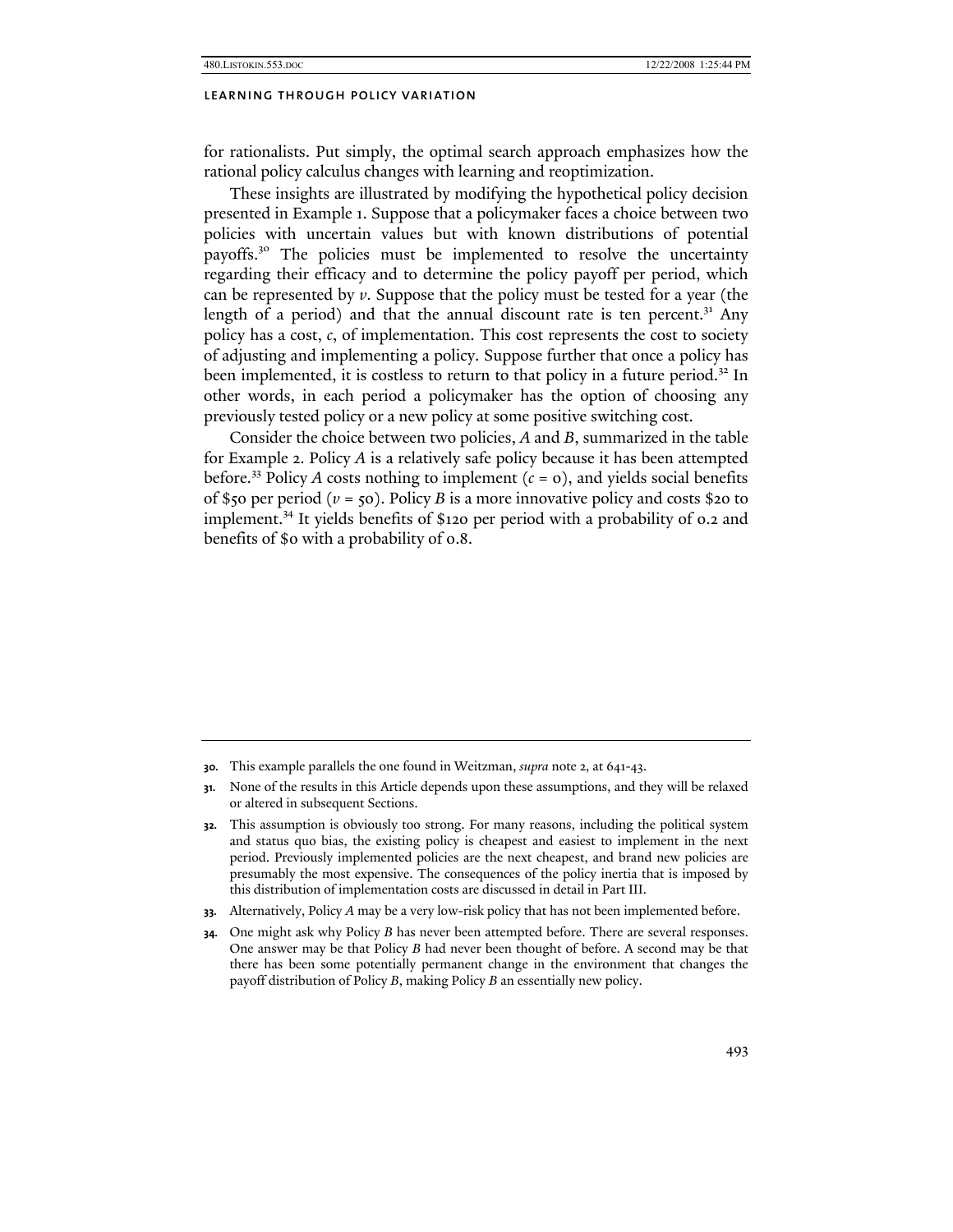for rationalists. Put simply, the optimal search approach emphasizes how the rational policy calculus changes with learning and reoptimization.

These insights are illustrated by modifying the hypothetical policy decision presented in Example 1. Suppose that a policymaker faces a choice between two policies with uncertain values but with known distributions of potential payoffs.[30] The policies must be implemented to resolve the uncertainty regarding their efficacy and to determine the policy payoff per period, which can be represented by $v$. Suppose that the policy must be tested for a year (the length of a period) and that the annual discount rate is ten percent.[31] Any policy has a cost, $c$, of implementation. This cost represents the cost to society of adjusting and implementing a policy. Suppose further that once a policy has been implemented, it is costless to return to that policy in a future period.[32] In other words, in each period a policymaker has the option of choosing any previously tested policy or a new policy at some positive switching cost.

Consider the choice between two policies, *A* and *B*, summarized in the table for Example 2. Policy *A* is a relatively safe policy because it has been attempted before.[33] Policy *A* costs nothing to implement ($c = 0$), and yields social benefits of \$50 per period ($v = 50$). Policy *B* is a more innovative policy and costs \$20 to implement.[34] It yields benefits of \$120 per period with a probability of 0.2 and benefits of \$0 with a probability of 0.8.

---

30. This example parallels the one found in Weitzman, *supra* note 2, at 641-43.

31. None of the results in this Article depends upon these assumptions, and they will be relaxed or altered in subsequent Sections.

32. This assumption is obviously too strong. For many reasons, including the political system and status quo bias, the existing policy is cheapest and easiest to implement in the next period. Previously implemented policies are the next cheapest, and brand new policies are presumably the most expensive. The consequences of the policy inertia that is imposed by this distribution of implementation costs are discussed in detail in Part III.

33. Alternatively, Policy *A* may be a very low-risk policy that has not been implemented before.

34. One might ask why Policy *B* has never been attempted before. There are several responses. One answer may be that Policy *B* had never been thought of before. A second may be that there has been some potentially permanent change in the environment that changes the payoff distribution of Policy *B*, making Policy *B* an essentially new policy.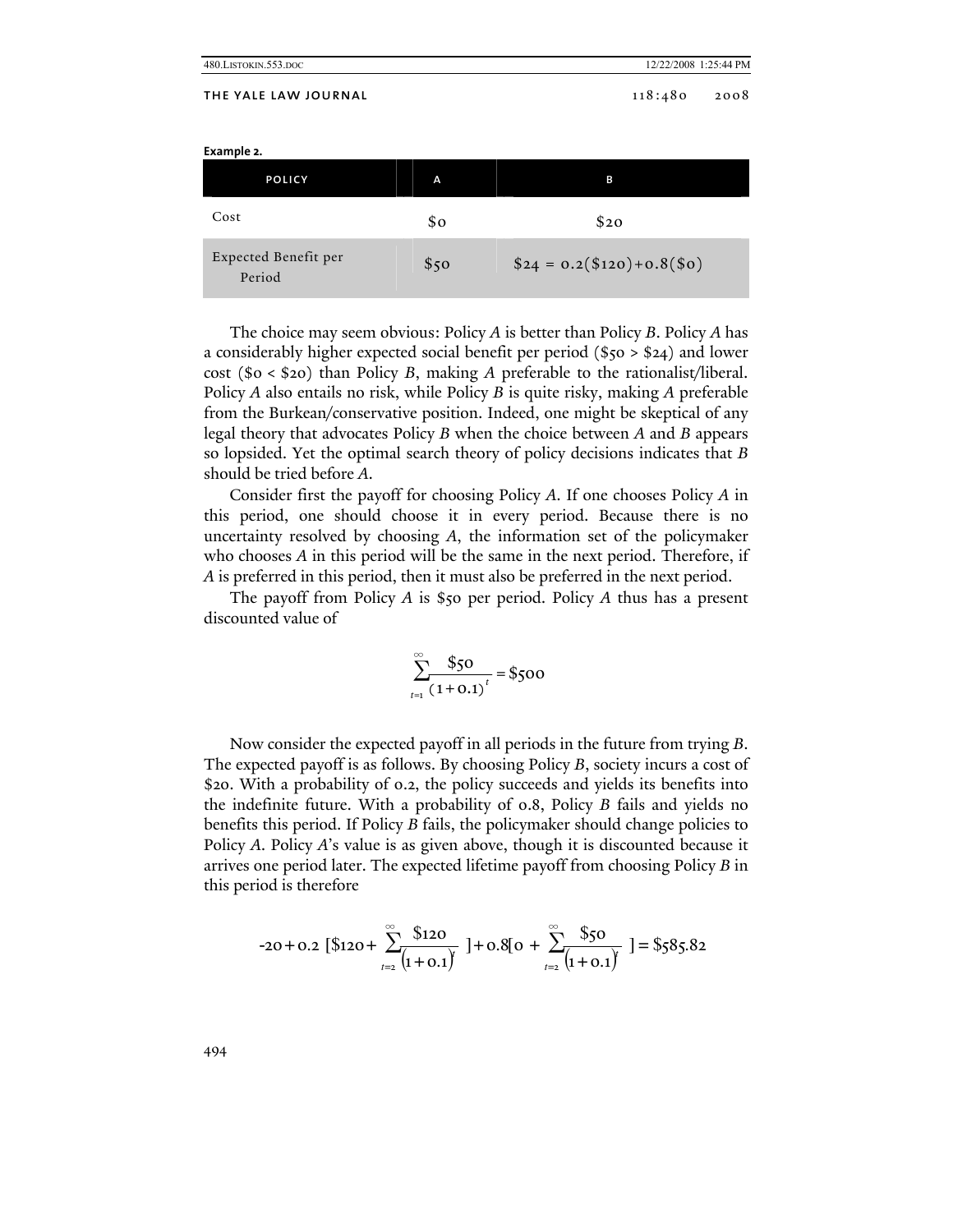**Example 2.**

| POLICY | A | B |
| --- | --- | --- |
| Cost | \$0 | \$20 |
| Expected Benefit per Period | \$50 | \$24 = 0.2(\$120)+0.8(\$0) |

The choice may seem obvious: Policy *A* is better than Policy *B*. Policy *A* has a considerably higher expected social benefit per period (\$50 > \$24) and lower cost (\$0 < \$20) than Policy *B*, making *A* preferable to the rationalist/liberal. Policy *A* also entails no risk, while Policy *B* is quite risky, making *A* preferable from the Burkean/conservative position. Indeed, one might be skeptical of any legal theory that advocates Policy *B* when the choice between *A* and *B* appears so lopsided. Yet the optimal search theory of policy decisions indicates that *B* should be tried before *A*.

Consider first the payoff for choosing Policy *A*. If one chooses Policy *A* in this period, one should choose it in every period. Because there is no uncertainty resolved by choosing *A*, the information set of the policymaker who chooses *A* in this period will be the same in the next period. Therefore, if *A* is preferred in this period, then it must also be preferred in the next period.

The payoff from Policy *A* is \$50 per period. Policy *A* thus has a present discounted value of

$$\sum_{t=1}^{\infty} \frac{\$50}{(1+0.1)^t} = \$500$$

Now consider the expected payoff in all periods in the future from trying *B*. The expected payoff is as follows. By choosing Policy *B*, society incurs a cost of \$20. With a probability of 0.2, the policy succeeds and yields its benefits into the indefinite future. With a probability of 0.8, Policy *B* fails and yields no benefits this period. If Policy *B* fails, the policymaker should change policies to Policy *A*. Policy *A*'s value is as given above, though it is discounted because it arrives one period later. The expected lifetime payoff from choosing Policy *B* in this period is therefore

$$-20 + 0.2\left[\$120 + \sum_{t=2}^{\infty} \frac{\$120}{(1+0.1)^t}\right] + 0.8\left[0 + \sum_{t=2}^{\infty} \frac{\$50}{(1+0.1)^t}\right] = \$585.82$$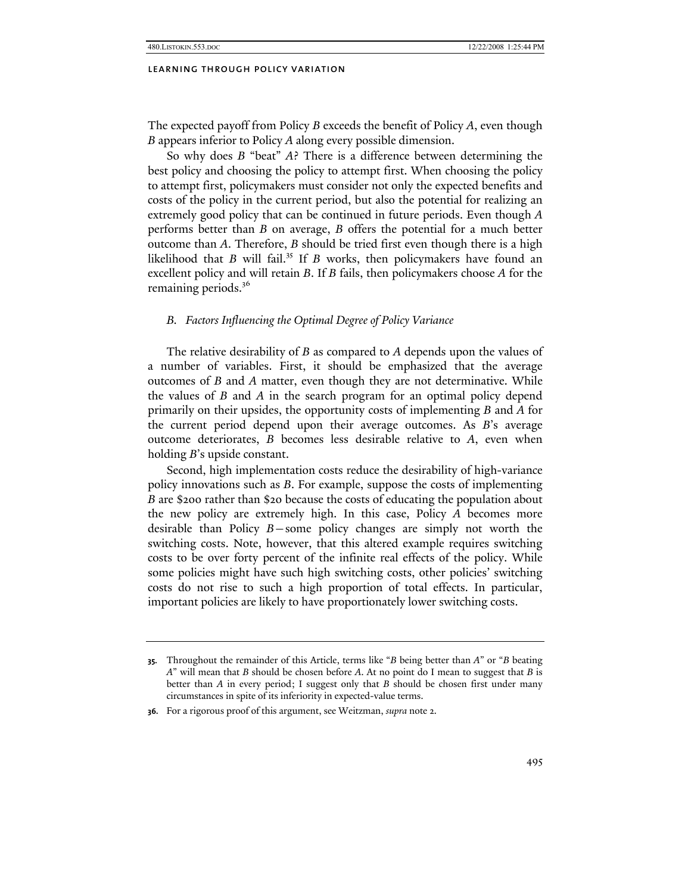The expected payoff from Policy *B* exceeds the benefit of Policy *A*, even though *B* appears inferior to Policy *A* along every possible dimension.

So why does *B* "beat" *A*? There is a difference between determining the best policy and choosing the policy to attempt first. When choosing the policy to attempt first, policymakers must consider not only the expected benefits and costs of the policy in the current period, but also the potential for realizing an extremely good policy that can be continued in future periods. Even though *A* performs better than *B* on average, *B* offers the potential for a much better outcome than *A*. Therefore, *B* should be tried first even though there is a high likelihood that *B* will fail.[35] If *B* works, then policymakers have found an excellent policy and will retain *B*. If *B* fails, then policymakers choose *A* for the remaining periods.[36]

### *B. Factors Influencing the Optimal Degree of Policy Variance*

The relative desirability of *B* as compared to *A* depends upon the values of a number of variables. First, it should be emphasized that the average outcomes of *B* and *A* matter, even though they are not determinative. While the values of *B* and *A* in the search program for an optimal policy depend primarily on their upsides, the opportunity costs of implementing *B* and *A* for the current period depend upon their average outcomes. As *B*'s average outcome deteriorates, *B* becomes less desirable relative to *A*, even when holding *B*'s upside constant.

Second, high implementation costs reduce the desirability of high-variance policy innovations such as *B*. For example, suppose the costs of implementing *B* are $200 rather than $20 because the costs of educating the population about the new policy are extremely high. In this case, Policy *A* becomes more desirable than Policy *B*—some policy changes are simply not worth the switching costs. Note, however, that this altered example requires switching costs to be over forty percent of the infinite real effects of the policy. While some policies might have such high switching costs, other policies' switching costs do not rise to such a high proportion of total effects. In particular, important policies are likely to have proportionately lower switching costs.

---

**35.** Throughout the remainder of this Article, terms like "*B* being better than *A*" or "*B* beating *A*" will mean that *B* should be chosen before *A*. At no point do I mean to suggest that *B* is better than *A* in every period; I suggest only that *B* should be chosen first under many circumstances in spite of its inferiority in expected-value terms.

**36.** For a rigorous proof of this argument, see Weitzman, *supra* note 2.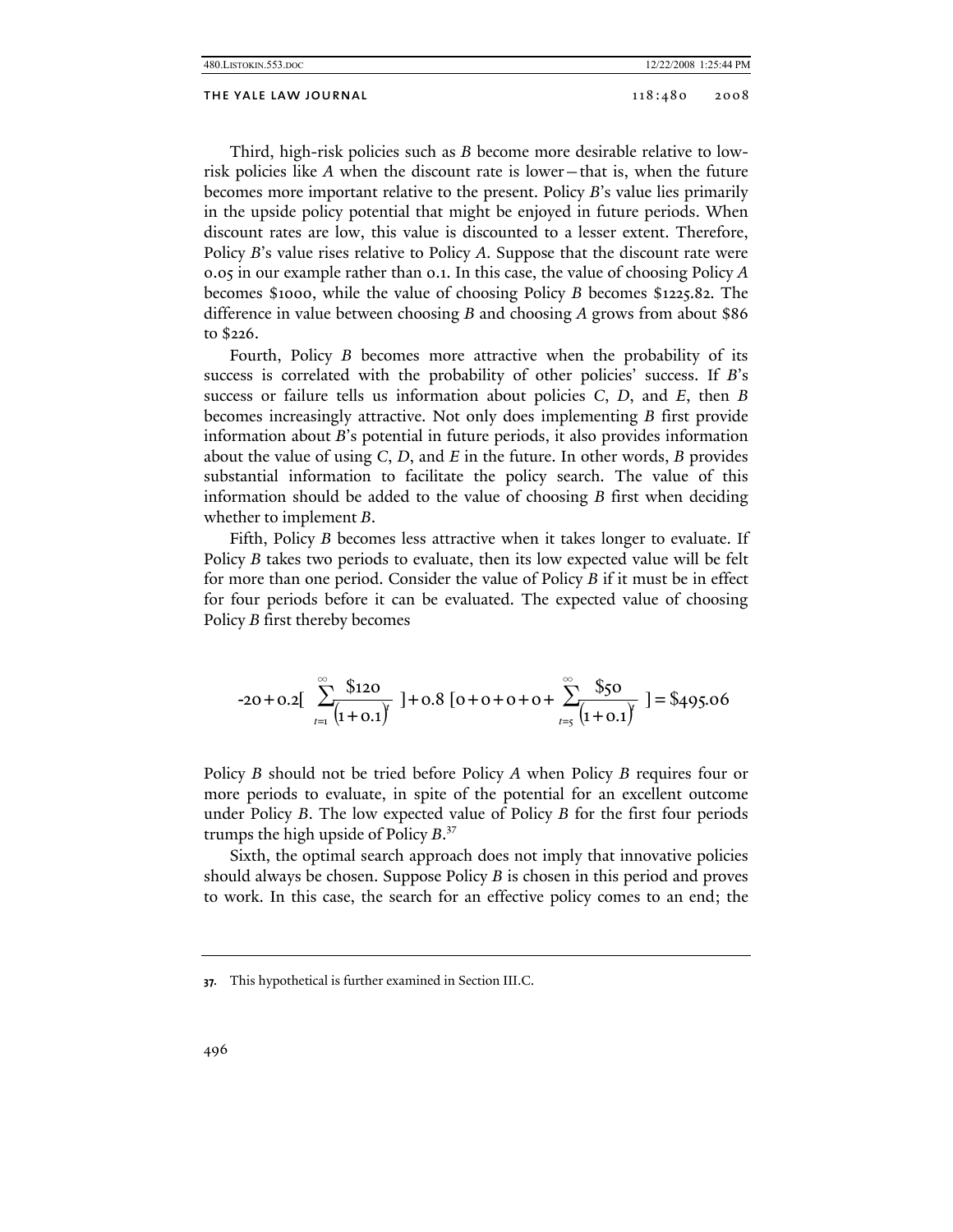Third, high-risk policies such as *B* become more desirable relative to low-risk policies like *A* when the discount rate is lower—that is, when the future becomes more important relative to the present. Policy *B*'s value lies primarily in the upside policy potential that might be enjoyed in future periods. When discount rates are low, this value is discounted to a lesser extent. Therefore, Policy *B*'s value rises relative to Policy *A*. Suppose that the discount rate were 0.05 in our example rather than 0.1. In this case, the value of choosing Policy *A* becomes $1000, while the value of choosing Policy *B* becomes $1225.82. The difference in value between choosing *B* and choosing *A* grows from about $86 to $226.

Fourth, Policy *B* becomes more attractive when the probability of its success is correlated with the probability of other policies' success. If *B*'s success or failure tells us information about policies *C*, *D*, and *E*, then *B* becomes increasingly attractive. Not only does implementing *B* first provide information about *B*'s potential in future periods, it also provides information about the value of using *C*, *D*, and *E* in the future. In other words, *B* provides substantial information to facilitate the policy search. The value of this information should be added to the value of choosing *B* first when deciding whether to implement *B*.

Fifth, Policy *B* becomes less attractive when it takes longer to evaluate. If Policy *B* takes two periods to evaluate, then its low expected value will be felt for more than one period. Consider the value of Policy *B* if it must be in effect for four periods before it can be evaluated. The expected value of choosing Policy *B* first thereby becomes

$$-20 + 0.2\left[\sum_{t=1}^{\infty}\frac{\$120}{(1+0.1)^t}\right] + 0.8\left[0+0+0+0+\sum_{t=5}^{\infty}\frac{\$50}{(1+0.1)^t}\right] = \$495.06$$

Policy *B* should not be tried before Policy *A* when Policy *B* requires four or more periods to evaluate, in spite of the potential for an excellent outcome under Policy *B*. The low expected value of Policy *B* for the first four periods trumps the high upside of Policy *B*.[37]

Sixth, the optimal search approach does not imply that innovative policies should always be chosen. Suppose Policy *B* is chosen in this period and proves to work. In this case, the search for an effective policy comes to an end; the

---

37. This hypothetical is further examined in Section III.C.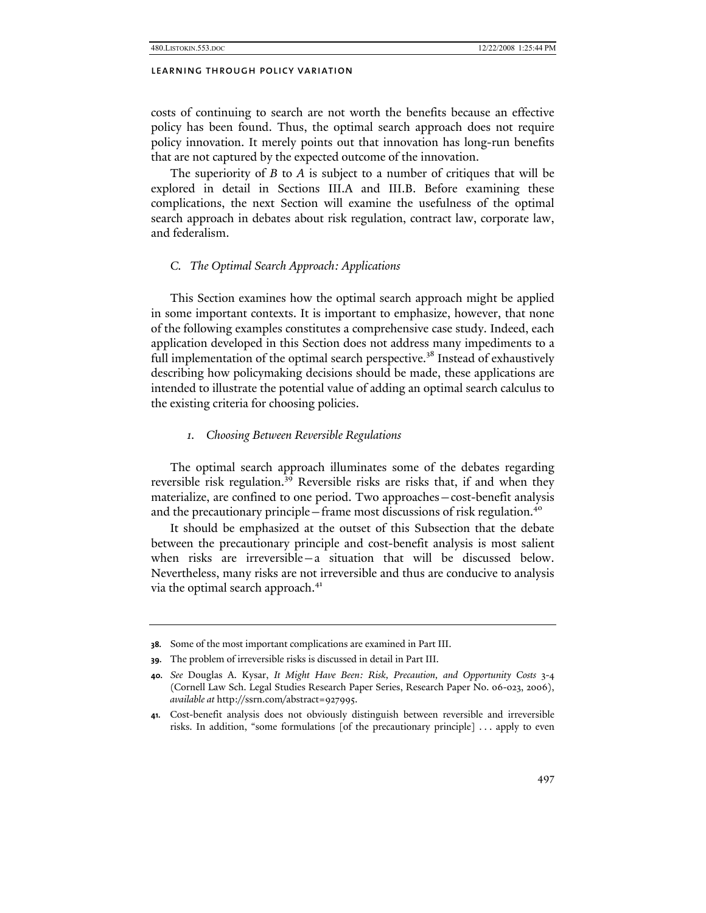costs of continuing to search are not worth the benefits because an effective policy has been found. Thus, the optimal search approach does not require policy innovation. It merely points out that innovation has long-run benefits that are not captured by the expected outcome of the innovation.

The superiority of *B* to *A* is subject to a number of critiques that will be explored in detail in Sections III.A and III.B. Before examining these complications, the next Section will examine the usefulness of the optimal search approach in debates about risk regulation, contract law, corporate law, and federalism.

### *C. The Optimal Search Approach: Applications*

This Section examines how the optimal search approach might be applied in some important contexts. It is important to emphasize, however, that none of the following examples constitutes a comprehensive case study. Indeed, each application developed in this Section does not address many impediments to a full implementation of the optimal search perspective.[38] Instead of exhaustively describing how policymaking decisions should be made, these applications are intended to illustrate the potential value of adding an optimal search calculus to the existing criteria for choosing policies.

#### *1. Choosing Between Reversible Regulations*

The optimal search approach illuminates some of the debates regarding reversible risk regulation.[39] Reversible risks are risks that, if and when they materialize, are confined to one period. Two approaches—cost-benefit analysis and the precautionary principle—frame most discussions of risk regulation.[40]

It should be emphasized at the outset of this Subsection that the debate between the precautionary principle and cost-benefit analysis is most salient when risks are irreversible—a situation that will be discussed below. Nevertheless, many risks are not irreversible and thus are conducive to analysis via the optimal search approach.[41]

---

**38.** Some of the most important complications are examined in Part III.

**39.** The problem of irreversible risks is discussed in detail in Part III.

**40.** *See* Douglas A. Kysar, *It Might Have Been: Risk, Precaution, and Opportunity Costs* 3-4 (Cornell Law Sch. Legal Studies Research Paper Series, Research Paper No. 06-023, 2006), *available at* http://ssrn.com/abstract=927995.

**41.** Cost-benefit analysis does not obviously distinguish between reversible and irreversible risks. In addition, "some formulations [of the precautionary principle] . . . apply to even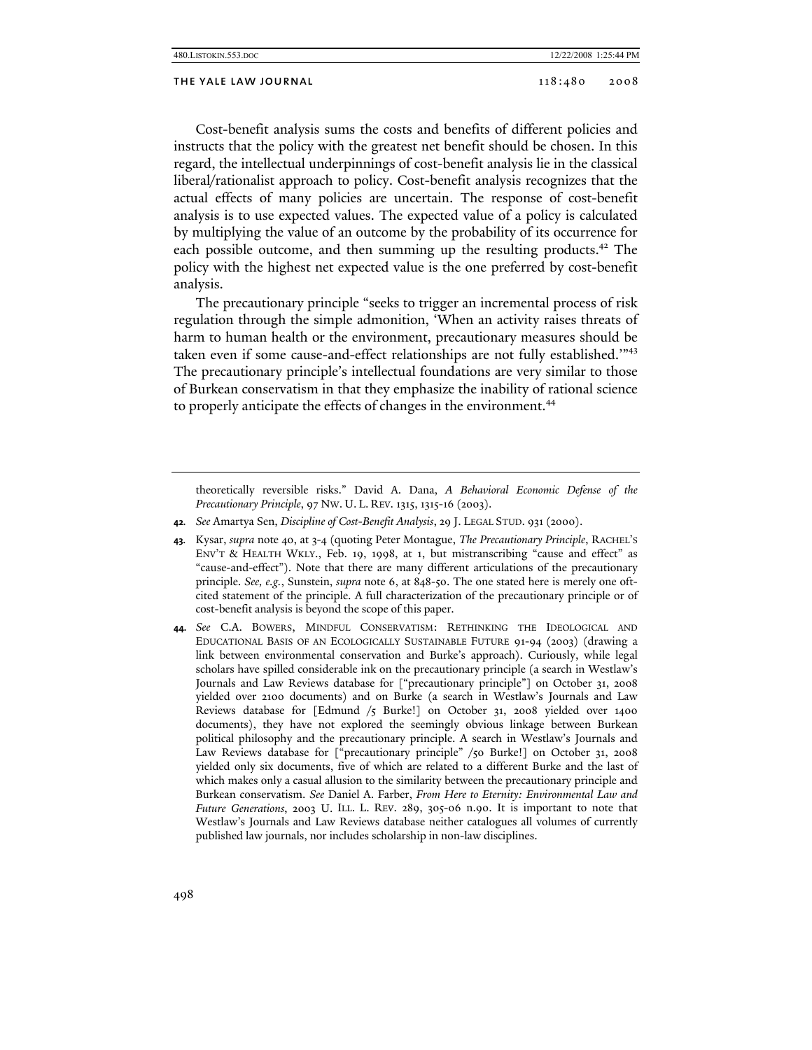Cost-benefit analysis sums the costs and benefits of different policies and instructs that the policy with the greatest net benefit should be chosen. In this regard, the intellectual underpinnings of cost-benefit analysis lie in the classical liberal/rationalist approach to policy. Cost-benefit analysis recognizes that the actual effects of many policies are uncertain. The response of cost-benefit analysis is to use expected values. The expected value of a policy is calculated by multiplying the value of an outcome by the probability of its occurrence for each possible outcome, and then summing up the resulting products.[42] The policy with the highest net expected value is the one preferred by cost-benefit analysis.

The precautionary principle "seeks to trigger an incremental process of risk regulation through the simple admonition, 'When an activity raises threats of harm to human health or the environment, precautionary measures should be taken even if some cause-and-effect relationships are not fully established.'"[43] The precautionary principle's intellectual foundations are very similar to those of Burkean conservatism in that they emphasize the inability of rational science to properly anticipate the effects of changes in the environment.[44]

---

theoretically reversible risks." David A. Dana, *A Behavioral Economic Defense of the Precautionary Principle*, 97 NW. U. L. REV. 1315, 1315-16 (2003).

**42.** *See* Amartya Sen, *Discipline of Cost-Benefit Analysis*, 29 J. LEGAL STUD. 931 (2000).

**43.** Kysar, *supra* note 40, at 3-4 (quoting Peter Montague, *The Precautionary Principle*, RACHEL'S ENV'T & HEALTH WKLY., Feb. 19, 1998, at 1, but mistranscribing "cause and effect" as "cause-and-effect"). Note that there are many different articulations of the precautionary principle. *See, e.g.*, Sunstein, *supra* note 6, at 848-50. The one stated here is merely one oft-cited statement of the principle. A full characterization of the precautionary principle or of cost-benefit analysis is beyond the scope of this paper.

**44.** *See* C.A. BOWERS, MINDFUL CONSERVATISM: RETHINKING THE IDEOLOGICAL AND EDUCATIONAL BASIS OF AN ECOLOGICALLY SUSTAINABLE FUTURE 91-94 (2003) (drawing a link between environmental conservation and Burke's approach). Curiously, while legal scholars have spilled considerable ink on the precautionary principle (a search in Westlaw's Journals and Law Reviews database for ["precautionary principle"] on October 31, 2008 yielded over 2100 documents) and on Burke (a search in Westlaw's Journals and Law Reviews database for [Edmund /5 Burke!] on October 31, 2008 yielded over 1400 documents), they have not explored the seemingly obvious linkage between Burkean political philosophy and the precautionary principle. A search in Westlaw's Journals and Law Reviews database for ["precautionary principle" /50 Burke!] on October 31, 2008 yielded only six documents, five of which are related to a different Burke and the last of which makes only a casual allusion to the similarity between the precautionary principle and Burkean conservatism. *See* Daniel A. Farber, *From Here to Eternity: Environmental Law and Future Generations*, 2003 U. ILL. L. REV. 289, 305-06 n.90. It is important to note that Westlaw's Journals and Law Reviews database neither catalogues all volumes of currently published law journals, nor includes scholarship in non-law disciplines.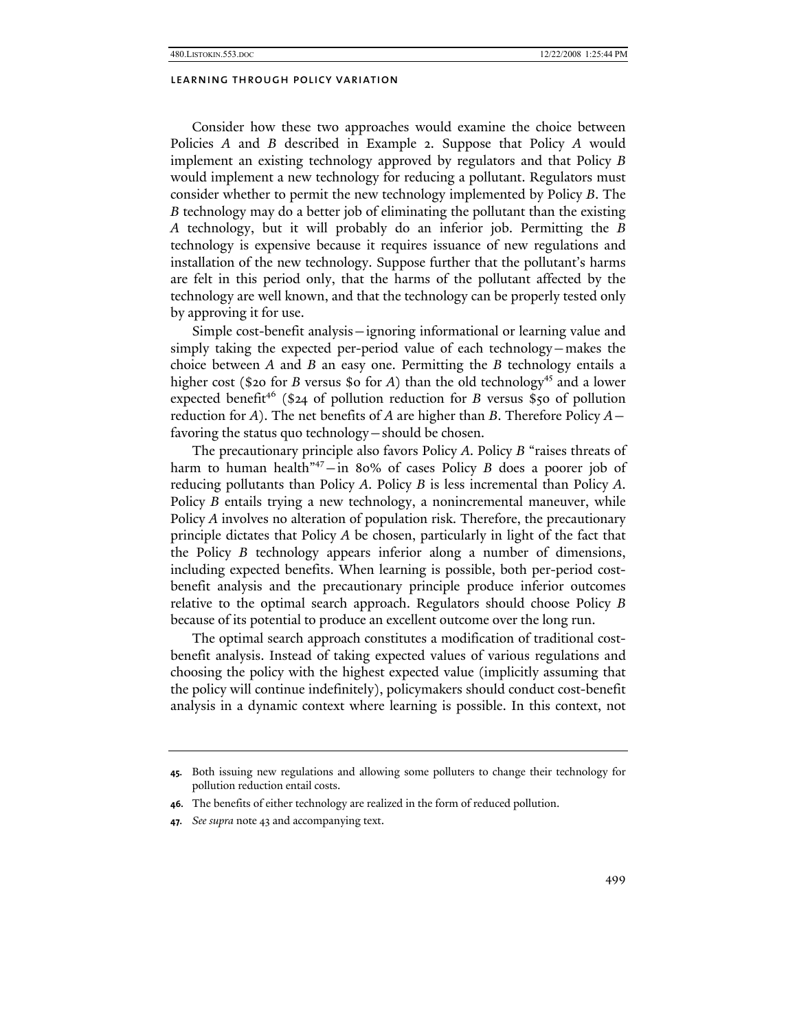Consider how these two approaches would examine the choice between Policies *A* and *B* described in Example 2. Suppose that Policy *A* would implement an existing technology approved by regulators and that Policy *B* would implement a new technology for reducing a pollutant. Regulators must consider whether to permit the new technology implemented by Policy *B*. The *B* technology may do a better job of eliminating the pollutant than the existing *A* technology, but it will probably do an inferior job. Permitting the *B* technology is expensive because it requires issuance of new regulations and installation of the new technology. Suppose further that the pollutant's harms are felt in this period only, that the harms of the pollutant affected by the technology are well known, and that the technology can be properly tested only by approving it for use.

Simple cost-benefit analysis—ignoring informational or learning value and simply taking the expected per-period value of each technology—makes the choice between *A* and *B* an easy one. Permitting the *B* technology entails a higher cost ($20 for *B* versus $0 for *A*) than the old technology[45] and a lower expected benefit[46] ($24 of pollution reduction for *B* versus $50 of pollution reduction for *A*). The net benefits of *A* are higher than *B*. Therefore Policy *A*—favoring the status quo technology—should be chosen.

The precautionary principle also favors Policy *A*. Policy *B* "raises threats of harm to human health"[47]—in 80% of cases Policy *B* does a poorer job of reducing pollutants than Policy *A*. Policy *B* is less incremental than Policy *A*. Policy *B* entails trying a new technology, a nonincremental maneuver, while Policy *A* involves no alteration of population risk. Therefore, the precautionary principle dictates that Policy *A* be chosen, particularly in light of the fact that the Policy *B* technology appears inferior along a number of dimensions, including expected benefits. When learning is possible, both per-period cost-benefit analysis and the precautionary principle produce inferior outcomes relative to the optimal search approach. Regulators should choose Policy *B* because of its potential to produce an excellent outcome over the long run.

The optimal search approach constitutes a modification of traditional cost-benefit analysis. Instead of taking expected values of various regulations and choosing the policy with the highest expected value (implicitly assuming that the policy will continue indefinitely), policymakers should conduct cost-benefit analysis in a dynamic context where learning is possible. In this context, not

---

**45.** Both issuing new regulations and allowing some polluters to change their technology for pollution reduction entail costs.

**46.** The benefits of either technology are realized in the form of reduced pollution.

**47.** *See supra* note 43 and accompanying text.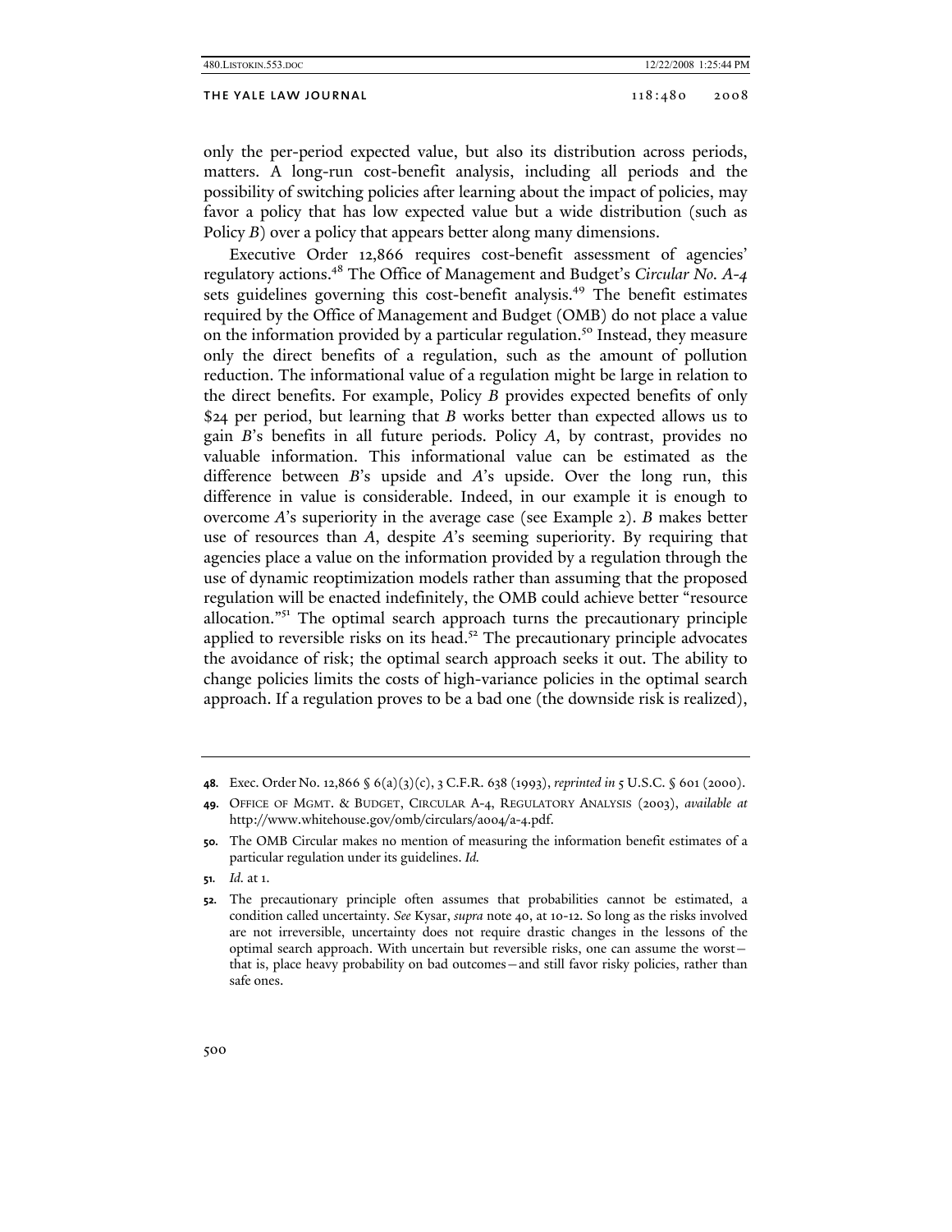only the per-period expected value, but also its distribution across periods, matters. A long-run cost-benefit analysis, including all periods and the possibility of switching policies after learning about the impact of policies, may favor a policy that has low expected value but a wide distribution (such as Policy *B*) over a policy that appears better along many dimensions.

Executive Order 12,866 requires cost-benefit assessment of agencies' regulatory actions.[48] The Office of Management and Budget's *Circular No. A-4* sets guidelines governing this cost-benefit analysis.[49] The benefit estimates required by the Office of Management and Budget (OMB) do not place a value on the information provided by a particular regulation.[50] Instead, they measure only the direct benefits of a regulation, such as the amount of pollution reduction. The informational value of a regulation might be large in relation to the direct benefits. For example, Policy *B* provides expected benefits of only $24 per period, but learning that *B* works better than expected allows us to gain *B*'s benefits in all future periods. Policy *A*, by contrast, provides no valuable information. This informational value can be estimated as the difference between *B*'s upside and *A*'s upside. Over the long run, this difference in value is considerable. Indeed, in our example it is enough to overcome *A*'s superiority in the average case (see Example 2). *B* makes better use of resources than *A*, despite *A*'s seeming superiority. By requiring that agencies place a value on the information provided by a regulation through the use of dynamic reoptimization models rather than assuming that the proposed regulation will be enacted indefinitely, the OMB could achieve better "resource allocation."[51] The optimal search approach turns the precautionary principle applied to reversible risks on its head.[52] The precautionary principle advocates the avoidance of risk; the optimal search approach seeks it out. The ability to change policies limits the costs of high-variance policies in the optimal search approach. If a regulation proves to be a bad one (the downside risk is realized),

---

**48.** Exec. Order No. 12,866 § 6(a)(3)(c), 3 C.F.R. 638 (1993), *reprinted in* 5 U.S.C. § 601 (2000).

**49.** OFFICE OF MGMT. & BUDGET, CIRCULAR A-4, REGULATORY ANALYSIS (2003), *available at* http://www.whitehouse.gov/omb/circulars/a004/a-4.pdf.

**50.** The OMB Circular makes no mention of measuring the information benefit estimates of a particular regulation under its guidelines. *Id.*

**51.** *Id.* at 1.

**52.** The precautionary principle often assumes that probabilities cannot be estimated, a condition called uncertainty. *See* Kysar, *supra* note 40, at 10-12. So long as the risks involved are not irreversible, uncertainty does not require drastic changes in the lessons of the optimal search approach. With uncertain but reversible risks, one can assume the worst—that is, place heavy probability on bad outcomes—and still favor risky policies, rather than safe ones.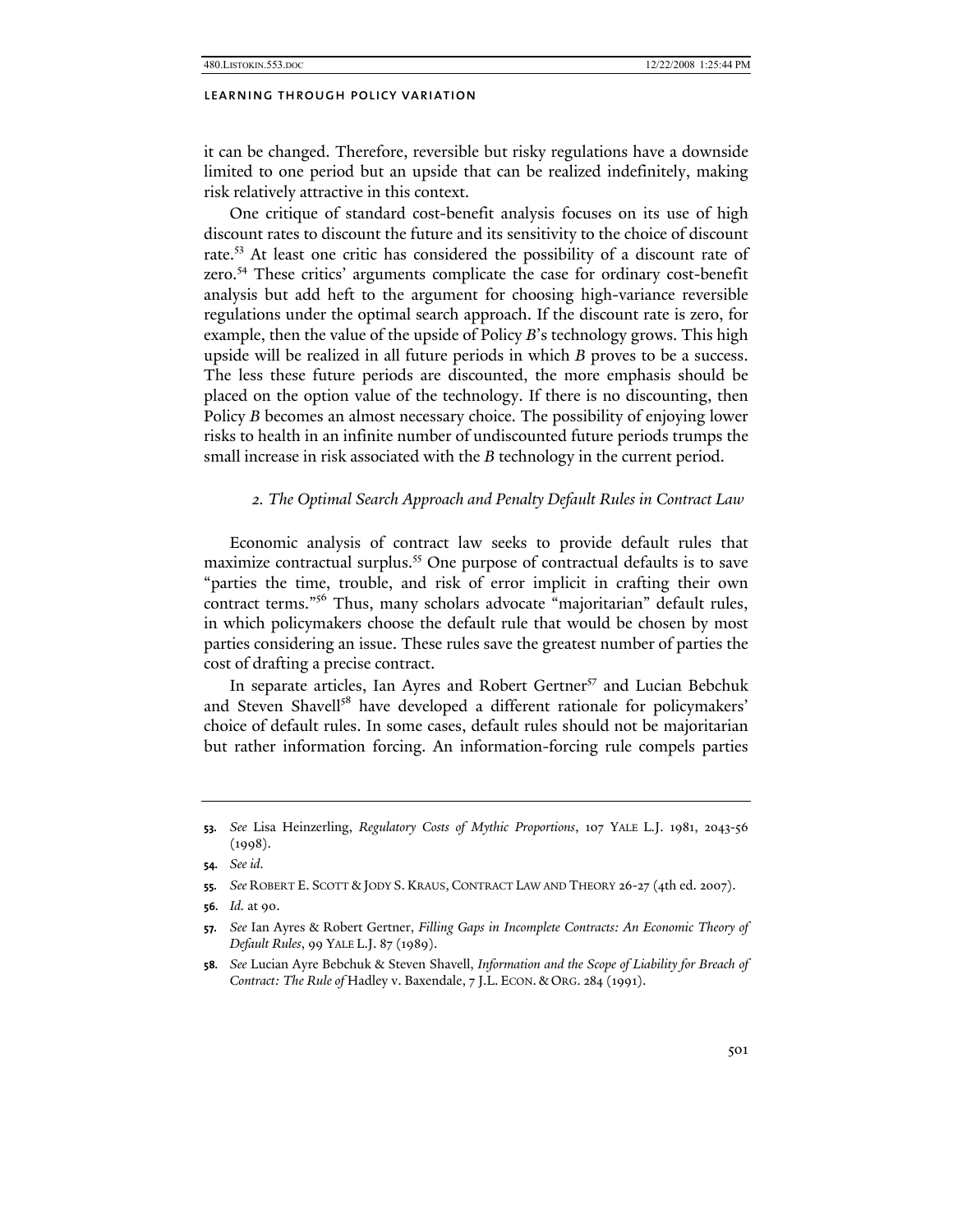it can be changed. Therefore, reversible but risky regulations have a downside limited to one period but an upside that can be realized indefinitely, making risk relatively attractive in this context.

One critique of standard cost-benefit analysis focuses on its use of high discount rates to discount the future and its sensitivity to the choice of discount rate.[53] At least one critic has considered the possibility of a discount rate of zero.[54] These critics' arguments complicate the case for ordinary cost-benefit analysis but add heft to the argument for choosing high-variance reversible regulations under the optimal search approach. If the discount rate is zero, for example, then the value of the upside of Policy *B*'s technology grows. This high upside will be realized in all future periods in which *B* proves to be a success. The less these future periods are discounted, the more emphasis should be placed on the option value of the technology. If there is no discounting, then Policy *B* becomes an almost necessary choice. The possibility of enjoying lower risks to health in an infinite number of undiscounted future periods trumps the small increase in risk associated with the *B* technology in the current period.

### *2. The Optimal Search Approach and Penalty Default Rules in Contract Law*

Economic analysis of contract law seeks to provide default rules that maximize contractual surplus.[55] One purpose of contractual defaults is to save "parties the time, trouble, and risk of error implicit in crafting their own contract terms."[56] Thus, many scholars advocate "majoritarian" default rules, in which policymakers choose the default rule that would be chosen by most parties considering an issue. These rules save the greatest number of parties the cost of drafting a precise contract.

In separate articles, Ian Ayres and Robert Gertner[57] and Lucian Bebchuk and Steven Shavell[58] have developed a different rationale for policymakers' choice of default rules. In some cases, default rules should not be majoritarian but rather information forcing. An information-forcing rule compels parties

---

53. *See* Lisa Heinzerling, *Regulatory Costs of Mythic Proportions*, 107 YALE L.J. 1981, 2043-56 (1998).

54. *See id.*

55. *See* ROBERT E. SCOTT & JODY S. KRAUS, CONTRACT LAW AND THEORY 26-27 (4th ed. 2007).

56. *Id.* at 90.

57. *See* Ian Ayres & Robert Gertner, *Filling Gaps in Incomplete Contracts: An Economic Theory of Default Rules*, 99 YALE L.J. 87 (1989).

58. *See* Lucian Ayre Bebchuk & Steven Shavell, *Information and the Scope of Liability for Breach of Contract: The Rule of* Hadley v. Baxendale, 7 J.L. ECON. & ORG. 284 (1991).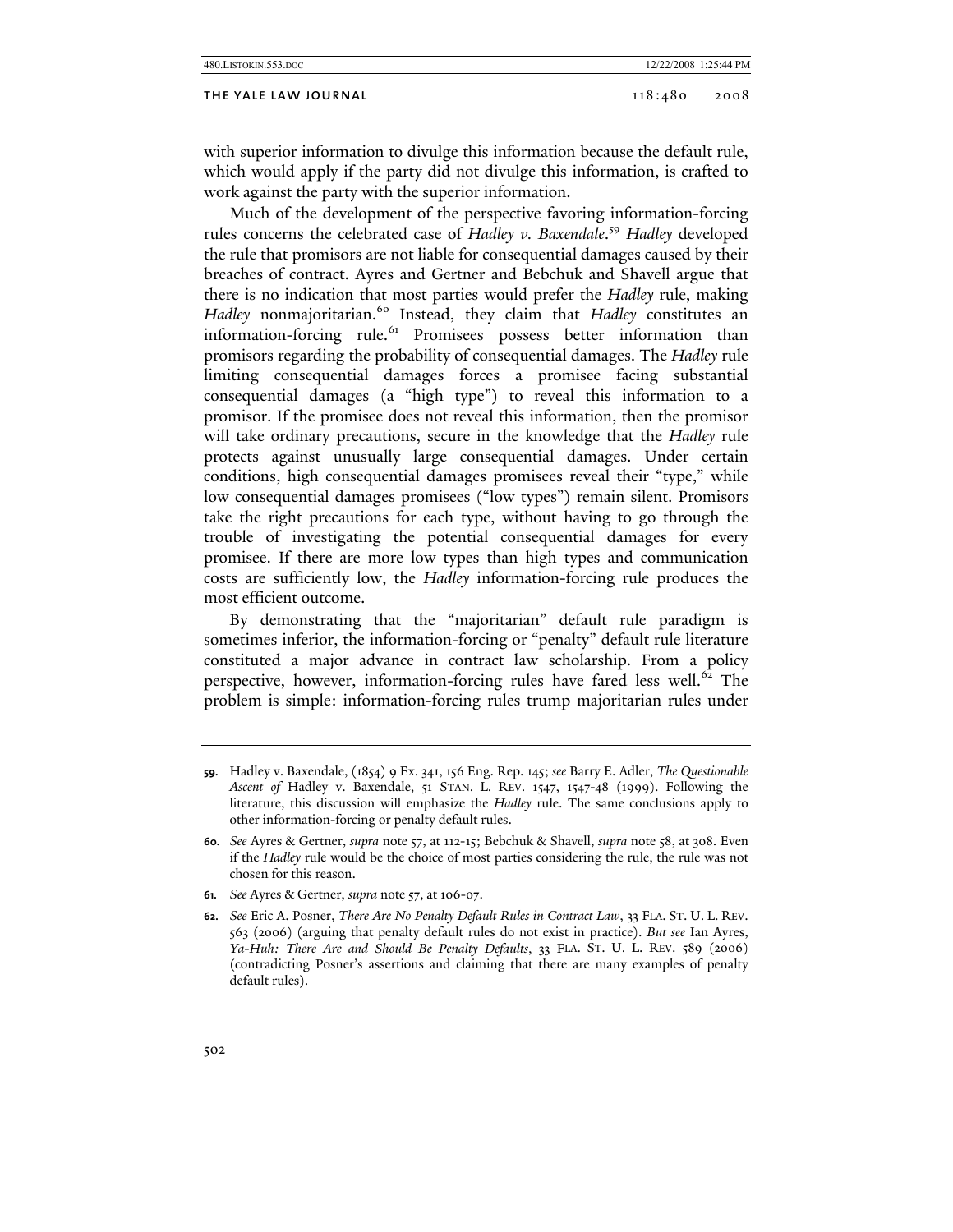with superior information to divulge this information because the default rule, which would apply if the party did not divulge this information, is crafted to work against the party with the superior information.

Much of the development of the perspective favoring information-forcing rules concerns the celebrated case of *Hadley v. Baxendale*.[59] *Hadley* developed the rule that promisors are not liable for consequential damages caused by their breaches of contract. Ayres and Gertner and Bebchuk and Shavell argue that there is no indication that most parties would prefer the *Hadley* rule, making *Hadley* nonmajoritarian.[60] Instead, they claim that *Hadley* constitutes an information-forcing rule.[61] Promisees possess better information than promisors regarding the probability of consequential damages. The *Hadley* rule limiting consequential damages forces a promisee facing substantial consequential damages (a "high type") to reveal this information to a promisor. If the promisee does not reveal this information, then the promisor will take ordinary precautions, secure in the knowledge that the *Hadley* rule protects against unusually large consequential damages. Under certain conditions, high consequential damages promisees reveal their "type," while low consequential damages promisees ("low types") remain silent. Promisors take the right precautions for each type, without having to go through the trouble of investigating the potential consequential damages for every promisee. If there are more low types than high types and communication costs are sufficiently low, the *Hadley* information-forcing rule produces the most efficient outcome.

By demonstrating that the "majoritarian" default rule paradigm is sometimes inferior, the information-forcing or "penalty" default rule literature constituted a major advance in contract law scholarship. From a policy perspective, however, information-forcing rules have fared less well.[62] The problem is simple: information-forcing rules trump majoritarian rules under

---

59. Hadley v. Baxendale, (1854) 9 Ex. 341, 156 Eng. Rep. 145; *see* Barry E. Adler, *The Questionable Ascent of* Hadley v. Baxendale, 51 STAN. L. REV. 1547, 1547-48 (1999). Following the literature, this discussion will emphasize the *Hadley* rule. The same conclusions apply to other information-forcing or penalty default rules.

60. *See* Ayres & Gertner, *supra* note 57, at 112-15; Bebchuk & Shavell, *supra* note 58, at 308. Even if the *Hadley* rule would be the choice of most parties considering the rule, the rule was not chosen for this reason.

61. *See* Ayres & Gertner, *supra* note 57, at 106-07.

62. *See* Eric A. Posner, *There Are No Penalty Default Rules in Contract Law*, 33 FLA. ST. U. L. REV. 563 (2006) (arguing that penalty default rules do not exist in practice). *But see* Ian Ayres, *Ya-Huh: There Are and Should Be Penalty Defaults*, 33 FLA. ST. U. L. REV. 589 (2006) (contradicting Posner's assertions and claiming that there are many examples of penalty default rules).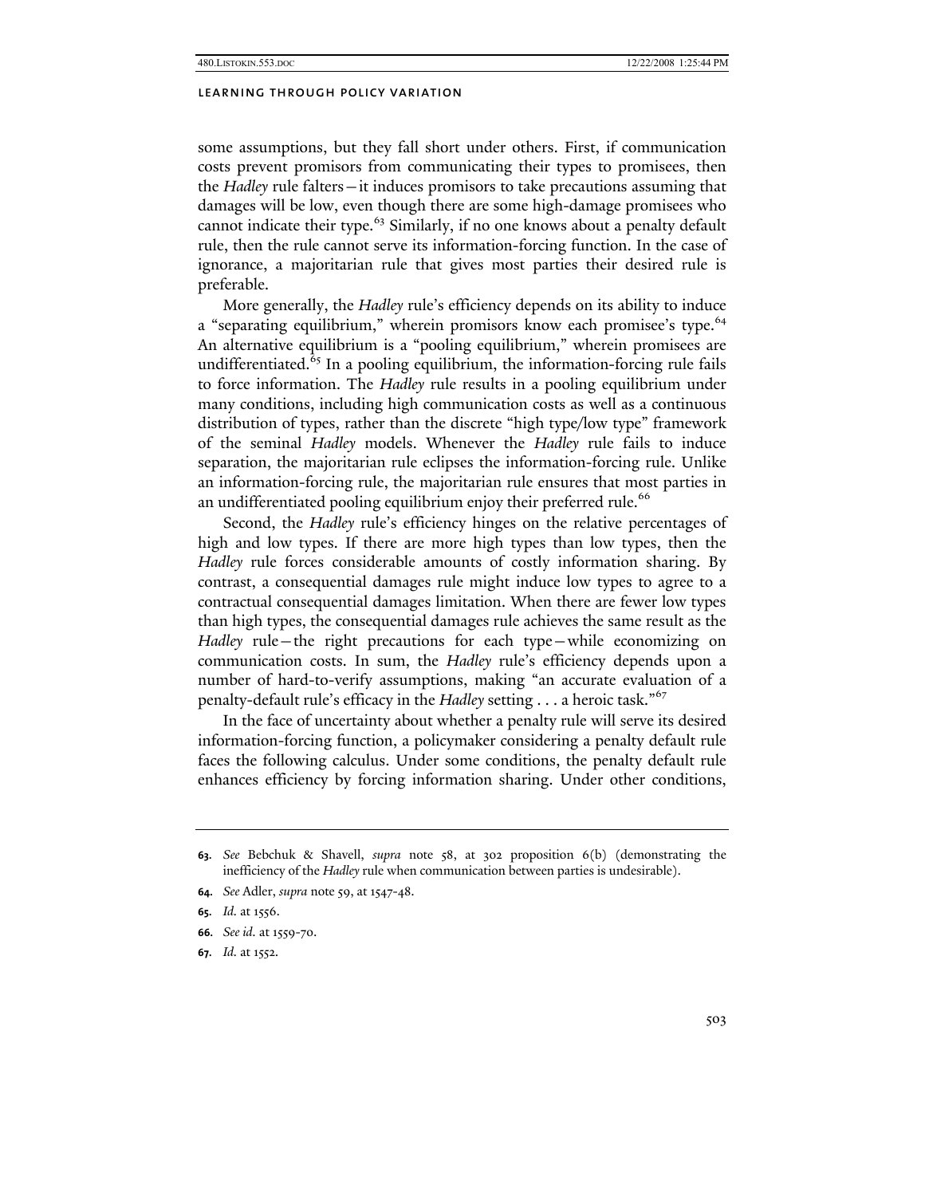some assumptions, but they fall short under others. First, if communication costs prevent promisors from communicating their types to promisees, then the *Hadley* rule falters—it induces promisors to take precautions assuming that damages will be low, even though there are some high-damage promisees who cannot indicate their type.[63] Similarly, if no one knows about a penalty default rule, then the rule cannot serve its information-forcing function. In the case of ignorance, a majoritarian rule that gives most parties their desired rule is preferable.

More generally, the *Hadley* rule's efficiency depends on its ability to induce a "separating equilibrium," wherein promisors know each promisee's type.[64] An alternative equilibrium is a "pooling equilibrium," wherein promisees are undifferentiated.[65] In a pooling equilibrium, the information-forcing rule fails to force information. The *Hadley* rule results in a pooling equilibrium under many conditions, including high communication costs as well as a continuous distribution of types, rather than the discrete "high type/low type" framework of the seminal *Hadley* models. Whenever the *Hadley* rule fails to induce separation, the majoritarian rule eclipses the information-forcing rule. Unlike an information-forcing rule, the majoritarian rule ensures that most parties in an undifferentiated pooling equilibrium enjoy their preferred rule.[66]

Second, the *Hadley* rule's efficiency hinges on the relative percentages of high and low types. If there are more high types than low types, then the *Hadley* rule forces considerable amounts of costly information sharing. By contrast, a consequential damages rule might induce low types to agree to a contractual consequential damages limitation. When there are fewer low types than high types, the consequential damages rule achieves the same result as the *Hadley* rule—the right precautions for each type—while economizing on communication costs. In sum, the *Hadley* rule's efficiency depends upon a number of hard-to-verify assumptions, making "an accurate evaluation of a penalty-default rule's efficacy in the *Hadley* setting . . . a heroic task."[67]

In the face of uncertainty about whether a penalty rule will serve its desired information-forcing function, a policymaker considering a penalty default rule faces the following calculus. Under some conditions, the penalty default rule enhances efficiency by forcing information sharing. Under other conditions,

---

**63.** *See* Bebchuk & Shavell, *supra* note 58, at 302 proposition 6(b) (demonstrating the inefficiency of the *Hadley* rule when communication between parties is undesirable).

**64.** *See* Adler, *supra* note 59, at 1547-48.

**65.** *Id.* at 1556.

**66.** *See id.* at 1559-70.

**67.** *Id.* at 1552.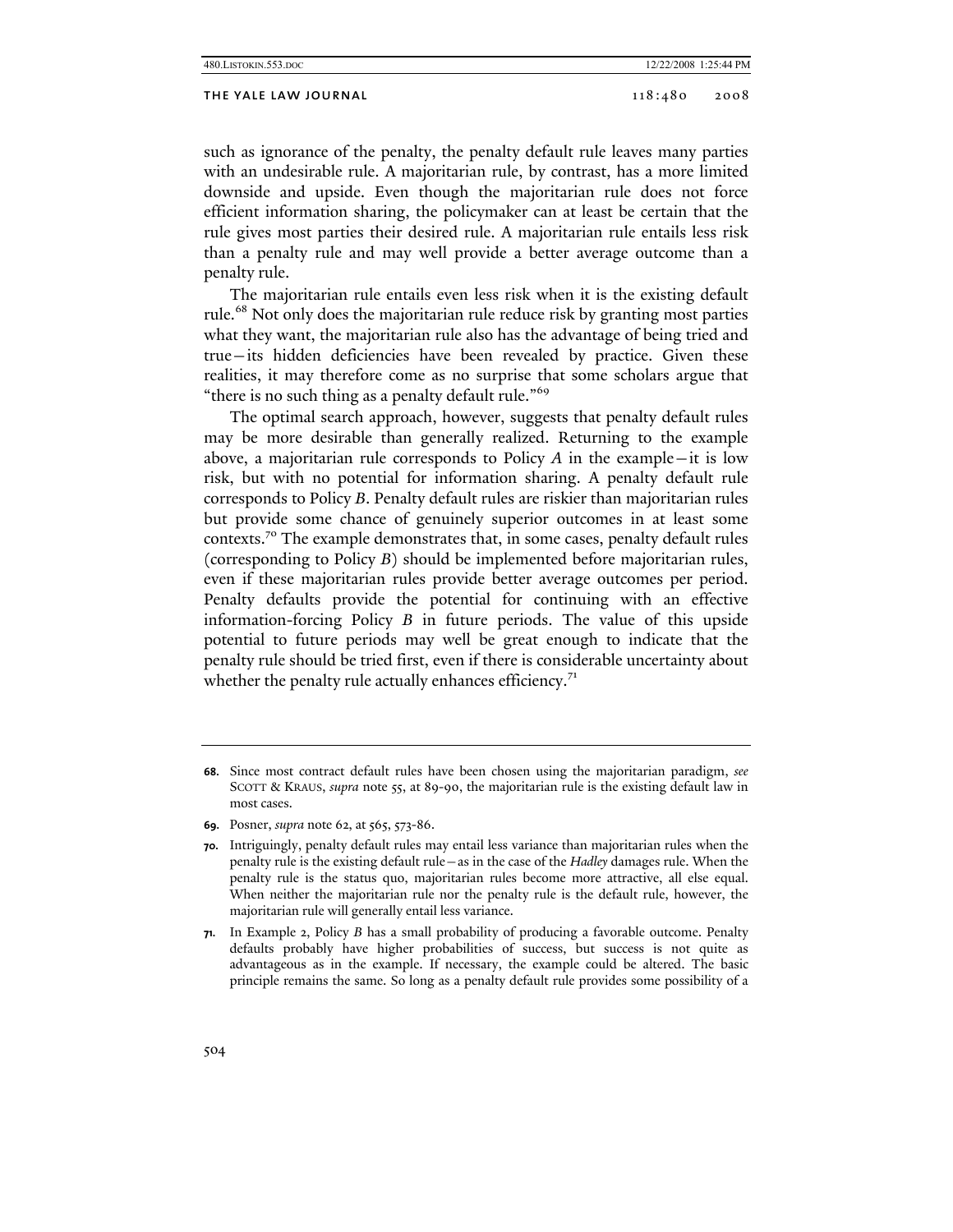such as ignorance of the penalty, the penalty default rule leaves many parties with an undesirable rule. A majoritarian rule, by contrast, has a more limited downside and upside. Even though the majoritarian rule does not force efficient information sharing, the policymaker can at least be certain that the rule gives most parties their desired rule. A majoritarian rule entails less risk than a penalty rule and may well provide a better average outcome than a penalty rule.

The majoritarian rule entails even less risk when it is the existing default rule.[68] Not only does the majoritarian rule reduce risk by granting most parties what they want, the majoritarian rule also has the advantage of being tried and true—its hidden deficiencies have been revealed by practice. Given these realities, it may therefore come as no surprise that some scholars argue that "there is no such thing as a penalty default rule."[69]

The optimal search approach, however, suggests that penalty default rules may be more desirable than generally realized. Returning to the example above, a majoritarian rule corresponds to Policy *A* in the example—it is low risk, but with no potential for information sharing. A penalty default rule corresponds to Policy *B*. Penalty default rules are riskier than majoritarian rules but provide some chance of genuinely superior outcomes in at least some contexts.[70] The example demonstrates that, in some cases, penalty default rules (corresponding to Policy *B*) should be implemented before majoritarian rules, even if these majoritarian rules provide better average outcomes per period. Penalty defaults provide the potential for continuing with an effective information-forcing Policy *B* in future periods. The value of this upside potential to future periods may well be great enough to indicate that the penalty rule should be tried first, even if there is considerable uncertainty about whether the penalty rule actually enhances efficiency.[71]

---

**68.** Since most contract default rules have been chosen using the majoritarian paradigm, *see* SCOTT & KRAUS, *supra* note 55, at 89-90, the majoritarian rule is the existing default law in most cases.

**69.** Posner, *supra* note 62, at 565, 573-86.

**70.** Intriguingly, penalty default rules may entail less variance than majoritarian rules when the penalty rule is the existing default rule—as in the case of the *Hadley* damages rule. When the penalty rule is the status quo, majoritarian rules become more attractive, all else equal. When neither the majoritarian rule nor the penalty rule is the default rule, however, the majoritarian rule will generally entail less variance.

**71.** In Example 2, Policy *B* has a small probability of producing a favorable outcome. Penalty defaults probably have higher probabilities of success, but success is not quite as advantageous as in the example. If necessary, the example could be altered. The basic principle remains the same. So long as a penalty default rule provides some possibility of a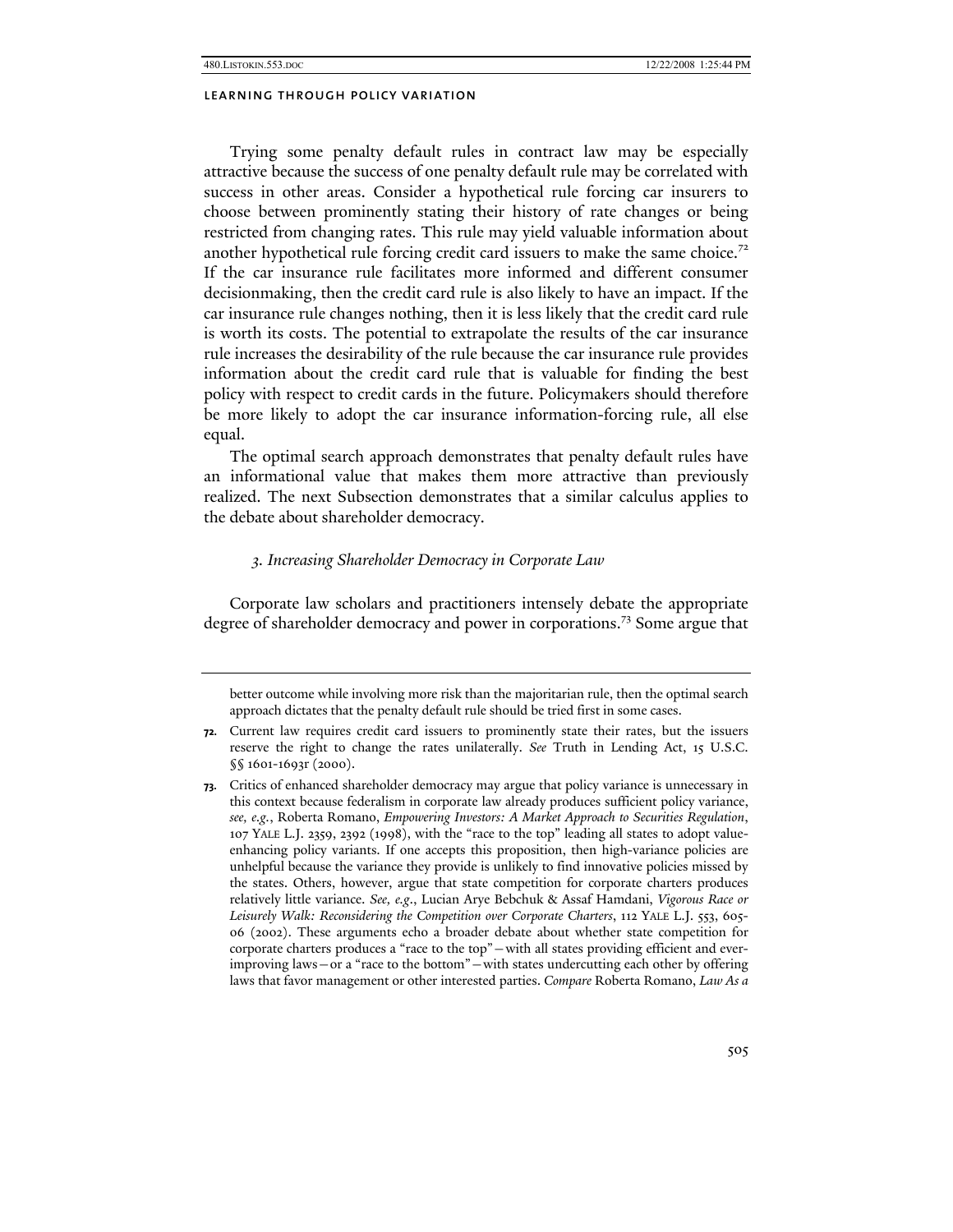Trying some penalty default rules in contract law may be especially attractive because the success of one penalty default rule may be correlated with success in other areas. Consider a hypothetical rule forcing car insurers to choose between prominently stating their history of rate changes or being restricted from changing rates. This rule may yield valuable information about another hypothetical rule forcing credit card issuers to make the same choice.[72] If the car insurance rule facilitates more informed and different consumer decisionmaking, then the credit card rule is also likely to have an impact. If the car insurance rule changes nothing, then it is less likely that the credit card rule is worth its costs. The potential to extrapolate the results of the car insurance rule increases the desirability of the rule because the car insurance rule provides information about the credit card rule that is valuable for finding the best policy with respect to credit cards in the future. Policymakers should therefore be more likely to adopt the car insurance information-forcing rule, all else equal.

The optimal search approach demonstrates that penalty default rules have an informational value that makes them more attractive than previously realized. The next Subsection demonstrates that a similar calculus applies to the debate about shareholder democracy.

### *3. Increasing Shareholder Democracy in Corporate Law*

Corporate law scholars and practitioners intensely debate the appropriate degree of shareholder democracy and power in corporations.[73] Some argue that

---

better outcome while involving more risk than the majoritarian rule, then the optimal search approach dictates that the penalty default rule should be tried first in some cases.

72. Current law requires credit card issuers to prominently state their rates, but the issuers reserve the right to change the rates unilaterally. *See* Truth in Lending Act, 15 U.S.C. §§ 1601-1693r (2000).

73. Critics of enhanced shareholder democracy may argue that policy variance is unnecessary in this context because federalism in corporate law already produces sufficient policy variance, *see, e.g.*, Roberta Romano, *Empowering Investors: A Market Approach to Securities Regulation*, 107 YALE L.J. 2359, 2392 (1998), with the "race to the top" leading all states to adopt value-enhancing policy variants. If one accepts this proposition, then high-variance policies are unhelpful because the variance they provide is unlikely to find innovative policies missed by the states. Others, however, argue that state competition for corporate charters produces relatively little variance. *See, e.g.*, Lucian Arye Bebchuk & Assaf Hamdani, *Vigorous Race or Leisurely Walk: Reconsidering the Competition over Corporate Charters*, 112 YALE L.J. 553, 605-06 (2002). These arguments echo a broader debate about whether state competition for corporate charters produces a "race to the top"—with all states providing efficient and ever-improving laws—or a "race to the bottom"—with states undercutting each other by offering laws that favor management or other interested parties. *Compare* Roberta Romano, *Law As a*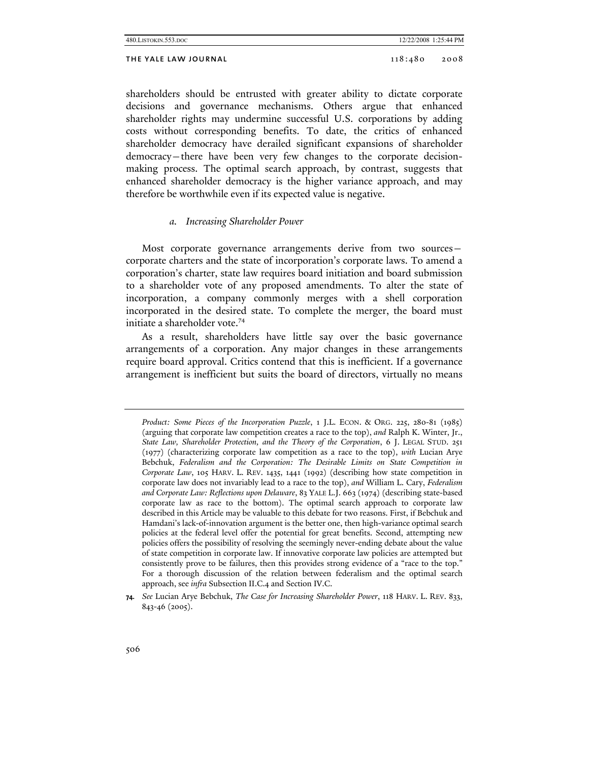shareholders should be entrusted with greater ability to dictate corporate decisions and governance mechanisms. Others argue that enhanced shareholder rights may undermine successful U.S. corporations by adding costs without corresponding benefits. To date, the critics of enhanced shareholder democracy have derailed significant expansions of shareholder democracy—there have been very few changes to the corporate decision-making process. The optimal search approach, by contrast, suggests that enhanced shareholder democracy is the higher variance approach, and may therefore be worthwhile even if its expected value is negative.

#### *a. Increasing Shareholder Power*

Most corporate governance arrangements derive from two sources—corporate charters and the state of incorporation's corporate laws. To amend a corporation's charter, state law requires board initiation and board submission to a shareholder vote of any proposed amendments. To alter the state of incorporation, a company commonly merges with a shell corporation incorporated in the desired state. To complete the merger, the board must initiate a shareholder vote.[74]

As a result, shareholders have little say over the basic governance arrangements of a corporation. Any major changes in these arrangements require board approval. Critics contend that this is inefficient. If a governance arrangement is inefficient but suits the board of directors, virtually no means

---

*Product: Some Pieces of the Incorporation Puzzle*, 1 J.L. ECON. & ORG. 225, 280-81 (1985) (arguing that corporate law competition creates a race to the top), *and* Ralph K. Winter, Jr., *State Law, Shareholder Protection, and the Theory of the Corporation*, 6 J. LEGAL STUD. 251 (1977) (characterizing corporate law competition as a race to the top), *with* Lucian Arye Bebchuk, *Federalism and the Corporation: The Desirable Limits on State Competition in Corporate Law*, 105 HARV. L. REV. 1435, 1441 (1992) (describing how state competition in corporate law does not invariably lead to a race to the top), *and* William L. Cary, *Federalism and Corporate Law: Reflections upon Delaware*, 83 YALE L.J. 663 (1974) (describing state-based corporate law as race to the bottom). The optimal search approach to corporate law described in this Article may be valuable to this debate for two reasons. First, if Bebchuk and Hamdani's lack-of-innovation argument is the better one, then high-variance optimal search policies at the federal level offer the potential for great benefits. Second, attempting new policies offers the possibility of resolving the seemingly never-ending debate about the value of state competition in corporate law. If innovative corporate law policies are attempted but consistently prove to be failures, then this provides strong evidence of a "race to the top." For a thorough discussion of the relation between federalism and the optimal search approach, see *infra* Subsection II.C.4 and Section IV.C.

**74.** *See* Lucian Arye Bebchuk, *The Case for Increasing Shareholder Power*, 118 HARV. L. REV. 833, 843-46 (2005).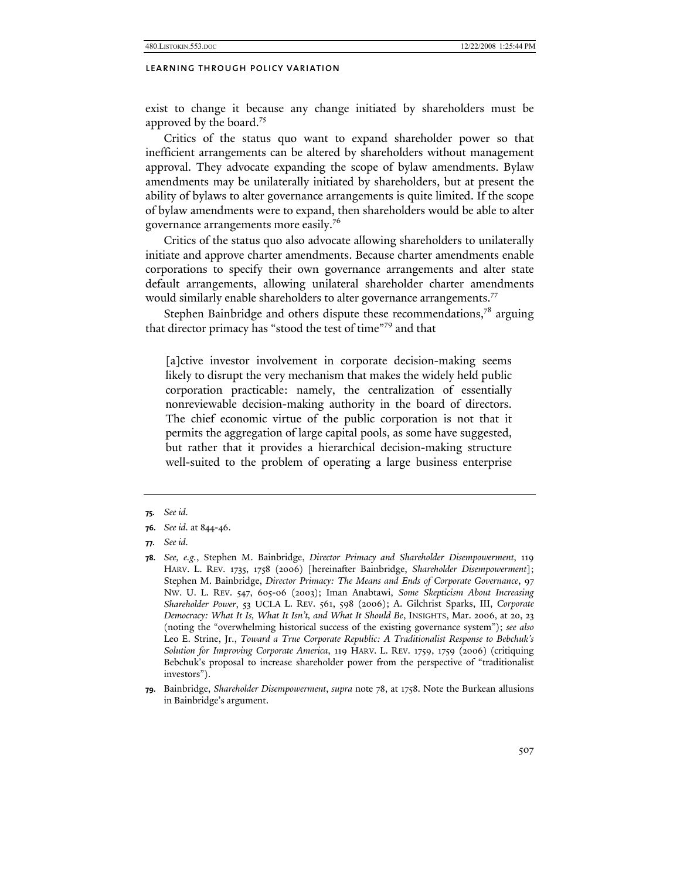exist to change it because any change initiated by shareholders must be approved by the board.[75]

Critics of the status quo want to expand shareholder power so that inefficient arrangements can be altered by shareholders without management approval. They advocate expanding the scope of bylaw amendments. Bylaw amendments may be unilaterally initiated by shareholders, but at present the ability of bylaws to alter governance arrangements is quite limited. If the scope of bylaw amendments were to expand, then shareholders would be able to alter governance arrangements more easily.[76]

Critics of the status quo also advocate allowing shareholders to unilaterally initiate and approve charter amendments. Because charter amendments enable corporations to specify their own governance arrangements and alter state default arrangements, allowing unilateral shareholder charter amendments would similarly enable shareholders to alter governance arrangements.[77]

Stephen Bainbridge and others dispute these recommendations,[78] arguing that director primacy has "stood the test of time"[79] and that

> [a]ctive investor involvement in corporate decision-making seems likely to disrupt the very mechanism that makes the widely held public corporation practicable: namely, the centralization of essentially nonreviewable decision-making authority in the board of directors. The chief economic virtue of the public corporation is not that it permits the aggregation of large capital pools, as some have suggested, but rather that it provides a hierarchical decision-making structure well-suited to the problem of operating a large business enterprise

---

**75.** *See id.*

**76.** *See id.* at 844-46.

**77.** *See id.*

**78.** *See, e.g.*, Stephen M. Bainbridge, *Director Primacy and Shareholder Disempowerment*, 119 HARV. L. REV. 1735, 1758 (2006) [hereinafter Bainbridge, *Shareholder Disempowerment*]; Stephen M. Bainbridge, *Director Primacy: The Means and Ends of Corporate Governance*, 97 NW. U. L. REV. 547, 605-06 (2003); Iman Anabtawi, *Some Skepticism About Increasing Shareholder Power*, 53 UCLA L. REV. 561, 598 (2006); A. Gilchrist Sparks, III, *Corporate Democracy: What It Is, What It Isn't, and What It Should Be*, INSIGHTS, Mar. 2006, at 20, 23 (noting the "overwhelming historical success of the existing governance system"); *see also* Leo E. Strine, Jr., *Toward a True Corporate Republic: A Traditionalist Response to Bebchuk's Solution for Improving Corporate America*, 119 HARV. L. REV. 1759, 1759 (2006) (critiquing Bebchuk's proposal to increase shareholder power from the perspective of "traditionalist investors").

**79.** Bainbridge, *Shareholder Disempowerment*, *supra* note 78, at 1758. Note the Burkean allusions in Bainbridge's argument.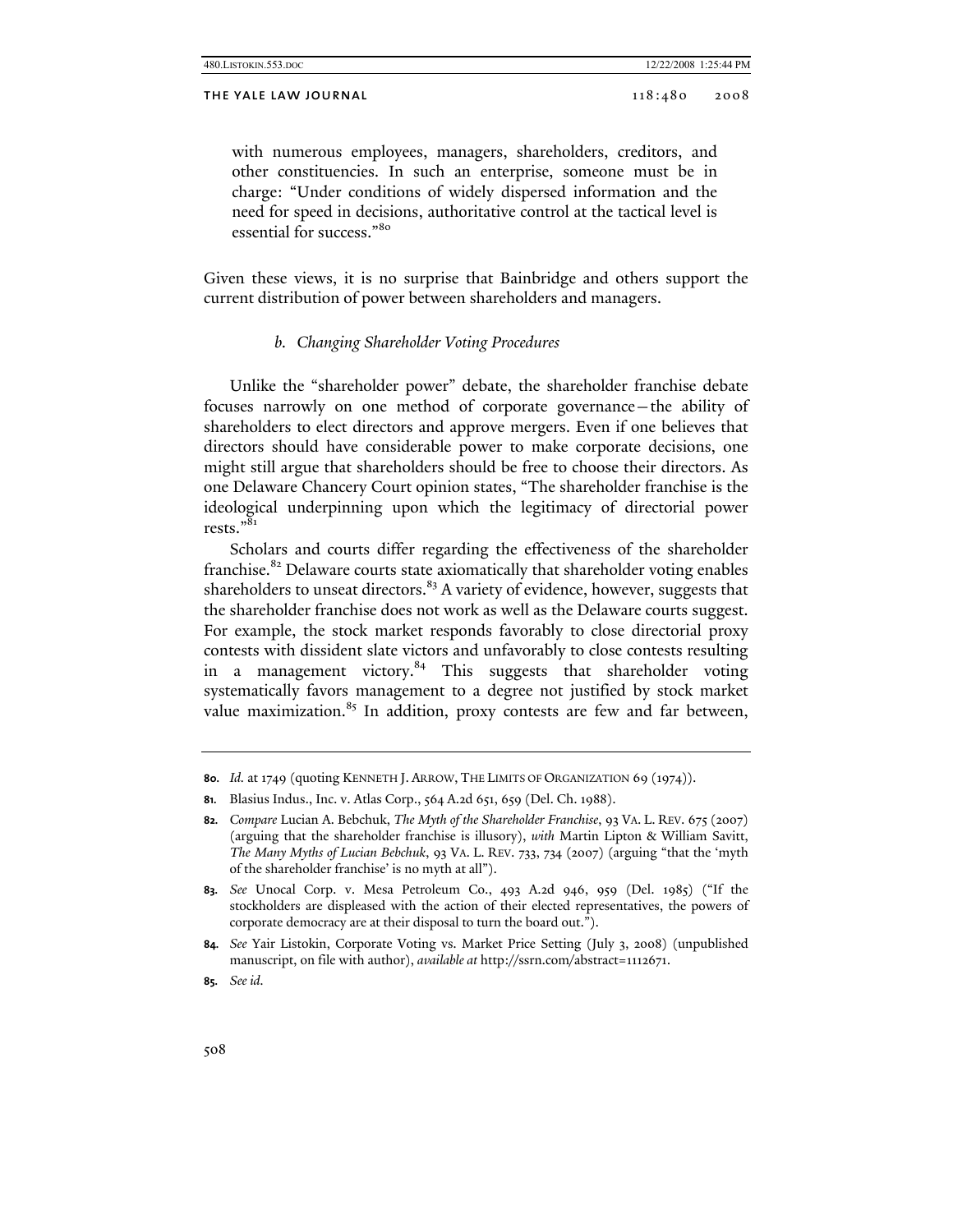> with numerous employees, managers, shareholders, creditors, and other constituencies. In such an enterprise, someone must be in charge: "Under conditions of widely dispersed information and the need for speed in decisions, authoritative control at the tactical level is essential for success."[80]

Given these views, it is no surprise that Bainbridge and others support the current distribution of power between shareholders and managers.

#### *b. Changing Shareholder Voting Procedures*

Unlike the "shareholder power" debate, the shareholder franchise debate focuses narrowly on one method of corporate governance—the ability of shareholders to elect directors and approve mergers. Even if one believes that directors should have considerable power to make corporate decisions, one might still argue that shareholders should be free to choose their directors. As one Delaware Chancery Court opinion states, "The shareholder franchise is the ideological underpinning upon which the legitimacy of directorial power rests."[81]

Scholars and courts differ regarding the effectiveness of the shareholder franchise.[82] Delaware courts state axiomatically that shareholder voting enables shareholders to unseat directors.[83] A variety of evidence, however, suggests that the shareholder franchise does not work as well as the Delaware courts suggest. For example, the stock market responds favorably to close directorial proxy contests with dissident slate victors and unfavorably to close contests resulting in a management victory.[84] This suggests that shareholder voting systematically favors management to a degree not justified by stock market value maximization.[85] In addition, proxy contests are few and far between,

---

80. *Id.* at 1749 (quoting KENNETH J. ARROW, THE LIMITS OF ORGANIZATION 69 (1974)).

81. Blasius Indus., Inc. v. Atlas Corp., 564 A.2d 651, 659 (Del. Ch. 1988).

82. *Compare* Lucian A. Bebchuk, *The Myth of the Shareholder Franchise*, 93 VA. L. REV. 675 (2007) (arguing that the shareholder franchise is illusory), *with* Martin Lipton & William Savitt, *The Many Myths of Lucian Bebchuk*, 93 VA. L. REV. 733, 734 (2007) (arguing "that the 'myth of the shareholder franchise' is no myth at all").

83. *See* Unocal Corp. v. Mesa Petroleum Co., 493 A.2d 946, 959 (Del. 1985) ("If the stockholders are displeased with the action of their elected representatives, the powers of corporate democracy are at their disposal to turn the board out.").

84. *See* Yair Listokin, Corporate Voting vs. Market Price Setting (July 3, 2008) (unpublished manuscript, on file with author), *available at* http://ssrn.com/abstract=1112671.

85. *See id.*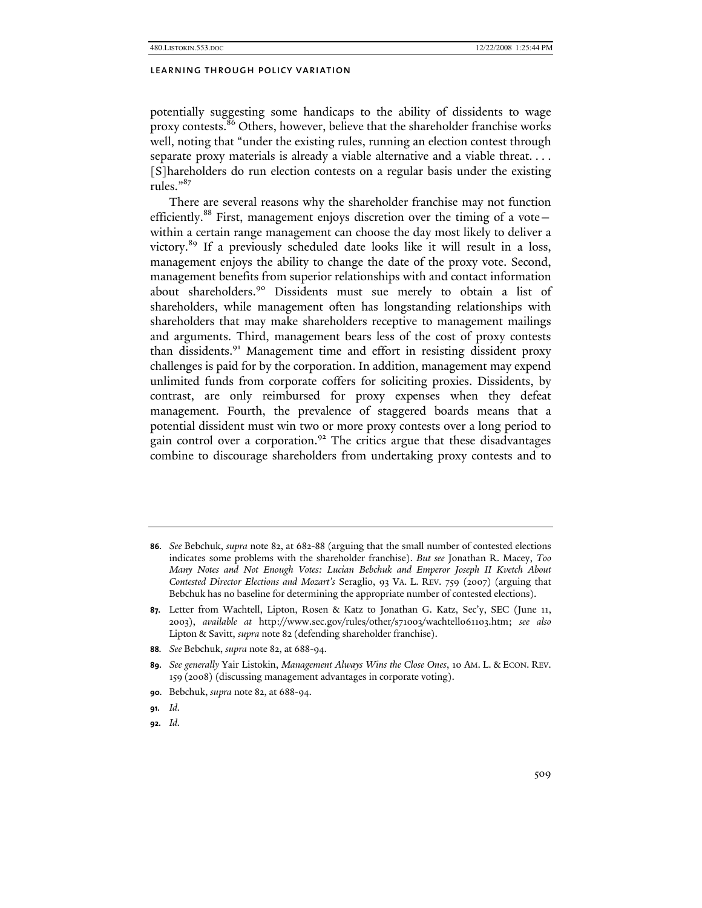potentially suggesting some handicaps to the ability of dissidents to wage proxy contests.[86] Others, however, believe that the shareholder franchise works well, noting that "under the existing rules, running an election contest through separate proxy materials is already a viable alternative and a viable threat. . . . [S]hareholders do run election contests on a regular basis under the existing rules."[87]

There are several reasons why the shareholder franchise may not function efficiently.[88] First, management enjoys discretion over the timing of a vote—within a certain range management can choose the day most likely to deliver a victory.[89] If a previously scheduled date looks like it will result in a loss, management enjoys the ability to change the date of the proxy vote. Second, management benefits from superior relationships with and contact information about shareholders.[90] Dissidents must sue merely to obtain a list of shareholders, while management often has longstanding relationships with shareholders that may make shareholders receptive to management mailings and arguments. Third, management bears less of the cost of proxy contests than dissidents.[91] Management time and effort in resisting dissident proxy challenges is paid for by the corporation. In addition, management may expend unlimited funds from corporate coffers for soliciting proxies. Dissidents, by contrast, are only reimbursed for proxy expenses when they defeat management. Fourth, the prevalence of staggered boards means that a potential dissident must win two or more proxy contests over a long period to gain control over a corporation.[92] The critics argue that these disadvantages combine to discourage shareholders from undertaking proxy contests and to

---

**86.** *See* Bebchuk, *supra* note 82, at 682-88 (arguing that the small number of contested elections indicates some problems with the shareholder franchise). *But see* Jonathan R. Macey, *Too Many Notes and Not Enough Votes: Lucian Bebchuk and Emperor Joseph II Kvetch About Contested Director Elections and Mozart's* Seraglio, 93 VA. L. REV. 759 (2007) (arguing that Bebchuk has no baseline for determining the appropriate number of contested elections).

**87.** Letter from Wachtell, Lipton, Rosen & Katz to Jonathan G. Katz, Sec'y, SEC (June 11, 2003), *available at* http://www.sec.gov/rules/other/s71003/wachtell061103.htm; *see also* Lipton & Savitt, *supra* note 82 (defending shareholder franchise).

**88.** *See* Bebchuk, *supra* note 82, at 688-94.

**89.** *See generally* Yair Listokin, *Management Always Wins the Close Ones*, 10 AM. L. & ECON. REV. 159 (2008) (discussing management advantages in corporate voting).

**90.** Bebchuk, *supra* note 82, at 688-94.

**91.** *Id.*

**92.** *Id.*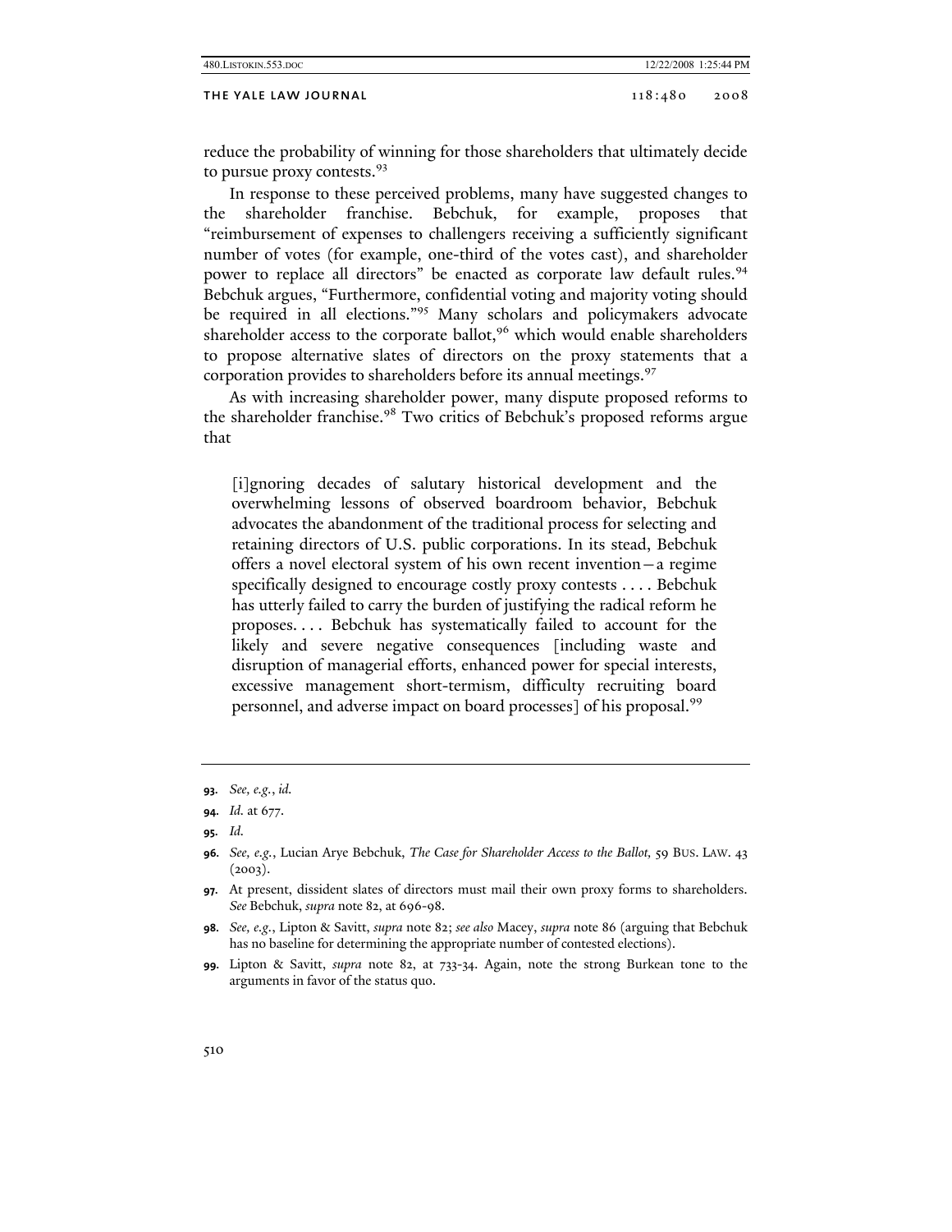reduce the probability of winning for those shareholders that ultimately decide to pursue proxy contests.[93]

In response to these perceived problems, many have suggested changes to the shareholder franchise. Bebchuk, for example, proposes that "reimbursement of expenses to challengers receiving a sufficiently significant number of votes (for example, one-third of the votes cast), and shareholder power to replace all directors" be enacted as corporate law default rules.[94] Bebchuk argues, "Furthermore, confidential voting and majority voting should be required in all elections."[95] Many scholars and policymakers advocate shareholder access to the corporate ballot,[96] which would enable shareholders to propose alternative slates of directors on the proxy statements that a corporation provides to shareholders before its annual meetings.[97]

As with increasing shareholder power, many dispute proposed reforms to the shareholder franchise.[98] Two critics of Bebchuk's proposed reforms argue that

> [i]gnoring decades of salutary historical development and the overwhelming lessons of observed boardroom behavior, Bebchuk advocates the abandonment of the traditional process for selecting and retaining directors of U.S. public corporations. In its stead, Bebchuk offers a novel electoral system of his own recent invention—a regime specifically designed to encourage costly proxy contests . . . . Bebchuk has utterly failed to carry the burden of justifying the radical reform he proposes. . . . Bebchuk has systematically failed to account for the likely and severe negative consequences [including waste and disruption of managerial efforts, enhanced power for special interests, excessive management short-termism, difficulty recruiting board personnel, and adverse impact on board processes] of his proposal.[99]

---

**93.** *See, e.g.*, *id.*

**94.** *Id.* at 677.

**95.** *Id.*

**96.** *See, e.g.*, Lucian Arye Bebchuk, *The Case for Shareholder Access to the Ballot*, 59 BUS. LAW. 43 (2003).

**97.** At present, dissident slates of directors must mail their own proxy forms to shareholders. *See* Bebchuk, *supra* note 82, at 696-98.

**98.** *See, e.g.*, Lipton & Savitt, *supra* note 82; *see also* Macey, *supra* note 86 (arguing that Bebchuk has no baseline for determining the appropriate number of contested elections).

**99.** Lipton & Savitt, *supra* note 82, at 733-34. Again, note the strong Burkean tone to the arguments in favor of the status quo.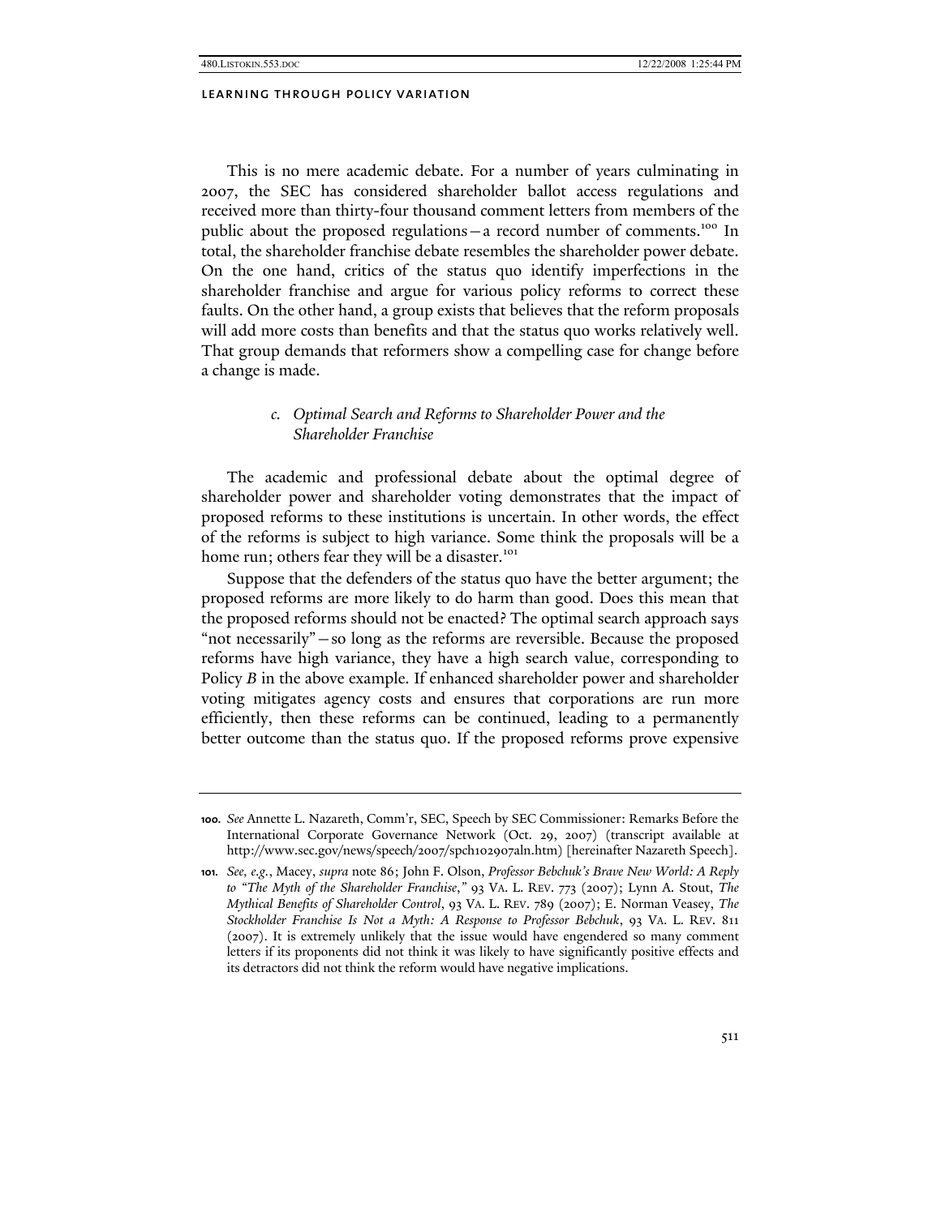This is no mere academic debate. For a number of years culminating in 2007, the SEC has considered shareholder ballot access regulations and received more than thirty-four thousand comment letters from members of the public about the proposed regulations—a record number of comments.[100] In total, the shareholder franchise debate resembles the shareholder power debate. On the one hand, critics of the status quo identify imperfections in the shareholder franchise and argue for various policy reforms to correct these faults. On the other hand, a group exists that believes that the reform proposals will add more costs than benefits and that the status quo works relatively well. That group demands that reformers show a compelling case for change before a change is made.

#### *c. Optimal Search and Reforms to Shareholder Power and the Shareholder Franchise*

The academic and professional debate about the optimal degree of shareholder power and shareholder voting demonstrates that the impact of proposed reforms to these institutions is uncertain. In other words, the effect of the reforms is subject to high variance. Some think the proposals will be a home run; others fear they will be a disaster.[101]

Suppose that the defenders of the status quo have the better argument; the proposed reforms are more likely to do harm than good. Does this mean that the proposed reforms should not be enacted? The optimal search approach says "not necessarily"—so long as the reforms are reversible. Because the proposed reforms have high variance, they have a high search value, corresponding to Policy *B* in the above example. If enhanced shareholder power and shareholder voting mitigates agency costs and ensures that corporations are run more efficiently, then these reforms can be continued, leading to a permanently better outcome than the status quo. If the proposed reforms prove expensive

---

**100.** *See* Annette L. Nazareth, Comm'r, SEC, Speech by SEC Commissioner: Remarks Before the International Corporate Governance Network (Oct. 29, 2007) (transcript available at http://www.sec.gov/news/speech/2007/spch102907aln.htm) [hereinafter Nazareth Speech].

**101.** *See, e.g.*, Macey, *supra* note 86; John F. Olson, *Professor Bebchuk's Brave New World: A Reply to "The Myth of the Shareholder Franchise*,*"* 93 VA. L. REV. 773 (2007); Lynn A. Stout, *The Mythical Benefits of Shareholder Control*, 93 VA. L. REV. 789 (2007); E. Norman Veasey, *The Stockholder Franchise Is Not a Myth: A Response to Professor Bebchuk*, 93 VA. L. REV. 811 (2007). It is extremely unlikely that the issue would have engendered so many comment letters if its proponents did not think it was likely to have significantly positive effects and its detractors did not think the reform would have negative implications.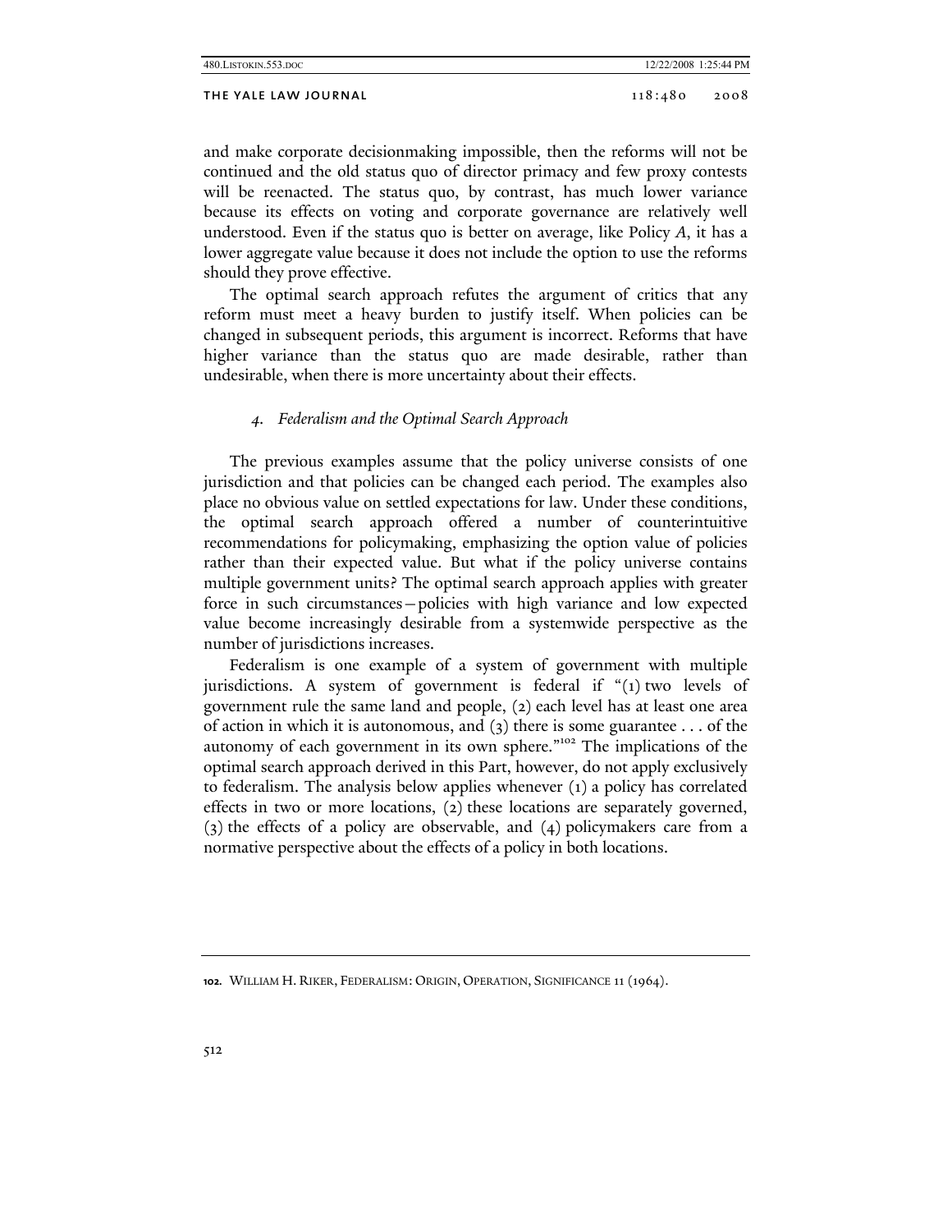and make corporate decisionmaking impossible, then the reforms will not be continued and the old status quo of director primacy and few proxy contests will be reenacted. The status quo, by contrast, has much lower variance because its effects on voting and corporate governance are relatively well understood. Even if the status quo is better on average, like Policy *A*, it has a lower aggregate value because it does not include the option to use the reforms should they prove effective.

The optimal search approach refutes the argument of critics that any reform must meet a heavy burden to justify itself. When policies can be changed in subsequent periods, this argument is incorrect. Reforms that have higher variance than the status quo are made desirable, rather than undesirable, when there is more uncertainty about their effects.

#### *4. Federalism and the Optimal Search Approach*

The previous examples assume that the policy universe consists of one jurisdiction and that policies can be changed each period. The examples also place no obvious value on settled expectations for law. Under these conditions, the optimal search approach offered a number of counterintuitive recommendations for policymaking, emphasizing the option value of policies rather than their expected value. But what if the policy universe contains multiple government units? The optimal search approach applies with greater force in such circumstances—policies with high variance and low expected value become increasingly desirable from a systemwide perspective as the number of jurisdictions increases.

Federalism is one example of a system of government with multiple jurisdictions. A system of government is federal if "(1) two levels of government rule the same land and people, (2) each level has at least one area of action in which it is autonomous, and (3) there is some guarantee . . . of the autonomy of each government in its own sphere."[102] The implications of the optimal search approach derived in this Part, however, do not apply exclusively to federalism. The analysis below applies whenever (1) a policy has correlated effects in two or more locations, (2) these locations are separately governed, (3) the effects of a policy are observable, and (4) policymakers care from a normative perspective about the effects of a policy in both locations.

---

**102.** WILLIAM H. RIKER, FEDERALISM: ORIGIN, OPERATION, SIGNIFICANCE 11 (1964).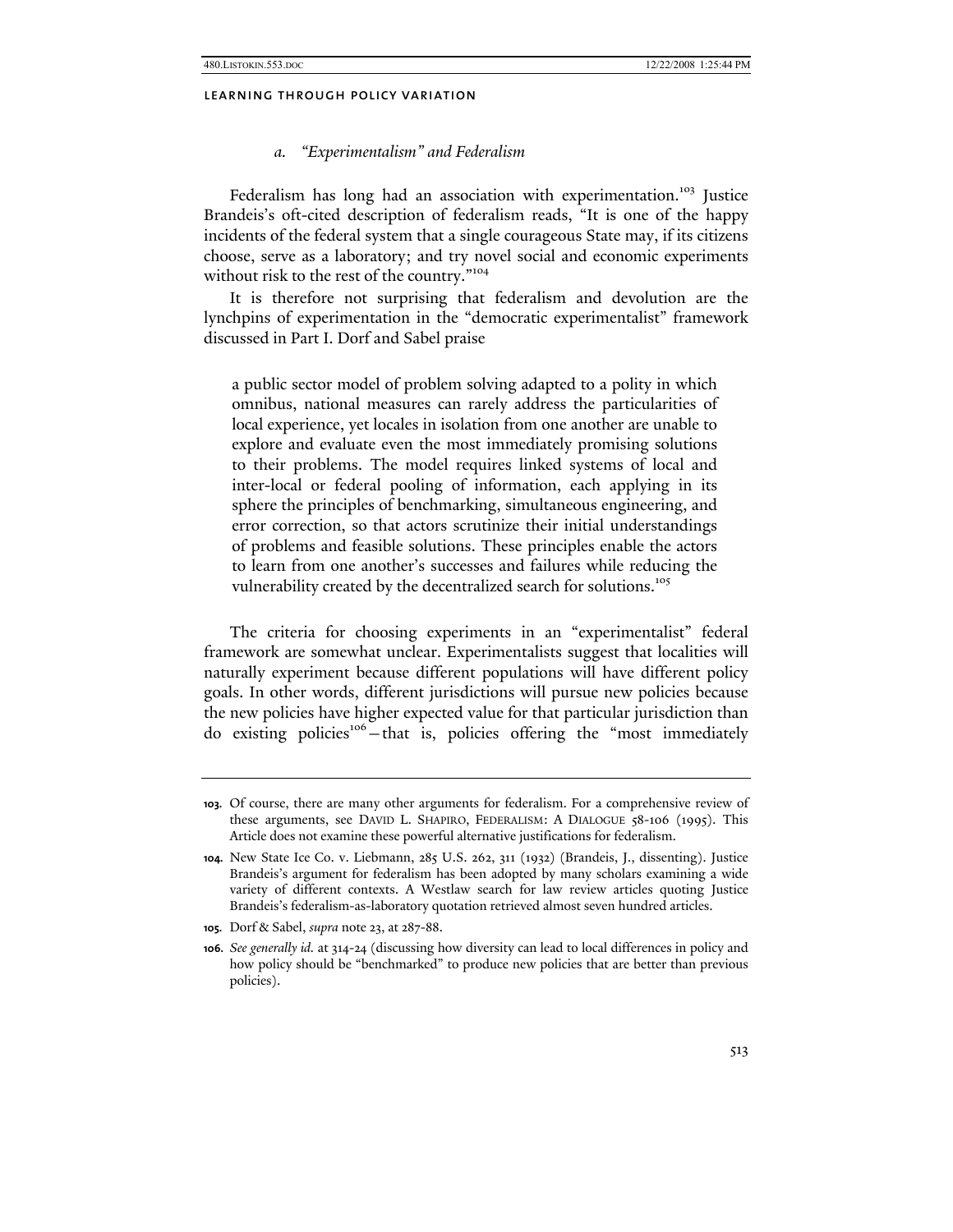#### a. *"Experimentalism" and Federalism*

Federalism has long had an association with experimentation.[103] Justice Brandeis's oft-cited description of federalism reads, "It is one of the happy incidents of the federal system that a single courageous State may, if its citizens choose, serve as a laboratory; and try novel social and economic experiments without risk to the rest of the country."[104]

It is therefore not surprising that federalism and devolution are the lynchpins of experimentation in the "democratic experimentalist" framework discussed in Part I. Dorf and Sabel praise

> a public sector model of problem solving adapted to a polity in which omnibus, national measures can rarely address the particularities of local experience, yet locales in isolation from one another are unable to explore and evaluate even the most immediately promising solutions to their problems. The model requires linked systems of local and inter-local or federal pooling of information, each applying in its sphere the principles of benchmarking, simultaneous engineering, and error correction, so that actors scrutinize their initial understandings of problems and feasible solutions. These principles enable the actors to learn from one another's successes and failures while reducing the vulnerability created by the decentralized search for solutions.[105]

The criteria for choosing experiments in an "experimentalist" federal framework are somewhat unclear. Experimentalists suggest that localities will naturally experiment because different populations will have different policy goals. In other words, different jurisdictions will pursue new policies because the new policies have higher expected value for that particular jurisdiction than do existing policies[106]—that is, policies offering the "most immediately

---

**103.** Of course, there are many other arguments for federalism. For a comprehensive review of these arguments, see DAVID L. SHAPIRO, FEDERALISM: A DIALOGUE 58-106 (1995). This Article does not examine these powerful alternative justifications for federalism.

**104.** New State Ice Co. v. Liebmann, 285 U.S. 262, 311 (1932) (Brandeis, J., dissenting). Justice Brandeis's argument for federalism has been adopted by many scholars examining a wide variety of different contexts. A Westlaw search for law review articles quoting Justice Brandeis's federalism-as-laboratory quotation retrieved almost seven hundred articles.

**105.** Dorf & Sabel, *supra* note 23, at 287-88.

**106.** *See generally id.* at 314-24 (discussing how diversity can lead to local differences in policy and how policy should be "benchmarked" to produce new policies that are better than previous policies).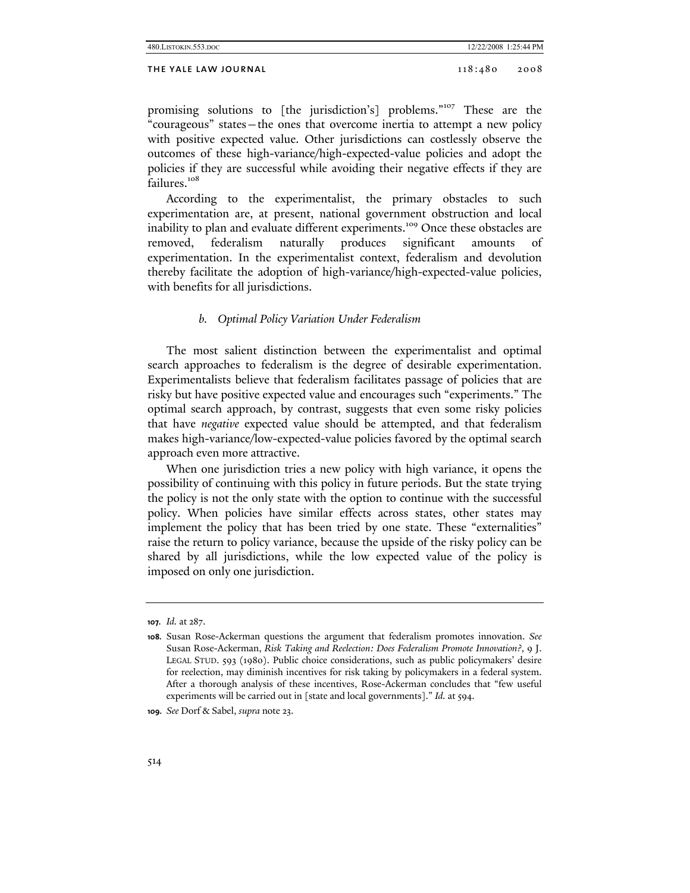promising solutions to [the jurisdiction's] problems."[107] These are the "courageous" states—the ones that overcome inertia to attempt a new policy with positive expected value. Other jurisdictions can costlessly observe the outcomes of these high-variance/high-expected-value policies and adopt the policies if they are successful while avoiding their negative effects if they are failures.[108]

According to the experimentalist, the primary obstacles to such experimentation are, at present, national government obstruction and local inability to plan and evaluate different experiments.[109] Once these obstacles are removed, federalism naturally produces significant amounts of experimentation. In the experimentalist context, federalism and devolution thereby facilitate the adoption of high-variance/high-expected-value policies, with benefits for all jurisdictions.

### *b. Optimal Policy Variation Under Federalism*

The most salient distinction between the experimentalist and optimal search approaches to federalism is the degree of desirable experimentation. Experimentalists believe that federalism facilitates passage of policies that are risky but have positive expected value and encourages such "experiments." The optimal search approach, by contrast, suggests that even some risky policies that have *negative* expected value should be attempted, and that federalism makes high-variance/low-expected-value policies favored by the optimal search approach even more attractive.

When one jurisdiction tries a new policy with high variance, it opens the possibility of continuing with this policy in future periods. But the state trying the policy is not the only state with the option to continue with the successful policy. When policies have similar effects across states, other states may implement the policy that has been tried by one state. These "externalities" raise the return to policy variance, because the upside of the risky policy can be shared by all jurisdictions, while the low expected value of the policy is imposed on only one jurisdiction.

---

**107.** *Id.* at 287.

**108.** Susan Rose-Ackerman questions the argument that federalism promotes innovation. *See* Susan Rose-Ackerman, *Risk Taking and Reelection: Does Federalism Promote Innovation?*, 9 J. LEGAL STUD. 593 (1980). Public choice considerations, such as public policymakers' desire for reelection, may diminish incentives for risk taking by policymakers in a federal system. After a thorough analysis of these incentives, Rose-Ackerman concludes that "few useful experiments will be carried out in [state and local governments]." *Id.* at 594.

**109.** *See* Dorf & Sabel, *supra* note 23.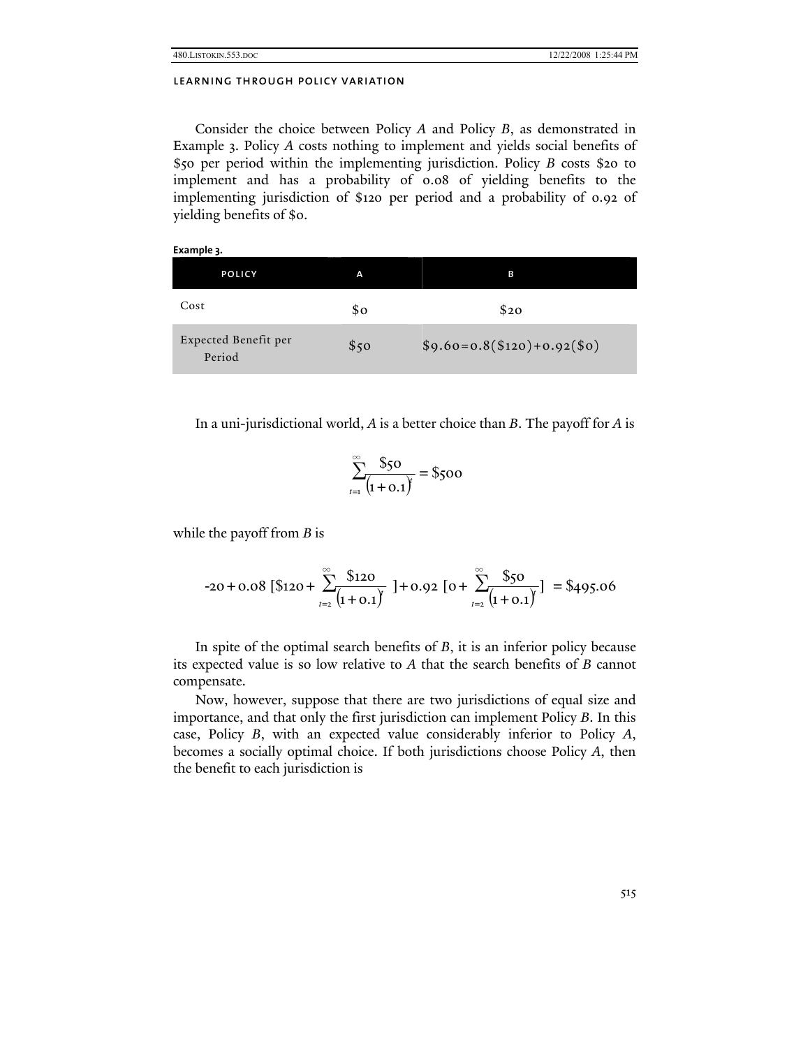Consider the choice between Policy *A* and Policy *B*, as demonstrated in Example 3. Policy *A* costs nothing to implement and yields social benefits of \$50 per period within the implementing jurisdiction. Policy *B* costs \$20 to implement and has a probability of 0.08 of yielding benefits to the implementing jurisdiction of \$120 per period and a probability of 0.92 of yielding benefits of \$0.

**Example 3.**

| POLICY | A | B |
|---|---|---|
| Cost | \$0 | \$20 |
| Expected Benefit per Period | \$50 | \$9.60=0.8(\$120)+0.92(\$0) |

In a uni-jurisdictional world, *A* is a better choice than *B*. The payoff for *A* is

$$\sum_{t=1}^{\infty} \frac{\$50}{(1+0.1)^t} = \$500$$

while the payoff from *B* is

$$-20 + 0.08\ [\$120 + \sum_{t=2}^{\infty} \frac{\$120}{(1+0.1)^t}\ ] + 0.92\ [0 + \sum_{t=2}^{\infty} \frac{\$50}{(1+0.1)^t}] \ = \$495.06$$

In spite of the optimal search benefits of *B*, it is an inferior policy because its expected value is so low relative to *A* that the search benefits of *B* cannot compensate.

Now, however, suppose that there are two jurisdictions of equal size and importance, and that only the first jurisdiction can implement Policy *B*. In this case, Policy *B*, with an expected value considerably inferior to Policy *A*, becomes a socially optimal choice. If both jurisdictions choose Policy *A*, then the benefit to each jurisdiction is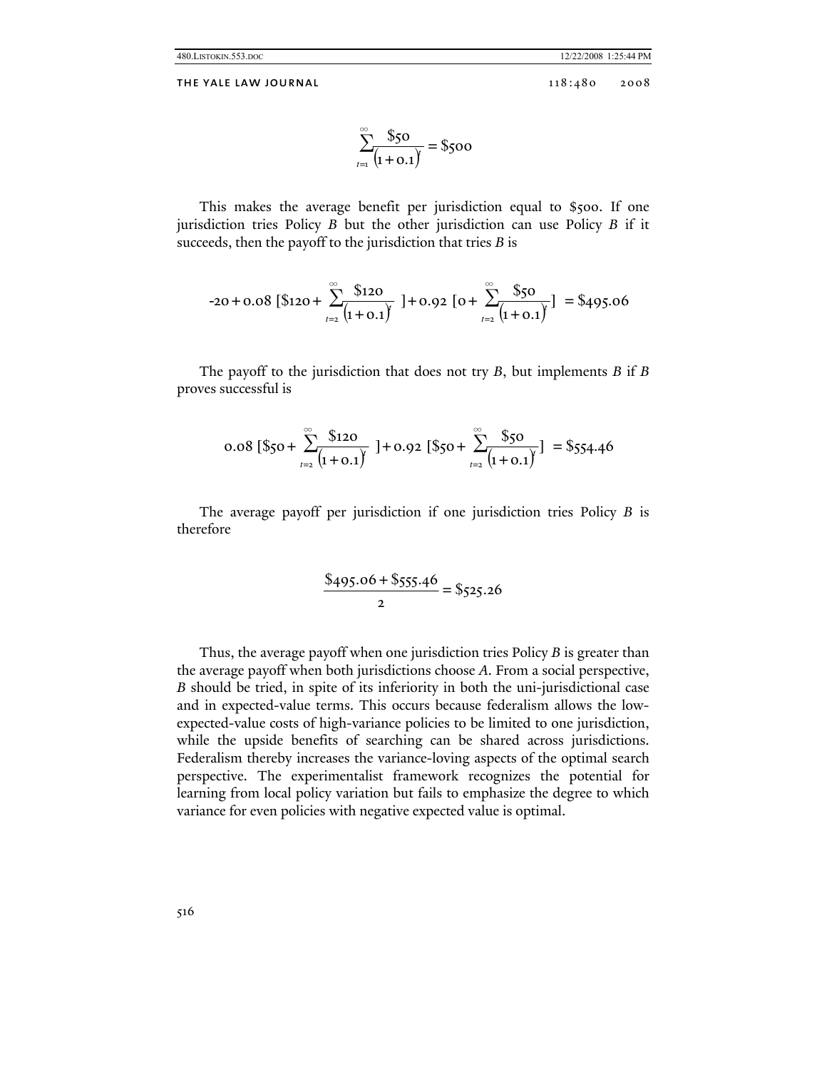$$\sum_{t=1}^{\infty} \frac{\$50}{(1+0.1)^t} = \$500$$

This makes the average benefit per jurisdiction equal to \$500. If one jurisdiction tries Policy *B* but the other jurisdiction can use Policy *B* if it succeeds, then the payoff to the jurisdiction that tries *B* is

$$-20 + 0.08\ [\$120 + \sum_{t=2}^{\infty} \frac{\$120}{(1+0.1)^t}\ ] + 0.92\ [0 + \sum_{t=2}^{\infty} \frac{\$50}{(1+0.1)^t}]\ = \$495.06$$

The payoff to the jurisdiction that does not try *B*, but implements *B* if *B* proves successful is

$$0.08\ [\$50 + \sum_{t=2}^{\infty} \frac{\$120}{(1+0.1)^t}\ ] + 0.92\ [\$50 + \sum_{t=2}^{\infty} \frac{\$50}{(1+0.1)^t}]\ = \$554.46$$

The average payoff per jurisdiction if one jurisdiction tries Policy *B* is therefore

$$\frac{\$495.06 + \$555.46}{2} = \$525.26$$

Thus, the average payoff when one jurisdiction tries Policy *B* is greater than the average payoff when both jurisdictions choose *A*. From a social perspective, *B* should be tried, in spite of its inferiority in both the uni-jurisdictional case and in expected-value terms. This occurs because federalism allows the low-expected-value costs of high-variance policies to be limited to one jurisdiction, while the upside benefits of searching can be shared across jurisdictions. Federalism thereby increases the variance-loving aspects of the optimal search perspective. The experimentalist framework recognizes the potential for learning from local policy variation but fails to emphasize the degree to which variance for even policies with negative expected value is optimal.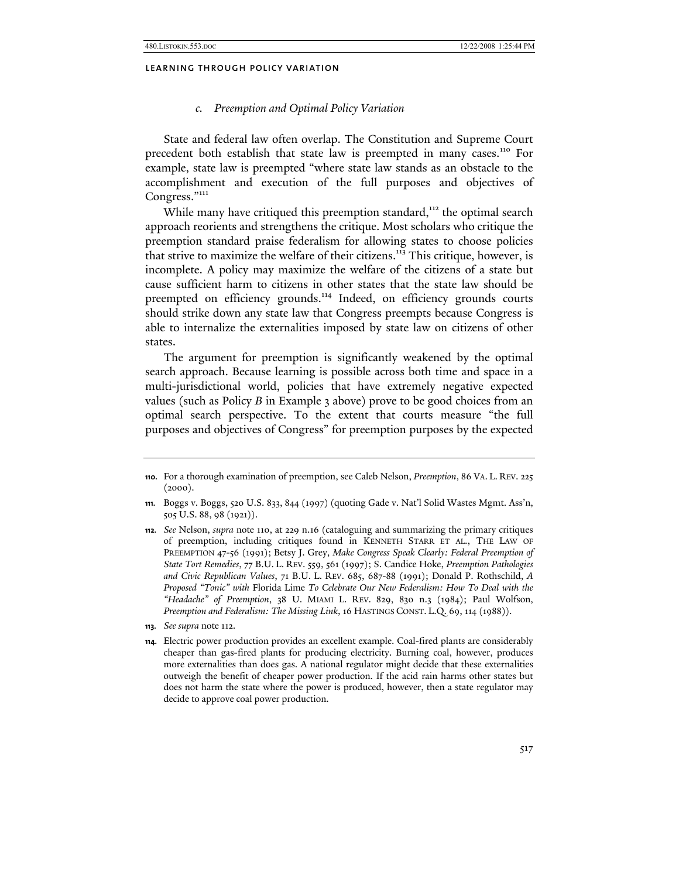### c. Preemption and Optimal Policy Variation

State and federal law often overlap. The Constitution and Supreme Court precedent both establish that state law is preempted in many cases.[110] For example, state law is preempted "where state law stands as an obstacle to the accomplishment and execution of the full purposes and objectives of Congress."[111]

While many have critiqued this preemption standard,[112] the optimal search approach reorients and strengthens the critique. Most scholars who critique the preemption standard praise federalism for allowing states to choose policies that strive to maximize the welfare of their citizens.[113] This critique, however, is incomplete. A policy may maximize the welfare of the citizens of a state but cause sufficient harm to citizens in other states that the state law should be preempted on efficiency grounds.[114] Indeed, on efficiency grounds courts should strike down any state law that Congress preempts because Congress is able to internalize the externalities imposed by state law on citizens of other states.

The argument for preemption is significantly weakened by the optimal search approach. Because learning is possible across both time and space in a multi-jurisdictional world, policies that have extremely negative expected values (such as Policy *B* in Example 3 above) prove to be good choices from an optimal search perspective. To the extent that courts measure "the full purposes and objectives of Congress" for preemption purposes by the expected

---

110. For a thorough examination of preemption, see Caleb Nelson, *Preemption*, 86 VA. L. REV. 225 (2000).

111. Boggs v. Boggs, 520 U.S. 833, 844 (1997) (quoting Gade v. Nat'l Solid Wastes Mgmt. Ass'n, 505 U.S. 88, 98 (1921)).

112. *See* Nelson, *supra* note 110, at 229 n.16 (cataloguing and summarizing the primary critiques of preemption, including critiques found in KENNETH STARR ET AL., THE LAW OF PREEMPTION 47-56 (1991); Betsy J. Grey, *Make Congress Speak Clearly: Federal Preemption of State Tort Remedies*, 77 B.U. L. REV. 559, 561 (1997); S. Candice Hoke, *Preemption Pathologies and Civic Republican Values*, 71 B.U. L. REV. 685, 687-88 (1991); Donald P. Rothschild, *A Proposed "Tonic" with* Florida Lime *To Celebrate Our New Federalism: How To Deal with the "Headache" of Preemption*, 38 U. MIAMI L. REV. 829, 830 n.3 (1984); Paul Wolfson, *Preemption and Federalism: The Missing Link*, 16 HASTINGS CONST. L.Q. 69, 114 (1988)).

113. *See supra* note 112.

114. Electric power production provides an excellent example. Coal-fired plants are considerably cheaper than gas-fired plants for producing electricity. Burning coal, however, produces more externalities than does gas. A national regulator might decide that these externalities outweigh the benefit of cheaper power production. If the acid rain harms other states but does not harm the state where the power is produced, however, then a state regulator may decide to approve coal power production.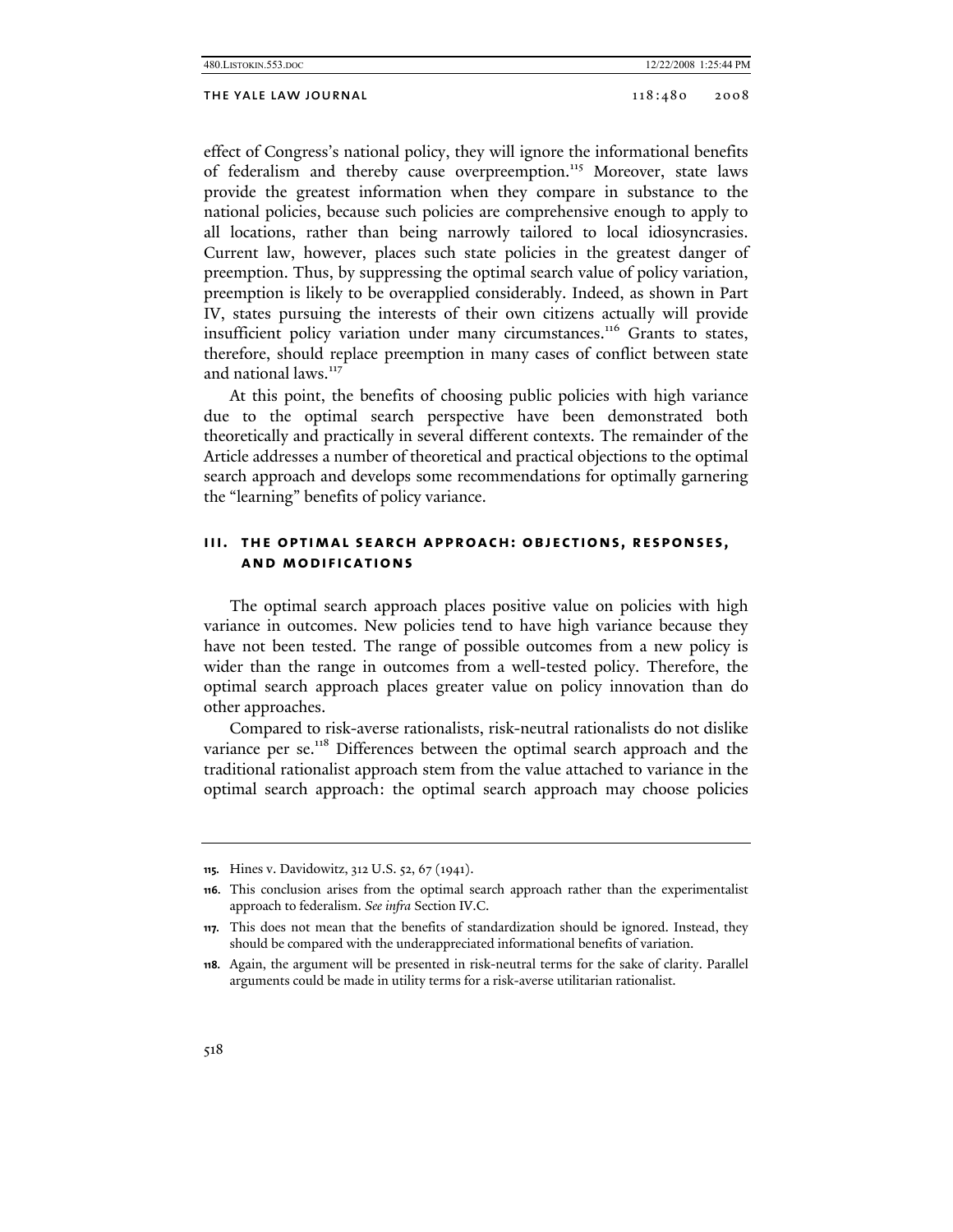effect of Congress's national policy, they will ignore the informational benefits of federalism and thereby cause overpreemption.[115] Moreover, state laws provide the greatest information when they compare in substance to the national policies, because such policies are comprehensive enough to apply to all locations, rather than being narrowly tailored to local idiosyncrasies. Current law, however, places such state policies in the greatest danger of preemption. Thus, by suppressing the optimal search value of policy variation, preemption is likely to be overapplied considerably. Indeed, as shown in Part IV, states pursuing the interests of their own citizens actually will provide insufficient policy variation under many circumstances.[116] Grants to states, therefore, should replace preemption in many cases of conflict between state and national laws.[117]

At this point, the benefits of choosing public policies with high variance due to the optimal search perspective have been demonstrated both theoretically and practically in several different contexts. The remainder of the Article addresses a number of theoretical and practical objections to the optimal search approach and develops some recommendations for optimally garnering the "learning" benefits of policy variance.

## III. THE OPTIMAL SEARCH APPROACH: OBJECTIONS, RESPONSES, AND MODIFICATIONS

The optimal search approach places positive value on policies with high variance in outcomes. New policies tend to have high variance because they have not been tested. The range of possible outcomes from a new policy is wider than the range in outcomes from a well-tested policy. Therefore, the optimal search approach places greater value on policy innovation than do other approaches.

Compared to risk-averse rationalists, risk-neutral rationalists do not dislike variance per se.[118] Differences between the optimal search approach and the traditional rationalist approach stem from the value attached to variance in the optimal search approach: the optimal search approach may choose policies

---

115. Hines v. Davidowitz, 312 U.S. 52, 67 (1941).

116. This conclusion arises from the optimal search approach rather than the experimentalist approach to federalism. *See infra* Section IV.C.

117. This does not mean that the benefits of standardization should be ignored. Instead, they should be compared with the underappreciated informational benefits of variation.

118. Again, the argument will be presented in risk-neutral terms for the sake of clarity. Parallel arguments could be made in utility terms for a risk-averse utilitarian rationalist.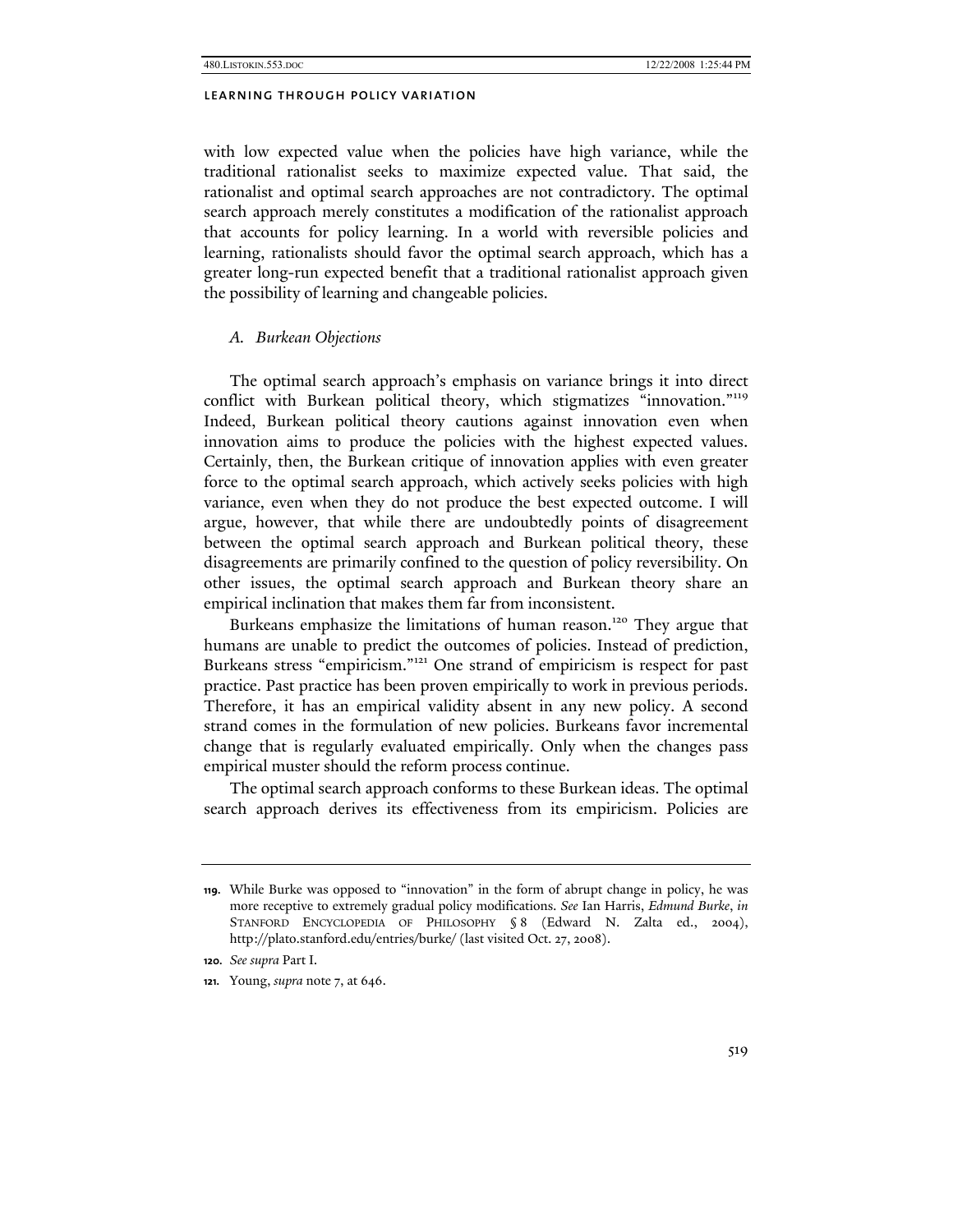with low expected value when the policies have high variance, while the traditional rationalist seeks to maximize expected value. That said, the rationalist and optimal search approaches are not contradictory. The optimal search approach merely constitutes a modification of the rationalist approach that accounts for policy learning. In a world with reversible policies and learning, rationalists should favor the optimal search approach, which has a greater long-run expected benefit that a traditional rationalist approach given the possibility of learning and changeable policies.

### *A. Burkean Objections*

The optimal search approach's emphasis on variance brings it into direct conflict with Burkean political theory, which stigmatizes "innovation."[119] Indeed, Burkean political theory cautions against innovation even when innovation aims to produce the policies with the highest expected values. Certainly, then, the Burkean critique of innovation applies with even greater force to the optimal search approach, which actively seeks policies with high variance, even when they do not produce the best expected outcome. I will argue, however, that while there are undoubtedly points of disagreement between the optimal search approach and Burkean political theory, these disagreements are primarily confined to the question of policy reversibility. On other issues, the optimal search approach and Burkean theory share an empirical inclination that makes them far from inconsistent.

Burkeans emphasize the limitations of human reason.[120] They argue that humans are unable to predict the outcomes of policies. Instead of prediction, Burkeans stress "empiricism."[121] One strand of empiricism is respect for past practice. Past practice has been proven empirically to work in previous periods. Therefore, it has an empirical validity absent in any new policy. A second strand comes in the formulation of new policies. Burkeans favor incremental change that is regularly evaluated empirically. Only when the changes pass empirical muster should the reform process continue.

The optimal search approach conforms to these Burkean ideas. The optimal search approach derives its effectiveness from its empiricism. Policies are

---

**119.** While Burke was opposed to "innovation" in the form of abrupt change in policy, he was more receptive to extremely gradual policy modifications. *See* Ian Harris, *Edmund Burke*, *in* STANFORD ENCYCLOPEDIA OF PHILOSOPHY § 8 (Edward N. Zalta ed., 2004), http://plato.stanford.edu/entries/burke/ (last visited Oct. 27, 2008).

**120.** *See supra* Part I.

**121.** Young, *supra* note 7, at 646.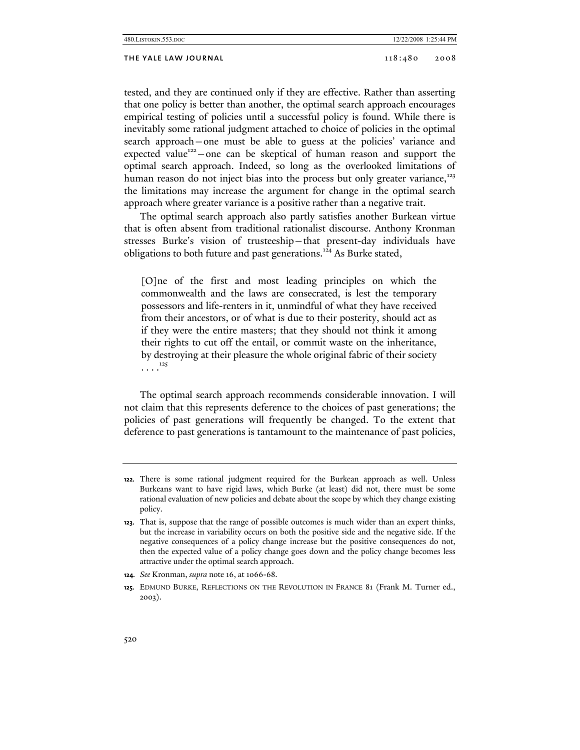tested, and they are continued only if they are effective. Rather than asserting that one policy is better than another, the optimal search approach encourages empirical testing of policies until a successful policy is found. While there is inevitably some rational judgment attached to choice of policies in the optimal search approach—one must be able to guess at the policies' variance and expected value[122]—one can be skeptical of human reason and support the optimal search approach. Indeed, so long as the overlooked limitations of human reason do not inject bias into the process but only greater variance,[123] the limitations may increase the argument for change in the optimal search approach where greater variance is a positive rather than a negative trait.

The optimal search approach also partly satisfies another Burkean virtue that is often absent from traditional rationalist discourse. Anthony Kronman stresses Burke's vision of trusteeship—that present-day individuals have obligations to both future and past generations.[124] As Burke stated,

> [O]ne of the first and most leading principles on which the commonwealth and the laws are consecrated, is lest the temporary possessors and life-renters in it, unmindful of what they have received from their ancestors, or of what is due to their posterity, should act as if they were the entire masters; that they should not think it among their rights to cut off the entail, or commit waste on the inheritance, by destroying at their pleasure the whole original fabric of their society . . . .[125]

The optimal search approach recommends considerable innovation. I will not claim that this represents deference to the choices of past generations; the policies of past generations will frequently be changed. To the extent that deference to past generations is tantamount to the maintenance of past policies,

---

**122.** There is some rational judgment required for the Burkean approach as well. Unless Burkeans want to have rigid laws, which Burke (at least) did not, there must be some rational evaluation of new policies and debate about the scope by which they change existing policy.

**123.** That is, suppose that the range of possible outcomes is much wider than an expert thinks, but the increase in variability occurs on both the positive side and the negative side. If the negative consequences of a policy change increase but the positive consequences do not, then the expected value of a policy change goes down and the policy change becomes less attractive under the optimal search approach.

**124.** *See* Kronman, *supra* note 16, at 1066-68.

**125.** EDMUND BURKE, REFLECTIONS ON THE REVOLUTION IN FRANCE 81 (Frank M. Turner ed., 2003).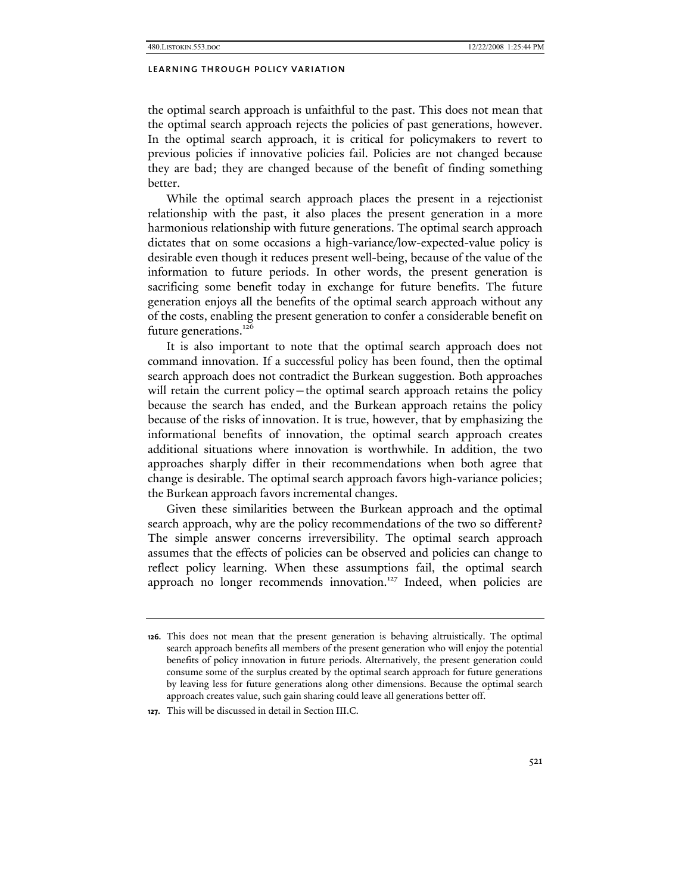the optimal search approach is unfaithful to the past. This does not mean that the optimal search approach rejects the policies of past generations, however. In the optimal search approach, it is critical for policymakers to revert to previous policies if innovative policies fail. Policies are not changed because they are bad; they are changed because of the benefit of finding something better.

While the optimal search approach places the present in a rejectionist relationship with the past, it also places the present generation in a more harmonious relationship with future generations. The optimal search approach dictates that on some occasions a high-variance/low-expected-value policy is desirable even though it reduces present well-being, because of the value of the information to future periods. In other words, the present generation is sacrificing some benefit today in exchange for future benefits. The future generation enjoys all the benefits of the optimal search approach without any of the costs, enabling the present generation to confer a considerable benefit on future generations.[126]

It is also important to note that the optimal search approach does not command innovation. If a successful policy has been found, then the optimal search approach does not contradict the Burkean suggestion. Both approaches will retain the current policy—the optimal search approach retains the policy because the search has ended, and the Burkean approach retains the policy because of the risks of innovation. It is true, however, that by emphasizing the informational benefits of innovation, the optimal search approach creates additional situations where innovation is worthwhile. In addition, the two approaches sharply differ in their recommendations when both agree that change is desirable. The optimal search approach favors high-variance policies; the Burkean approach favors incremental changes.

Given these similarities between the Burkean approach and the optimal search approach, why are the policy recommendations of the two so different? The simple answer concerns irreversibility. The optimal search approach assumes that the effects of policies can be observed and policies can change to reflect policy learning. When these assumptions fail, the optimal search approach no longer recommends innovation.[127] Indeed, when policies are

---

**126.** This does not mean that the present generation is behaving altruistically. The optimal search approach benefits all members of the present generation who will enjoy the potential benefits of policy innovation in future periods. Alternatively, the present generation could consume some of the surplus created by the optimal search approach for future generations by leaving less for future generations along other dimensions. Because the optimal search approach creates value, such gain sharing could leave all generations better off.

**127.** This will be discussed in detail in Section III.C.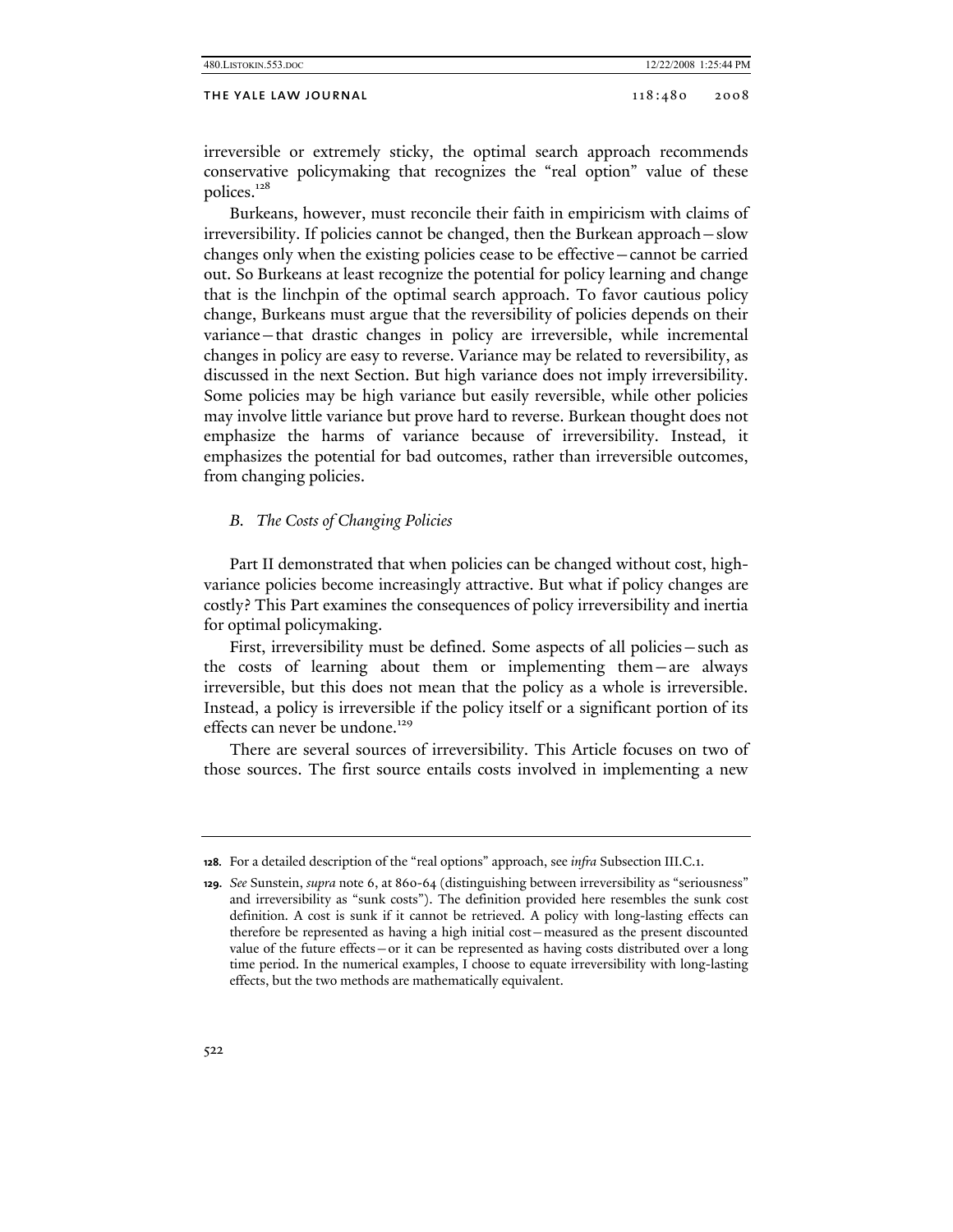irreversible or extremely sticky, the optimal search approach recommends conservative policymaking that recognizes the "real option" value of these polices.[128]

Burkeans, however, must reconcile their faith in empiricism with claims of irreversibility. If policies cannot be changed, then the Burkean approach—slow changes only when the existing policies cease to be effective—cannot be carried out. So Burkeans at least recognize the potential for policy learning and change that is the linchpin of the optimal search approach. To favor cautious policy change, Burkeans must argue that the reversibility of policies depends on their variance—that drastic changes in policy are irreversible, while incremental changes in policy are easy to reverse. Variance may be related to reversibility, as discussed in the next Section. But high variance does not imply irreversibility. Some policies may be high variance but easily reversible, while other policies may involve little variance but prove hard to reverse. Burkean thought does not emphasize the harms of variance because of irreversibility. Instead, it emphasizes the potential for bad outcomes, rather than irreversible outcomes, from changing policies.

### *B. The Costs of Changing Policies*

Part II demonstrated that when policies can be changed without cost, high-variance policies become increasingly attractive. But what if policy changes are costly? This Part examines the consequences of policy irreversibility and inertia for optimal policymaking.

First, irreversibility must be defined. Some aspects of all policies—such as the costs of learning about them or implementing them—are always irreversible, but this does not mean that the policy as a whole is irreversible. Instead, a policy is irreversible if the policy itself or a significant portion of its effects can never be undone.[129]

There are several sources of irreversibility. This Article focuses on two of those sources. The first source entails costs involved in implementing a new

---

**128.** For a detailed description of the "real options" approach, see *infra* Subsection III.C.1.

**129.** *See* Sunstein, *supra* note 6, at 860-64 (distinguishing between irreversibility as "seriousness" and irreversibility as "sunk costs"). The definition provided here resembles the sunk cost definition. A cost is sunk if it cannot be retrieved. A policy with long-lasting effects can therefore be represented as having a high initial cost—measured as the present discounted value of the future effects—or it can be represented as having costs distributed over a long time period. In the numerical examples, I choose to equate irreversibility with long-lasting effects, but the two methods are mathematically equivalent.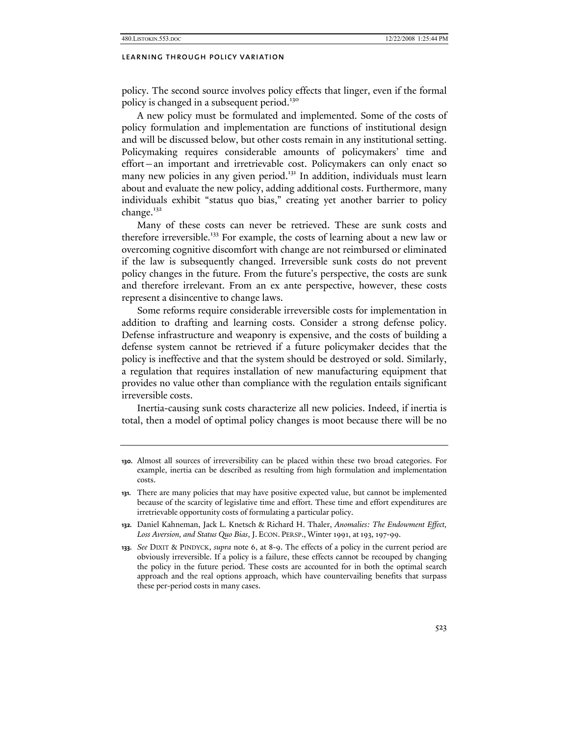policy. The second source involves policy effects that linger, even if the formal policy is changed in a subsequent period.[130]

A new policy must be formulated and implemented. Some of the costs of policy formulation and implementation are functions of institutional design and will be discussed below, but other costs remain in any institutional setting. Policymaking requires considerable amounts of policymakers' time and effort—an important and irretrievable cost. Policymakers can only enact so many new policies in any given period.[131] In addition, individuals must learn about and evaluate the new policy, adding additional costs. Furthermore, many individuals exhibit "status quo bias," creating yet another barrier to policy change.[132]

Many of these costs can never be retrieved. These are sunk costs and therefore irreversible.[133] For example, the costs of learning about a new law or overcoming cognitive discomfort with change are not reimbursed or eliminated if the law is subsequently changed. Irreversible sunk costs do not prevent policy changes in the future. From the future's perspective, the costs are sunk and therefore irrelevant. From an ex ante perspective, however, these costs represent a disincentive to change laws.

Some reforms require considerable irreversible costs for implementation in addition to drafting and learning costs. Consider a strong defense policy. Defense infrastructure and weaponry is expensive, and the costs of building a defense system cannot be retrieved if a future policymaker decides that the policy is ineffective and that the system should be destroyed or sold. Similarly, a regulation that requires installation of new manufacturing equipment that provides no value other than compliance with the regulation entails significant irreversible costs.

Inertia-causing sunk costs characterize all new policies. Indeed, if inertia is total, then a model of optimal policy changes is moot because there will be no

---

**130.** Almost all sources of irreversibility can be placed within these two broad categories. For example, inertia can be described as resulting from high formulation and implementation costs.

**131.** There are many policies that may have positive expected value, but cannot be implemented because of the scarcity of legislative time and effort. These time and effort expenditures are irretrievable opportunity costs of formulating a particular policy.

**132.** Daniel Kahneman, Jack L. Knetsch & Richard H. Thaler, *Anomalies: The Endowment Effect, Loss Aversion, and Status Quo Bias*, J. ECON. PERSP., Winter 1991, at 193, 197-99.

**133.** *See* DIXIT & PINDYCK, *supra* note 6, at 8-9. The effects of a policy in the current period are obviously irreversible. If a policy is a failure, these effects cannot be recouped by changing the policy in the future period. These costs are accounted for in both the optimal search approach and the real options approach, which have countervailing benefits that surpass these per-period costs in many cases.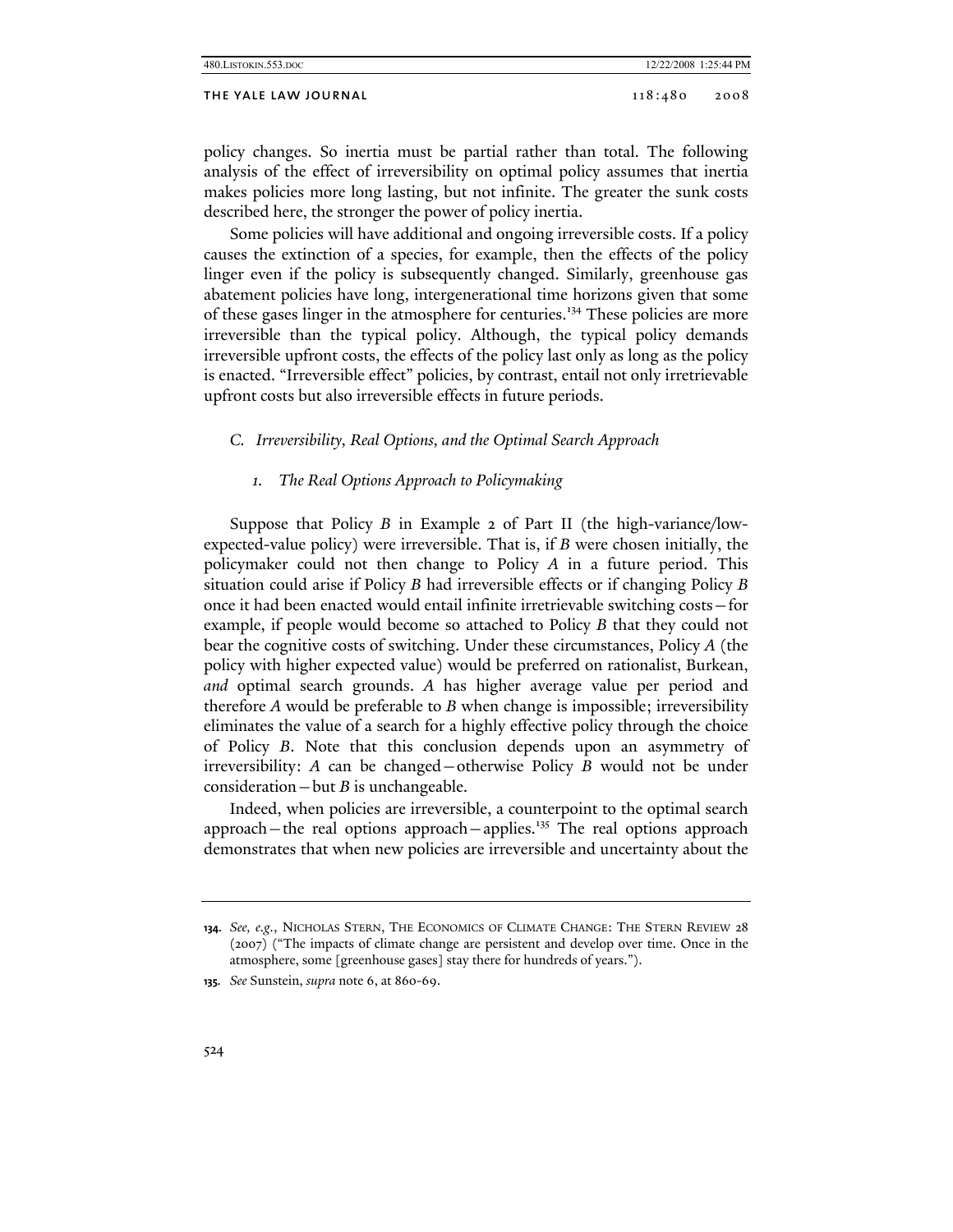policy changes. So inertia must be partial rather than total. The following analysis of the effect of irreversibility on optimal policy assumes that inertia makes policies more long lasting, but not infinite. The greater the sunk costs described here, the stronger the power of policy inertia.

Some policies will have additional and ongoing irreversible costs. If a policy causes the extinction of a species, for example, then the effects of the policy linger even if the policy is subsequently changed. Similarly, greenhouse gas abatement policies have long, intergenerational time horizons given that some of these gases linger in the atmosphere for centuries.[134] These policies are more irreversible than the typical policy. Although, the typical policy demands irreversible upfront costs, the effects of the policy last only as long as the policy is enacted. "Irreversible effect" policies, by contrast, entail not only irretrievable upfront costs but also irreversible effects in future periods.

### *C. Irreversibility, Real Options, and the Optimal Search Approach*

#### *1. The Real Options Approach to Policymaking*

Suppose that Policy *B* in Example 2 of Part II (the high-variance/low-expected-value policy) were irreversible. That is, if *B* were chosen initially, the policymaker could not then change to Policy *A* in a future period. This situation could arise if Policy *B* had irreversible effects or if changing Policy *B* once it had been enacted would entail infinite irretrievable switching costs—for example, if people would become so attached to Policy *B* that they could not bear the cognitive costs of switching. Under these circumstances, Policy *A* (the policy with higher expected value) would be preferred on rationalist, Burkean, *and* optimal search grounds. *A* has higher average value per period and therefore *A* would be preferable to *B* when change is impossible; irreversibility eliminates the value of a search for a highly effective policy through the choice of Policy *B*. Note that this conclusion depends upon an asymmetry of irreversibility: *A* can be changed—otherwise Policy *B* would not be under consideration—but *B* is unchangeable.

Indeed, when policies are irreversible, a counterpoint to the optimal search approach—the real options approach—applies.[135] The real options approach demonstrates that when new policies are irreversible and uncertainty about the

---

**134.** *See, e.g.*, NICHOLAS STERN, THE ECONOMICS OF CLIMATE CHANGE: THE STERN REVIEW 28 (2007) ("The impacts of climate change are persistent and develop over time. Once in the atmosphere, some [greenhouse gases] stay there for hundreds of years.").

**135.** *See* Sunstein, *supra* note 6, at 860-69.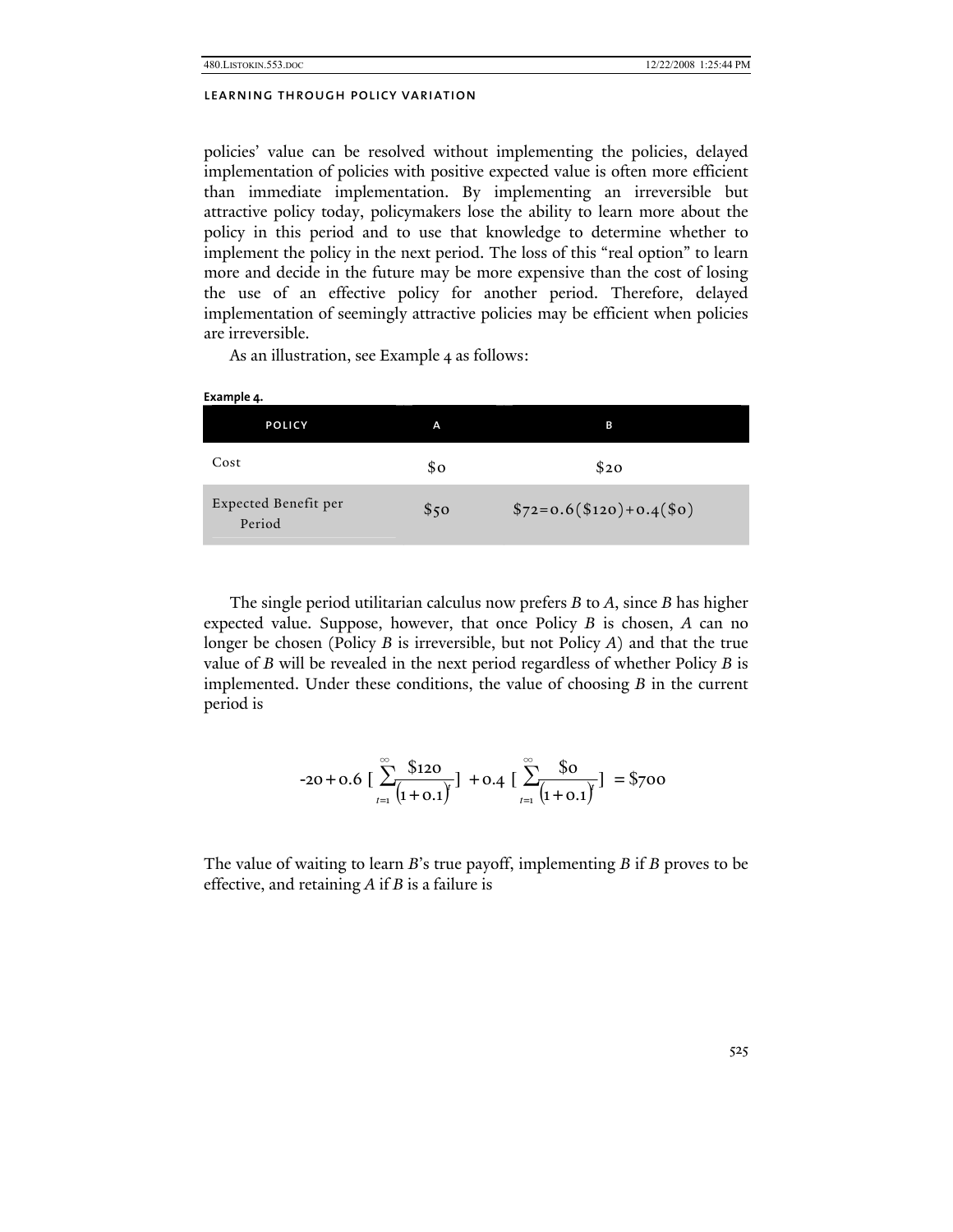policies' value can be resolved without implementing the policies, delayed implementation of policies with positive expected value is often more efficient than immediate implementation. By implementing an irreversible but attractive policy today, policymakers lose the ability to learn more about the policy in this period and to use that knowledge to determine whether to implement the policy in the next period. The loss of this "real option" to learn more and decide in the future may be more expensive than the cost of losing the use of an effective policy for another period. Therefore, delayed implementation of seemingly attractive policies may be efficient when policies are irreversible.

As an illustration, see Example 4 as follows:

**Example 4.**

| POLICY | A | B |
|---|---|---|
| Cost | \$0 | \$20 |
| Expected Benefit per Period | \$50 | \$72=0.6(\$120)+0.4(\$0) |

The single period utilitarian calculus now prefers *B* to *A*, since *B* has higher expected value. Suppose, however, that once Policy *B* is chosen, *A* can no longer be chosen (Policy *B* is irreversible, but not Policy *A*) and that the true value of *B* will be revealed in the next period regardless of whether Policy *B* is implemented. Under these conditions, the value of choosing *B* in the current period is

$$-20 + 0.6\ [\sum_{t=1}^{\infty} \frac{\$120}{(1+0.1)^t}]\ + 0.4\ [\sum_{t=1}^{\infty} \frac{\$0}{(1+0.1)^t}]\ = \$700$$

The value of waiting to learn *B*'s true payoff, implementing *B* if *B* proves to be effective, and retaining *A* if *B* is a failure is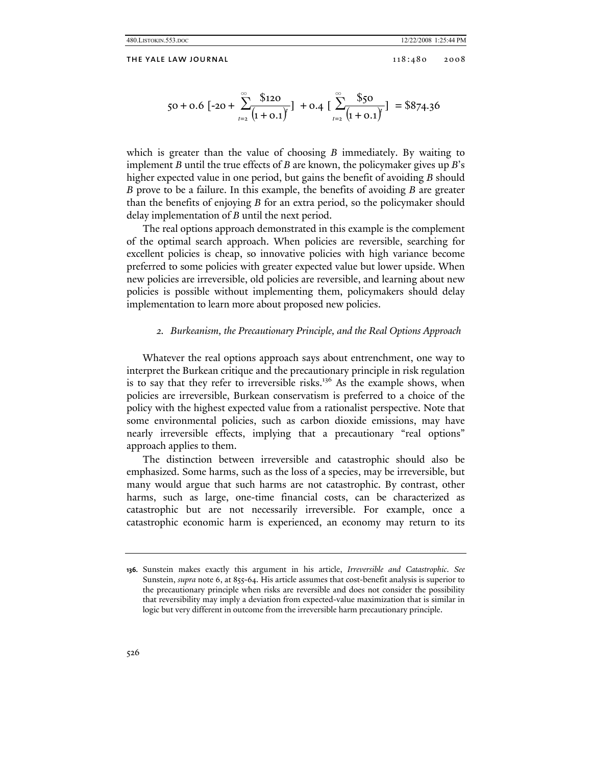$$50 + 0.6\ [-20 + \sum_{t=2}^{\infty} \frac{\$120}{(1+0.1)^t}]\ + 0.4\ [\ \sum_{t=2}^{\infty} \frac{\$50}{(1+0.1)^t}]\ = \$874.36$$

which is greater than the value of choosing *B* immediately. By waiting to implement *B* until the true effects of *B* are known, the policymaker gives up *B*'s higher expected value in one period, but gains the benefit of avoiding *B* should *B* prove to be a failure. In this example, the benefits of avoiding *B* are greater than the benefits of enjoying *B* for an extra period, so the policymaker should delay implementation of *B* until the next period.

The real options approach demonstrated in this example is the complement of the optimal search approach. When policies are reversible, searching for excellent policies is cheap, so innovative policies with high variance become preferred to some policies with greater expected value but lower upside. When new policies are irreversible, old policies are reversible, and learning about new policies is possible without implementing them, policymakers should delay implementation to learn more about proposed new policies.

### *2. Burkeanism, the Precautionary Principle, and the Real Options Approach*

Whatever the real options approach says about entrenchment, one way to interpret the Burkean critique and the precautionary principle in risk regulation is to say that they refer to irreversible risks.[136] As the example shows, when policies are irreversible, Burkean conservatism is preferred to a choice of the policy with the highest expected value from a rationalist perspective. Note that some environmental policies, such as carbon dioxide emissions, may have nearly irreversible effects, implying that a precautionary "real options" approach applies to them.

The distinction between irreversible and catastrophic should also be emphasized. Some harms, such as the loss of a species, may be irreversible, but many would argue that such harms are not catastrophic. By contrast, other harms, such as large, one-time financial costs, can be characterized as catastrophic but are not necessarily irreversible. For example, once a catastrophic economic harm is experienced, an economy may return to its

---

**136.** Sunstein makes exactly this argument in his article, *Irreversible and Catastrophic*. *See* Sunstein, *supra* note 6, at 855-64. His article assumes that cost-benefit analysis is superior to the precautionary principle when risks are reversible and does not consider the possibility that reversibility may imply a deviation from expected-value maximization that is similar in logic but very different in outcome from the irreversible harm precautionary principle.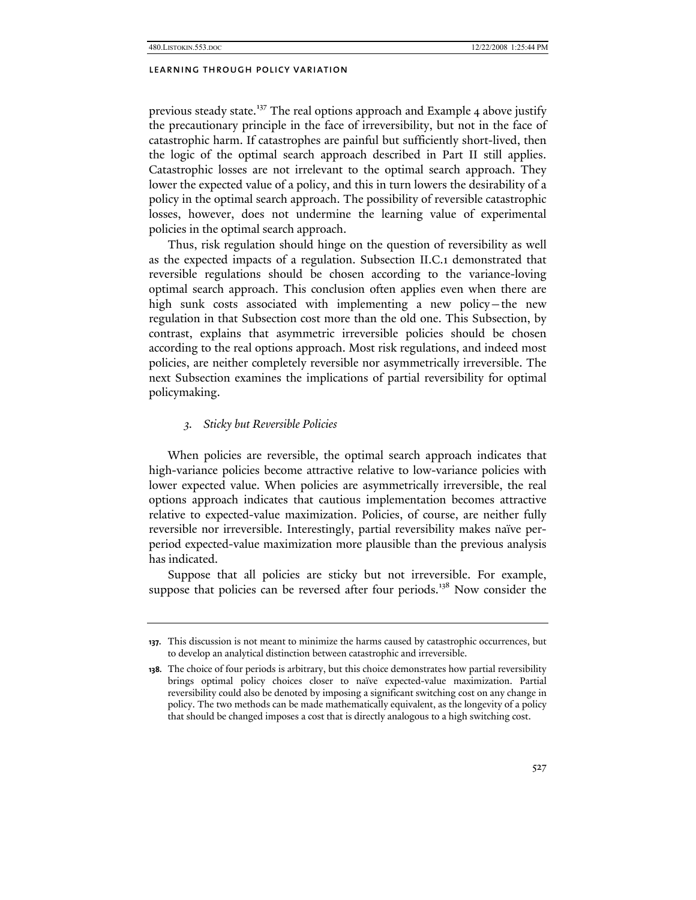previous steady state.[137] The real options approach and Example 4 above justify the precautionary principle in the face of irreversibility, but not in the face of catastrophic harm. If catastrophes are painful but sufficiently short-lived, then the logic of the optimal search approach described in Part II still applies. Catastrophic losses are not irrelevant to the optimal search approach. They lower the expected value of a policy, and this in turn lowers the desirability of a policy in the optimal search approach. The possibility of reversible catastrophic losses, however, does not undermine the learning value of experimental policies in the optimal search approach.

Thus, risk regulation should hinge on the question of reversibility as well as the expected impacts of a regulation. Subsection II.C.1 demonstrated that reversible regulations should be chosen according to the variance-loving optimal search approach. This conclusion often applies even when there are high sunk costs associated with implementing a new policy—the new regulation in that Subsection cost more than the old one. This Subsection, by contrast, explains that asymmetric irreversible policies should be chosen according to the real options approach. Most risk regulations, and indeed most policies, are neither completely reversible nor asymmetrically irreversible. The next Subsection examines the implications of partial reversibility for optimal policymaking.

### 3. *Sticky but Reversible Policies*

When policies are reversible, the optimal search approach indicates that high-variance policies become attractive relative to low-variance policies with lower expected value. When policies are asymmetrically irreversible, the real options approach indicates that cautious implementation becomes attractive relative to expected-value maximization. Policies, of course, are neither fully reversible nor irreversible. Interestingly, partial reversibility makes naïve per-period expected-value maximization more plausible than the previous analysis has indicated.

Suppose that all policies are sticky but not irreversible. For example, suppose that policies can be reversed after four periods.[138] Now consider the

---

137. This discussion is not meant to minimize the harms caused by catastrophic occurrences, but to develop an analytical distinction between catastrophic and irreversible.

138. The choice of four periods is arbitrary, but this choice demonstrates how partial reversibility brings optimal policy choices closer to naïve expected-value maximization. Partial reversibility could also be denoted by imposing a significant switching cost on any change in policy. The two methods can be made mathematically equivalent, as the longevity of a policy that should be changed imposes a cost that is directly analogous to a high switching cost.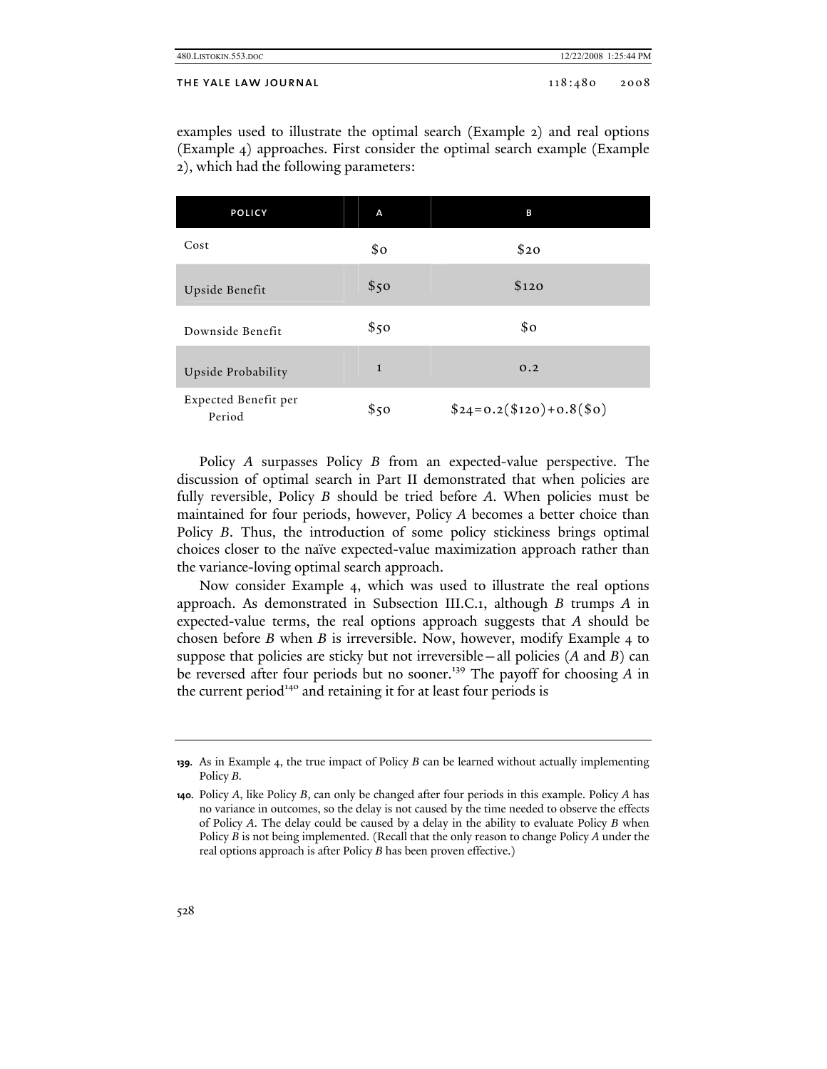examples used to illustrate the optimal search (Example 2) and real options (Example 4) approaches. First consider the optimal search example (Example 2), which had the following parameters:

| POLICY | A | B |
|---|---|---|
| Cost | \$0 | \$20 |
| Upside Benefit | \$50 | \$120 |
| Downside Benefit | \$50 | \$0 |
| Upside Probability | 1 | 0.2 |
| Expected Benefit per Period | \$50 | \$24=0.2(\$120)+0.8(\$0) |

Policy *A* surpasses Policy *B* from an expected-value perspective. The discussion of optimal search in Part II demonstrated that when policies are fully reversible, Policy *B* should be tried before *A*. When policies must be maintained for four periods, however, Policy *A* becomes a better choice than Policy *B*. Thus, the introduction of some policy stickiness brings optimal choices closer to the naïve expected-value maximization approach rather than the variance-loving optimal search approach.

Now consider Example 4, which was used to illustrate the real options approach. As demonstrated in Subsection III.C.1, although *B* trumps *A* in expected-value terms, the real options approach suggests that *A* should be chosen before *B* when *B* is irreversible. Now, however, modify Example 4 to suppose that policies are sticky but not irreversible—all policies (*A* and *B*) can be reversed after four periods but no sooner.[139] The payoff for choosing *A* in the current period[140] and retaining it for at least four periods is

---

139. As in Example 4, the true impact of Policy *B* can be learned without actually implementing Policy *B*.

140. Policy *A*, like Policy *B*, can only be changed after four periods in this example. Policy *A* has no variance in outcomes, so the delay is not caused by the time needed to observe the effects of Policy *A*. The delay could be caused by a delay in the ability to evaluate Policy *B* when Policy *B* is not being implemented. (Recall that the only reason to change Policy *A* under the real options approach is after Policy *B* has been proven effective.)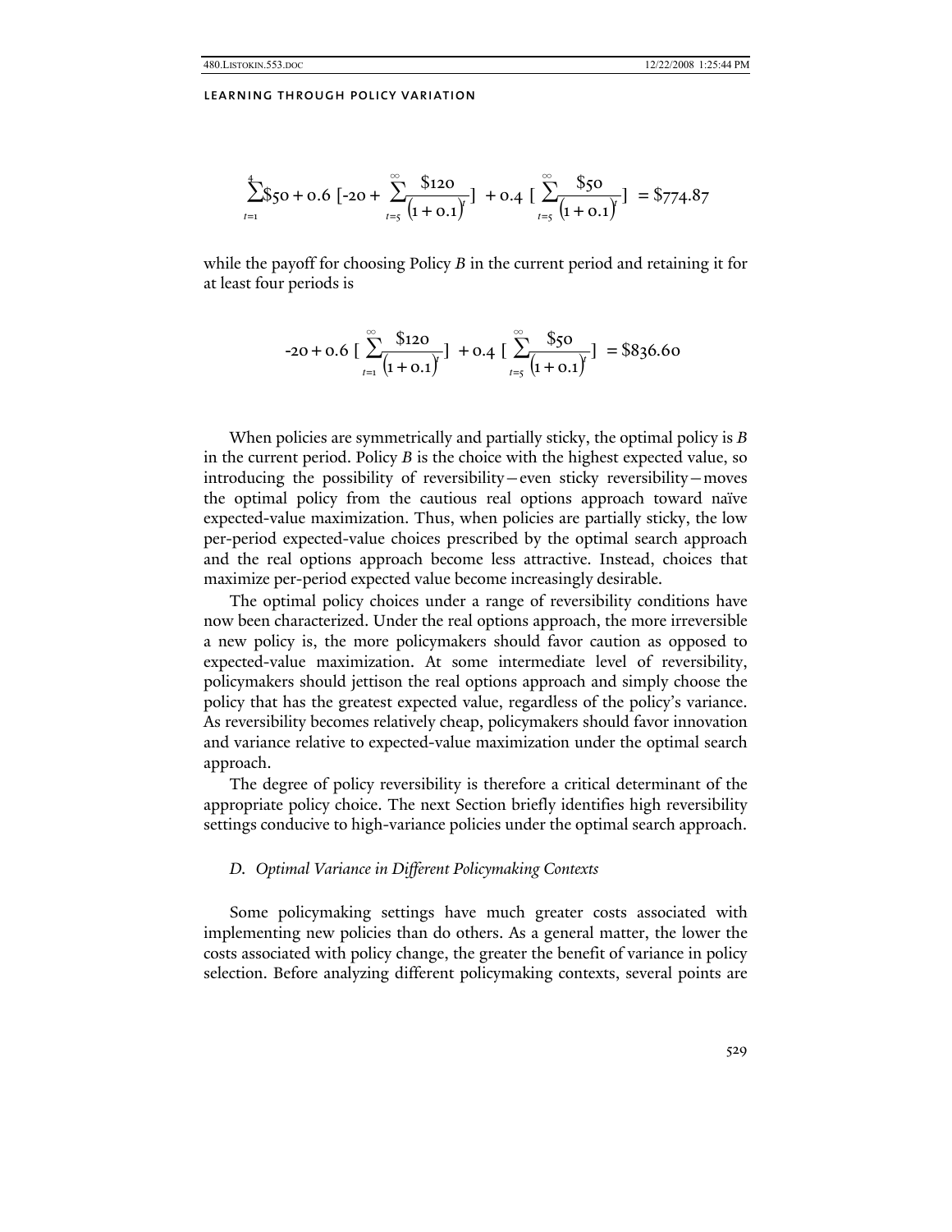$$\sum_{t=1}^{4} \$50 + 0.6\ [-20 + \sum_{t=5}^{\infty} \frac{\$120}{(1+0.1)^t}]\ + 0.4\ [\sum_{t=5}^{\infty} \frac{\$50}{(1+0.1)^t}]\ = \$774.87$$

while the payoff for choosing Policy *B* in the current period and retaining it for at least four periods is

$$-20 + 0.6\ [\sum_{t=1}^{\infty} \frac{\$120}{(1+0.1)^t}]\ + 0.4\ [\sum_{t=5}^{\infty} \frac{\$50}{(1+0.1)^t}]\ = \$836.60$$

When policies are symmetrically and partially sticky, the optimal policy is *B* in the current period. Policy *B* is the choice with the highest expected value, so introducing the possibility of reversibility—even sticky reversibility—moves the optimal policy from the cautious real options approach toward naïve expected-value maximization. Thus, when policies are partially sticky, the low per-period expected-value choices prescribed by the optimal search approach and the real options approach become less attractive. Instead, choices that maximize per-period expected value become increasingly desirable.

The optimal policy choices under a range of reversibility conditions have now been characterized. Under the real options approach, the more irreversible a new policy is, the more policymakers should favor caution as opposed to expected-value maximization. At some intermediate level of reversibility, policymakers should jettison the real options approach and simply choose the policy that has the greatest expected value, regardless of the policy's variance. As reversibility becomes relatively cheap, policymakers should favor innovation and variance relative to expected-value maximization under the optimal search approach.

The degree of policy reversibility is therefore a critical determinant of the appropriate policy choice. The next Section briefly identifies high reversibility settings conducive to high-variance policies under the optimal search approach.

### *D. Optimal Variance in Different Policymaking Contexts*

Some policymaking settings have much greater costs associated with implementing new policies than do others. As a general matter, the lower the costs associated with policy change, the greater the benefit of variance in policy selection. Before analyzing different policymaking contexts, several points are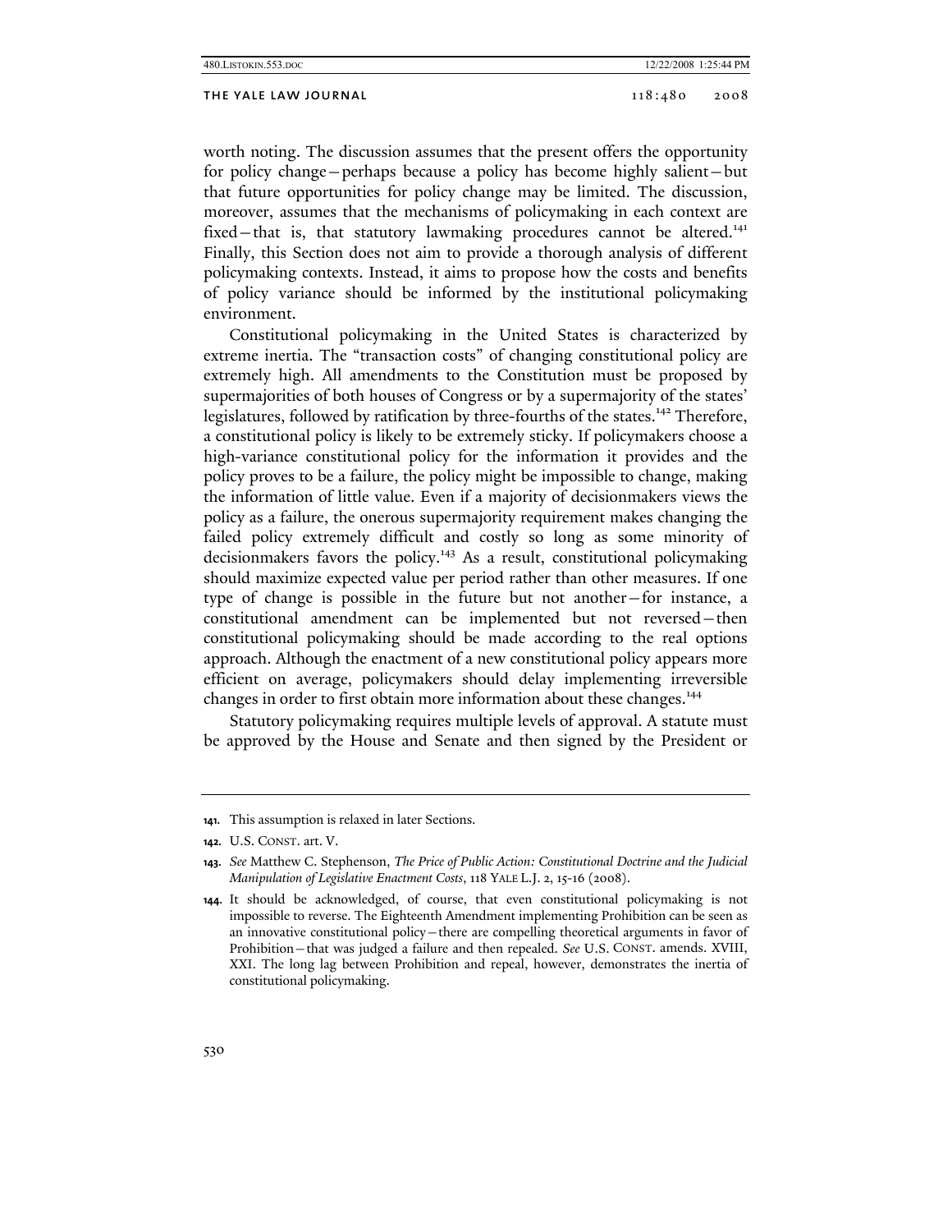worth noting. The discussion assumes that the present offers the opportunity for policy change—perhaps because a policy has become highly salient—but that future opportunities for policy change may be limited. The discussion, moreover, assumes that the mechanisms of policymaking in each context are fixed—that is, that statutory lawmaking procedures cannot be altered.[141] Finally, this Section does not aim to provide a thorough analysis of different policymaking contexts. Instead, it aims to propose how the costs and benefits of policy variance should be informed by the institutional policymaking environment.

Constitutional policymaking in the United States is characterized by extreme inertia. The "transaction costs" of changing constitutional policy are extremely high. All amendments to the Constitution must be proposed by supermajorities of both houses of Congress or by a supermajority of the states' legislatures, followed by ratification by three-fourths of the states.[142] Therefore, a constitutional policy is likely to be extremely sticky. If policymakers choose a high-variance constitutional policy for the information it provides and the policy proves to be a failure, the policy might be impossible to change, making the information of little value. Even if a majority of decisionmakers views the policy as a failure, the onerous supermajority requirement makes changing the failed policy extremely difficult and costly so long as some minority of decisionmakers favors the policy.[143] As a result, constitutional policymaking should maximize expected value per period rather than other measures. If one type of change is possible in the future but not another—for instance, a constitutional amendment can be implemented but not reversed—then constitutional policymaking should be made according to the real options approach. Although the enactment of a new constitutional policy appears more efficient on average, policymakers should delay implementing irreversible changes in order to first obtain more information about these changes.[144]

Statutory policymaking requires multiple levels of approval. A statute must be approved by the House and Senate and then signed by the President or

---

**141.** This assumption is relaxed in later Sections.

**142.** U.S. CONST. art. V.

**143.** *See* Matthew C. Stephenson, *The Price of Public Action: Constitutional Doctrine and the Judicial Manipulation of Legislative Enactment Costs*, 118 YALE L.J. 2, 15-16 (2008).

**144.** It should be acknowledged, of course, that even constitutional policymaking is not impossible to reverse. The Eighteenth Amendment implementing Prohibition can be seen as an innovative constitutional policy—there are compelling theoretical arguments in favor of Prohibition—that was judged a failure and then repealed. *See* U.S. CONST. amends. XVIII, XXI. The long lag between Prohibition and repeal, however, demonstrates the inertia of constitutional policymaking.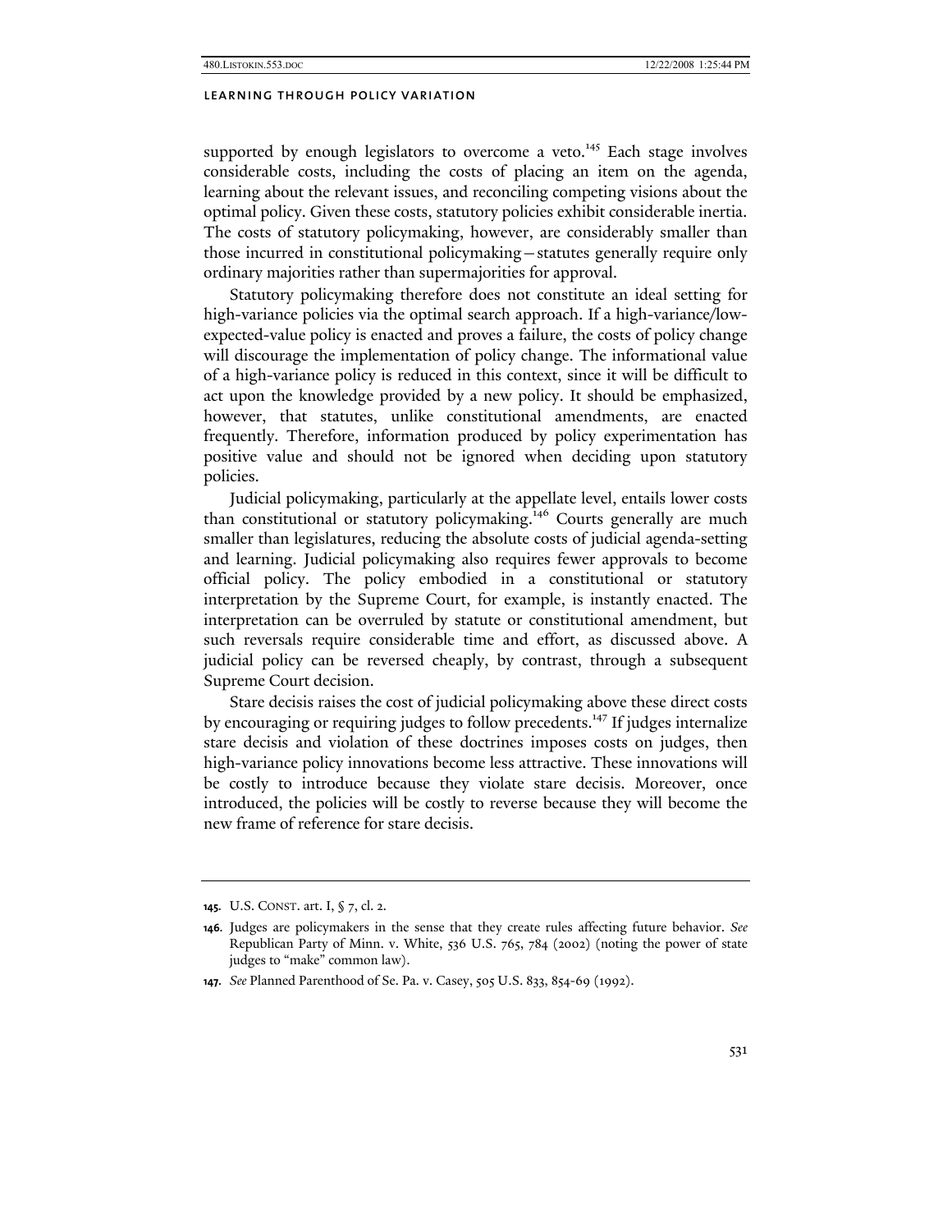supported by enough legislators to overcome a veto.[145] Each stage involves considerable costs, including the costs of placing an item on the agenda, learning about the relevant issues, and reconciling competing visions about the optimal policy. Given these costs, statutory policies exhibit considerable inertia. The costs of statutory policymaking, however, are considerably smaller than those incurred in constitutional policymaking—statutes generally require only ordinary majorities rather than supermajorities for approval.

Statutory policymaking therefore does not constitute an ideal setting for high-variance policies via the optimal search approach. If a high-variance/low-expected-value policy is enacted and proves a failure, the costs of policy change will discourage the implementation of policy change. The informational value of a high-variance policy is reduced in this context, since it will be difficult to act upon the knowledge provided by a new policy. It should be emphasized, however, that statutes, unlike constitutional amendments, are enacted frequently. Therefore, information produced by policy experimentation has positive value and should not be ignored when deciding upon statutory policies.

Judicial policymaking, particularly at the appellate level, entails lower costs than constitutional or statutory policymaking.[146] Courts generally are much smaller than legislatures, reducing the absolute costs of judicial agenda-setting and learning. Judicial policymaking also requires fewer approvals to become official policy. The policy embodied in a constitutional or statutory interpretation by the Supreme Court, for example, is instantly enacted. The interpretation can be overruled by statute or constitutional amendment, but such reversals require considerable time and effort, as discussed above. A judicial policy can be reversed cheaply, by contrast, through a subsequent Supreme Court decision.

Stare decisis raises the cost of judicial policymaking above these direct costs by encouraging or requiring judges to follow precedents.[147] If judges internalize stare decisis and violation of these doctrines imposes costs on judges, then high-variance policy innovations become less attractive. These innovations will be costly to introduce because they violate stare decisis. Moreover, once introduced, the policies will be costly to reverse because they will become the new frame of reference for stare decisis.

---

**145.** U.S. CONST. art. I, § 7, cl. 2.

**146.** Judges are policymakers in the sense that they create rules affecting future behavior. *See* Republican Party of Minn. v. White, 536 U.S. 765, 784 (2002) (noting the power of state judges to "make" common law).

**147.** *See* Planned Parenthood of Se. Pa. v. Casey, 505 U.S. 833, 854-69 (1992).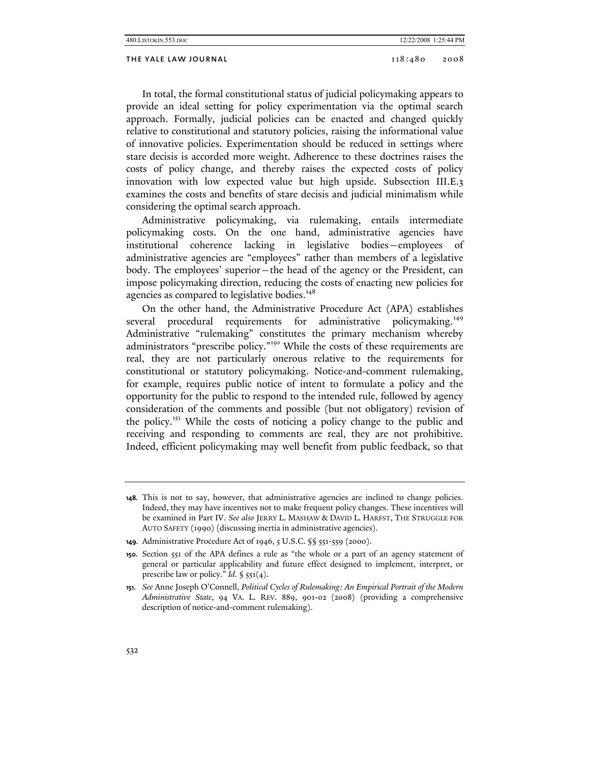In total, the formal constitutional status of judicial policymaking appears to provide an ideal setting for policy experimentation via the optimal search approach. Formally, judicial policies can be enacted and changed quickly relative to constitutional and statutory policies, raising the informational value of innovative policies. Experimentation should be reduced in settings where stare decisis is accorded more weight. Adherence to these doctrines raises the costs of policy change, and thereby raises the expected costs of policy innovation with low expected value but high upside. Subsection III.E.3 examines the costs and benefits of stare decisis and judicial minimalism while considering the optimal search approach.

Administrative policymaking, via rulemaking, entails intermediate policymaking costs. On the one hand, administrative agencies have institutional coherence lacking in legislative bodies—employees of administrative agencies are "employees" rather than members of a legislative body. The employees' superior—the head of the agency or the President, can impose policymaking direction, reducing the costs of enacting new policies for agencies as compared to legislative bodies.[148]

On the other hand, the Administrative Procedure Act (APA) establishes several procedural requirements for administrative policymaking.[149] Administrative "rulemaking" constitutes the primary mechanism whereby administrators "prescribe policy."[150] While the costs of these requirements are real, they are not particularly onerous relative to the requirements for constitutional or statutory policymaking. Notice-and-comment rulemaking, for example, requires public notice of intent to formulate a policy and the opportunity for the public to respond to the intended rule, followed by agency consideration of the comments and possible (but not obligatory) revision of the policy.[151] While the costs of noticing a policy change to the public and receiving and responding to comments are real, they are not prohibitive. Indeed, efficient policymaking may well benefit from public feedback, so that

---

**148.** This is not to say, however, that administrative agencies are inclined to change policies. Indeed, they may have incentives not to make frequent policy changes. These incentives will be examined in Part IV. *See also* JERRY L. MASHAW & DAVID L. HARFST, THE STRUGGLE FOR AUTO SAFETY (1990) (discussing inertia in administrative agencies).

**149.** Administrative Procedure Act of 1946, 5 U.S.C. §§ 551-559 (2000).

**150.** Section 551 of the APA defines a rule as "the whole or a part of an agency statement of general or particular applicability and future effect designed to implement, interpret, or prescribe law or policy." *Id.* § 551(4).

**151.** *See* Anne Joseph O'Connell, *Political Cycles of Rulemaking: An Empirical Portrait of the Modern Administrative State*, 94 VA. L. REV. 889, 901-02 (2008) (providing a comprehensive description of notice-and-comment rulemaking).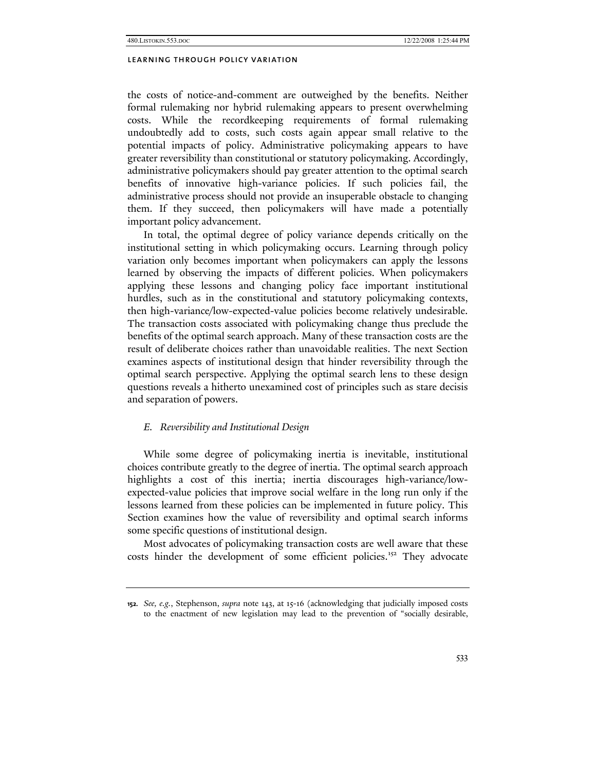the costs of notice-and-comment are outweighed by the benefits. Neither formal rulemaking nor hybrid rulemaking appears to present overwhelming costs. While the recordkeeping requirements of formal rulemaking undoubtedly add to costs, such costs again appear small relative to the potential impacts of policy. Administrative policymaking appears to have greater reversibility than constitutional or statutory policymaking. Accordingly, administrative policymakers should pay greater attention to the optimal search benefits of innovative high-variance policies. If such policies fail, the administrative process should not provide an insuperable obstacle to changing them. If they succeed, then policymakers will have made a potentially important policy advancement.

In total, the optimal degree of policy variance depends critically on the institutional setting in which policymaking occurs. Learning through policy variation only becomes important when policymakers can apply the lessons learned by observing the impacts of different policies. When policymakers applying these lessons and changing policy face important institutional hurdles, such as in the constitutional and statutory policymaking contexts, then high-variance/low-expected-value policies become relatively undesirable. The transaction costs associated with policymaking change thus preclude the benefits of the optimal search approach. Many of these transaction costs are the result of deliberate choices rather than unavoidable realities. The next Section examines aspects of institutional design that hinder reversibility through the optimal search perspective. Applying the optimal search lens to these design questions reveals a hitherto unexamined cost of principles such as stare decisis and separation of powers.

### *E. Reversibility and Institutional Design*

While some degree of policymaking inertia is inevitable, institutional choices contribute greatly to the degree of inertia. The optimal search approach highlights a cost of this inertia; inertia discourages high-variance/low-expected-value policies that improve social welfare in the long run only if the lessons learned from these policies can be implemented in future policy. This Section examines how the value of reversibility and optimal search informs some specific questions of institutional design.

Most advocates of policymaking transaction costs are well aware that these costs hinder the development of some efficient policies.[152] They advocate

---

**152.** *See, e.g.*, Stephenson, *supra* note 143, at 15-16 (acknowledging that judicially imposed costs to the enactment of new legislation may lead to the prevention of "socially desirable,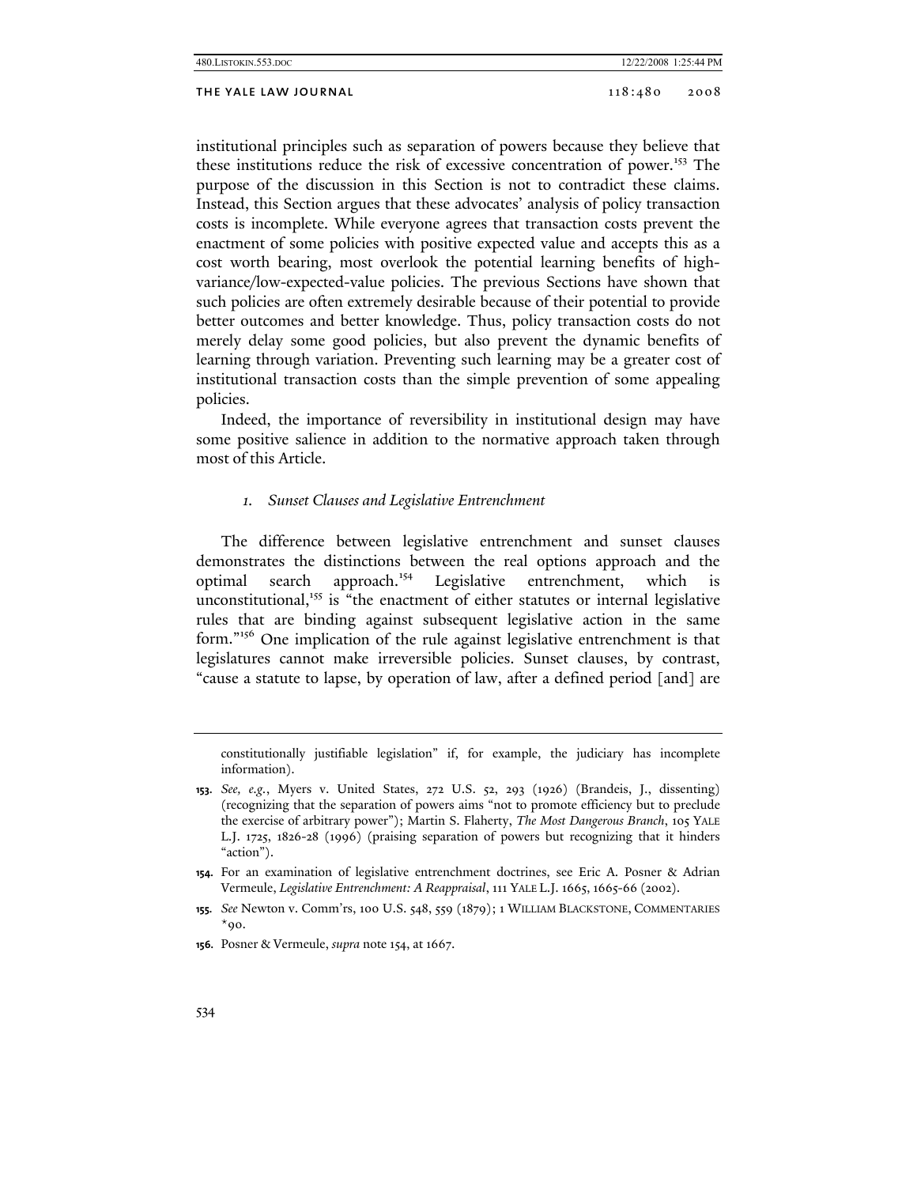institutional principles such as separation of powers because they believe that these institutions reduce the risk of excessive concentration of power.[153] The purpose of the discussion in this Section is not to contradict these claims. Instead, this Section argues that these advocates' analysis of policy transaction costs is incomplete. While everyone agrees that transaction costs prevent the enactment of some policies with positive expected value and accepts this as a cost worth bearing, most overlook the potential learning benefits of high-variance/low-expected-value policies. The previous Sections have shown that such policies are often extremely desirable because of their potential to provide better outcomes and better knowledge. Thus, policy transaction costs do not merely delay some good policies, but also prevent the dynamic benefits of learning through variation. Preventing such learning may be a greater cost of institutional transaction costs than the simple prevention of some appealing policies.

Indeed, the importance of reversibility in institutional design may have some positive salience in addition to the normative approach taken through most of this Article.

### *1. Sunset Clauses and Legislative Entrenchment*

The difference between legislative entrenchment and sunset clauses demonstrates the distinctions between the real options approach and the optimal search approach.[154] Legislative entrenchment, which is unconstitutional,[155] is "the enactment of either statutes or internal legislative rules that are binding against subsequent legislative action in the same form."[156] One implication of the rule against legislative entrenchment is that legislatures cannot make irreversible policies. Sunset clauses, by contrast, "cause a statute to lapse, by operation of law, after a defined period [and] are

---

constitutionally justifiable legislation" if, for example, the judiciary has incomplete information).

**153.** *See, e.g.*, Myers v. United States, 272 U.S. 52, 293 (1926) (Brandeis, J., dissenting) (recognizing that the separation of powers aims "not to promote efficiency but to preclude the exercise of arbitrary power"); Martin S. Flaherty, *The Most Dangerous Branch*, 105 YALE L.J. 1725, 1826-28 (1996) (praising separation of powers but recognizing that it hinders "action").

**154.** For an examination of legislative entrenchment doctrines, see Eric A. Posner & Adrian Vermeule, *Legislative Entrenchment: A Reappraisal*, 111 YALE L.J. 1665, 1665-66 (2002).

**155.** *See* Newton v. Comm'rs, 100 U.S. 548, 559 (1879); 1 WILLIAM BLACKSTONE, COMMENTARIES *90.

**156.** Posner & Vermeule, *supra* note 154, at 1667.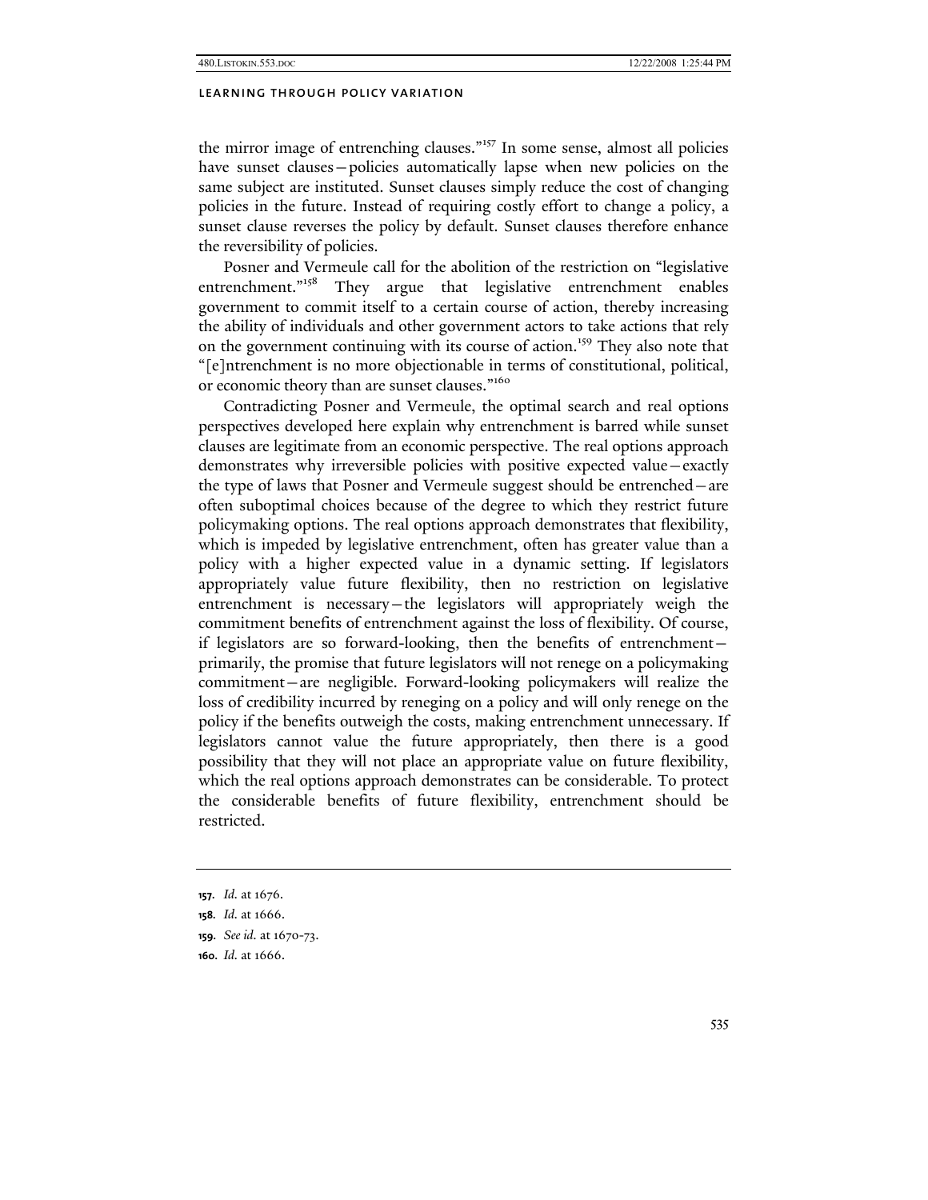the mirror image of entrenching clauses."[157] In some sense, almost all policies have sunset clauses—policies automatically lapse when new policies on the same subject are instituted. Sunset clauses simply reduce the cost of changing policies in the future. Instead of requiring costly effort to change a policy, a sunset clause reverses the policy by default. Sunset clauses therefore enhance the reversibility of policies.

Posner and Vermeule call for the abolition of the restriction on "legislative entrenchment."[158] They argue that legislative entrenchment enables government to commit itself to a certain course of action, thereby increasing the ability of individuals and other government actors to take actions that rely on the government continuing with its course of action.[159] They also note that "[e]ntrenchment is no more objectionable in terms of constitutional, political, or economic theory than are sunset clauses."[160]

Contradicting Posner and Vermeule, the optimal search and real options perspectives developed here explain why entrenchment is barred while sunset clauses are legitimate from an economic perspective. The real options approach demonstrates why irreversible policies with positive expected value—exactly the type of laws that Posner and Vermeule suggest should be entrenched—are often suboptimal choices because of the degree to which they restrict future policymaking options. The real options approach demonstrates that flexibility, which is impeded by legislative entrenchment, often has greater value than a policy with a higher expected value in a dynamic setting. If legislators appropriately value future flexibility, then no restriction on legislative entrenchment is necessary—the legislators will appropriately weigh the commitment benefits of entrenchment against the loss of flexibility. Of course, if legislators are so forward-looking, then the benefits of entrenchment—primarily, the promise that future legislators will not renege on a policymaking commitment—are negligible. Forward-looking policymakers will realize the loss of credibility incurred by reneging on a policy and will only renege on the policy if the benefits outweigh the costs, making entrenchment unnecessary. If legislators cannot value the future appropriately, then there is a good possibility that they will not place an appropriate value on future flexibility, which the real options approach demonstrates can be considerable. To protect the considerable benefits of future flexibility, entrenchment should be restricted.

---

**157.** *Id.* at 1676.

**158.** *Id.* at 1666.

**159.** *See id.* at 1670-73.

**160.** *Id.* at 1666.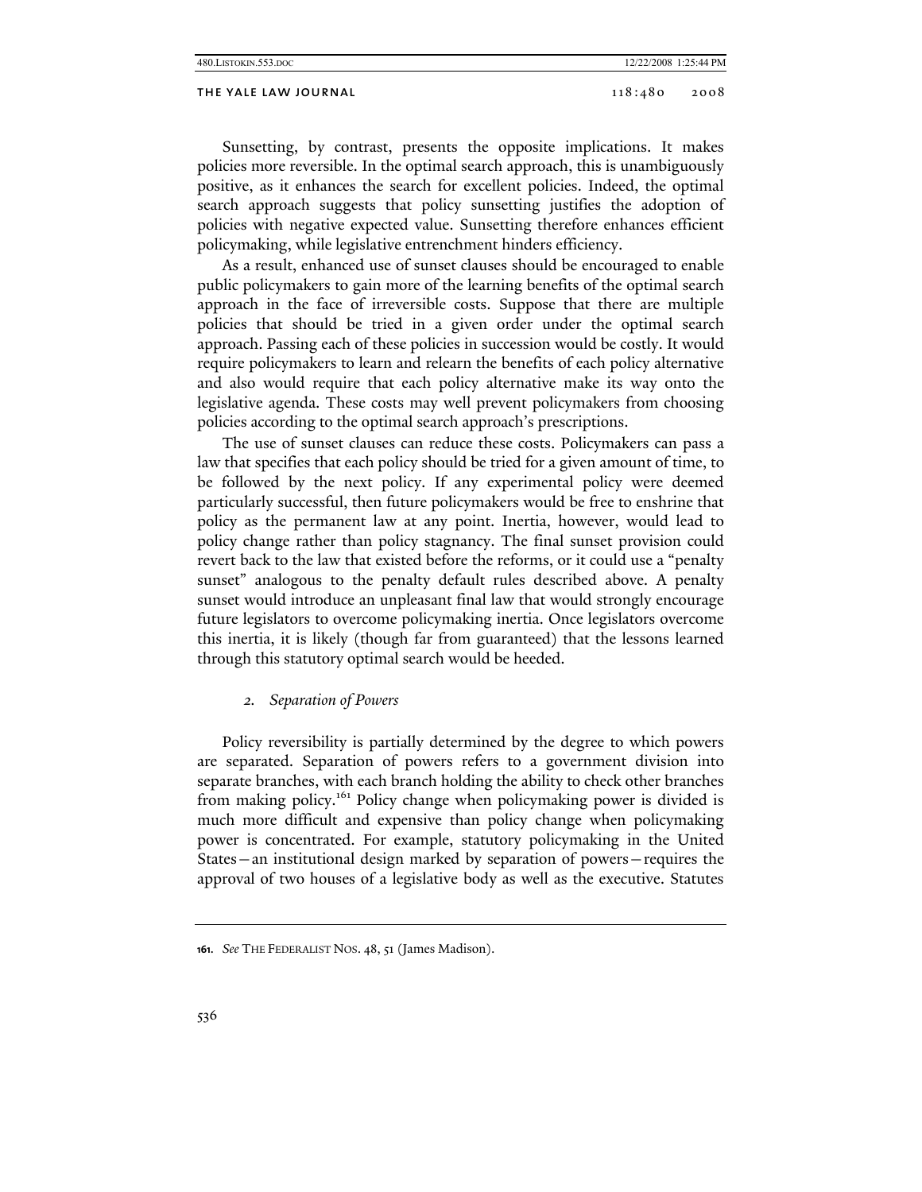Sunsetting, by contrast, presents the opposite implications. It makes policies more reversible. In the optimal search approach, this is unambiguously positive, as it enhances the search for excellent policies. Indeed, the optimal search approach suggests that policy sunsetting justifies the adoption of policies with negative expected value. Sunsetting therefore enhances efficient policymaking, while legislative entrenchment hinders efficiency.

As a result, enhanced use of sunset clauses should be encouraged to enable public policymakers to gain more of the learning benefits of the optimal search approach in the face of irreversible costs. Suppose that there are multiple policies that should be tried in a given order under the optimal search approach. Passing each of these policies in succession would be costly. It would require policymakers to learn and relearn the benefits of each policy alternative and also would require that each policy alternative make its way onto the legislative agenda. These costs may well prevent policymakers from choosing policies according to the optimal search approach's prescriptions.

The use of sunset clauses can reduce these costs. Policymakers can pass a law that specifies that each policy should be tried for a given amount of time, to be followed by the next policy. If any experimental policy were deemed particularly successful, then future policymakers would be free to enshrine that policy as the permanent law at any point. Inertia, however, would lead to policy change rather than policy stagnancy. The final sunset provision could revert back to the law that existed before the reforms, or it could use a "penalty sunset" analogous to the penalty default rules described above. A penalty sunset would introduce an unpleasant final law that would strongly encourage future legislators to overcome policymaking inertia. Once legislators overcome this inertia, it is likely (though far from guaranteed) that the lessons learned through this statutory optimal search would be heeded.

### *2. Separation of Powers*

Policy reversibility is partially determined by the degree to which powers are separated. Separation of powers refers to a government division into separate branches, with each branch holding the ability to check other branches from making policy.[161] Policy change when policymaking power is divided is much more difficult and expensive than policy change when policymaking power is concentrated. For example, statutory policymaking in the United States—an institutional design marked by separation of powers—requires the approval of two houses of a legislative body as well as the executive. Statutes

---

**161.** *See* THE FEDERALIST NOS. 48, 51 (James Madison).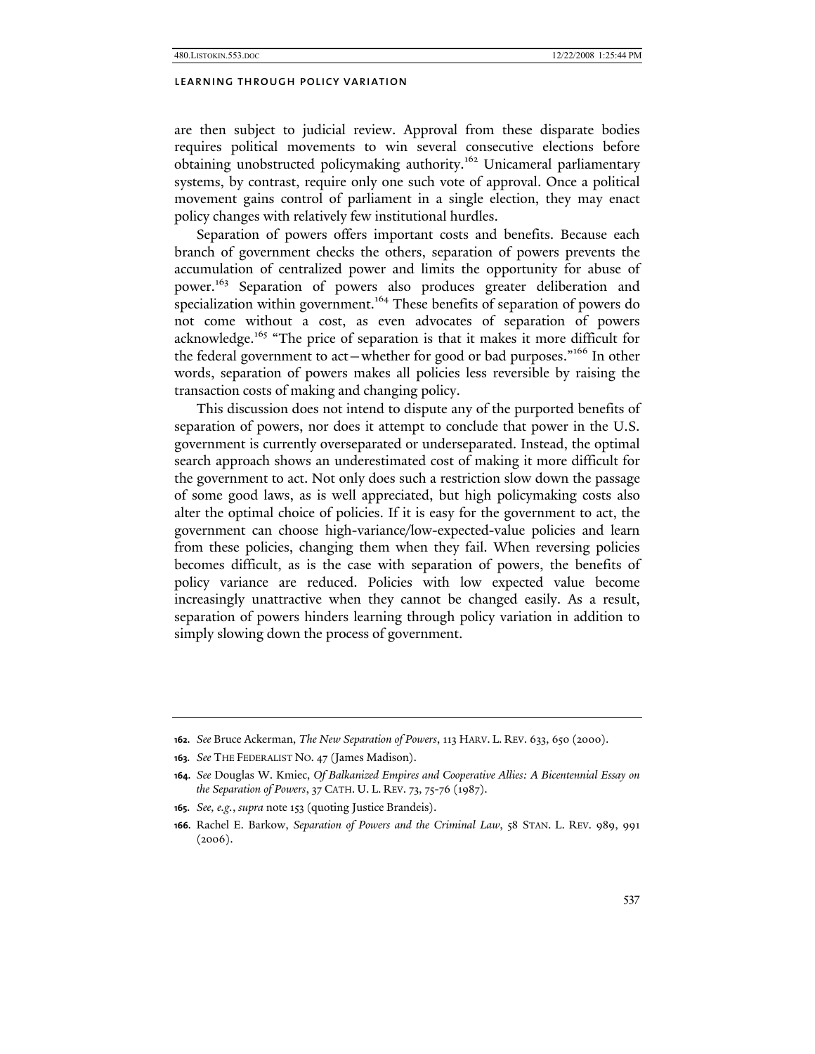are then subject to judicial review. Approval from these disparate bodies requires political movements to win several consecutive elections before obtaining unobstructed policymaking authority.[162] Unicameral parliamentary systems, by contrast, require only one such vote of approval. Once a political movement gains control of parliament in a single election, they may enact policy changes with relatively few institutional hurdles.

Separation of powers offers important costs and benefits. Because each branch of government checks the others, separation of powers prevents the accumulation of centralized power and limits the opportunity for abuse of power.[163] Separation of powers also produces greater deliberation and specialization within government.[164] These benefits of separation of powers do not come without a cost, as even advocates of separation of powers acknowledge.[165] "The price of separation is that it makes it more difficult for the federal government to act—whether for good or bad purposes."[166] In other words, separation of powers makes all policies less reversible by raising the transaction costs of making and changing policy.

This discussion does not intend to dispute any of the purported benefits of separation of powers, nor does it attempt to conclude that power in the U.S. government is currently overseparated or underseparated. Instead, the optimal search approach shows an underestimated cost of making it more difficult for the government to act. Not only does such a restriction slow down the passage of some good laws, as is well appreciated, but high policymaking costs also alter the optimal choice of policies. If it is easy for the government to act, the government can choose high-variance/low-expected-value policies and learn from these policies, changing them when they fail. When reversing policies becomes difficult, as is the case with separation of powers, the benefits of policy variance are reduced. Policies with low expected value become increasingly unattractive when they cannot be changed easily. As a result, separation of powers hinders learning through policy variation in addition to simply slowing down the process of government.

---

**162.** *See* Bruce Ackerman, *The New Separation of Powers*, 113 HARV. L. REV. 633, 650 (2000).

**163.** *See* THE FEDERALIST NO. 47 (James Madison).

**164.** *See* Douglas W. Kmiec, *Of Balkanized Empires and Cooperative Allies: A Bicentennial Essay on the Separation of Powers*, 37 CATH. U. L. REV. 73, 75-76 (1987).

**165.** *See, e.g.*, *supra* note 153 (quoting Justice Brandeis).

**166.** Rachel E. Barkow, *Separation of Powers and the Criminal Law*, 58 STAN. L. REV. 989, 991 (2006).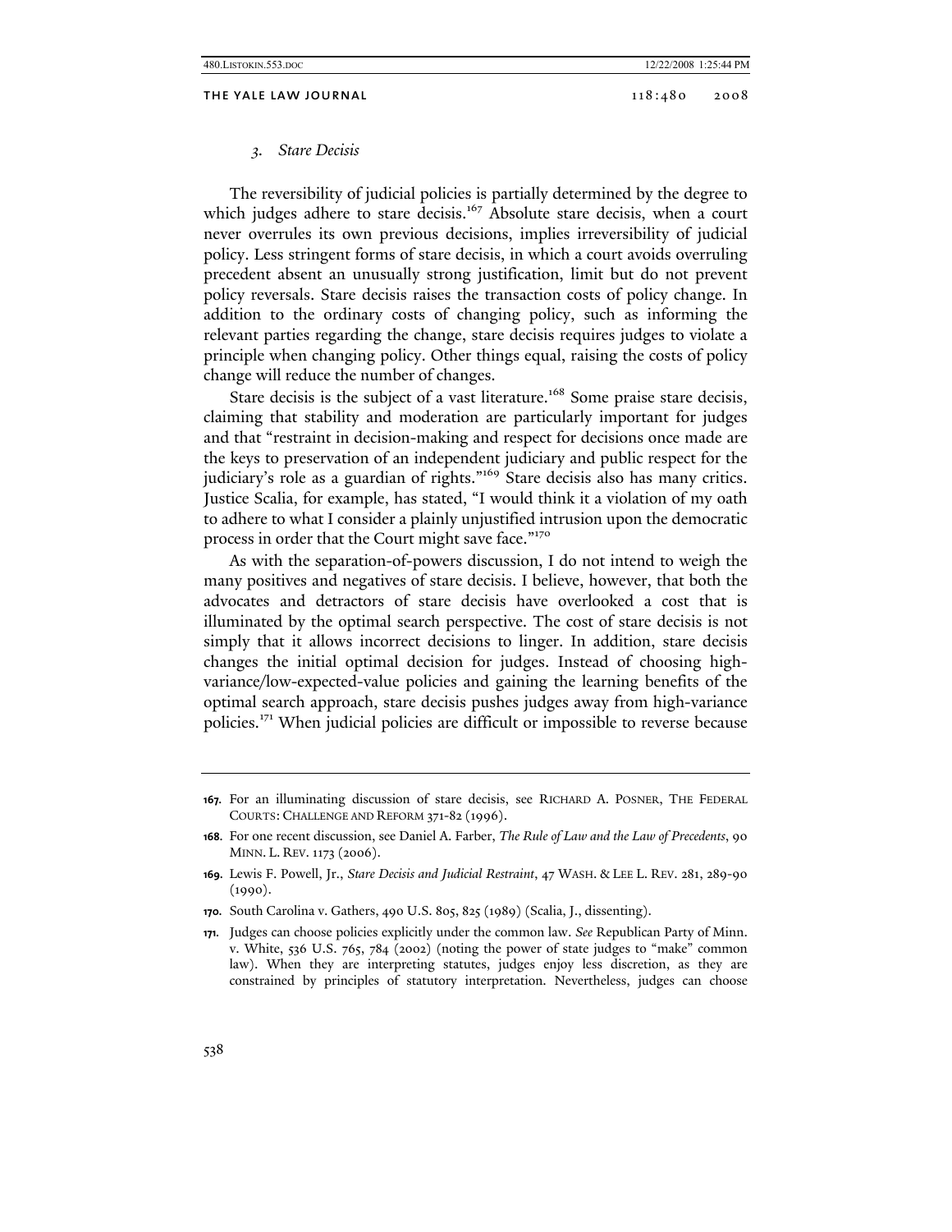### *3. Stare Decisis*

The reversibility of judicial policies is partially determined by the degree to which judges adhere to stare decisis.[167] Absolute stare decisis, when a court never overrules its own previous decisions, implies irreversibility of judicial policy. Less stringent forms of stare decisis, in which a court avoids overruling precedent absent an unusually strong justification, limit but do not prevent policy reversals. Stare decisis raises the transaction costs of policy change. In addition to the ordinary costs of changing policy, such as informing the relevant parties regarding the change, stare decisis requires judges to violate a principle when changing policy. Other things equal, raising the costs of policy change will reduce the number of changes.

Stare decisis is the subject of a vast literature.[168] Some praise stare decisis, claiming that stability and moderation are particularly important for judges and that "restraint in decision-making and respect for decisions once made are the keys to preservation of an independent judiciary and public respect for the judiciary's role as a guardian of rights."[169] Stare decisis also has many critics. Justice Scalia, for example, has stated, "I would think it a violation of my oath to adhere to what I consider a plainly unjustified intrusion upon the democratic process in order that the Court might save face."[170]

As with the separation-of-powers discussion, I do not intend to weigh the many positives and negatives of stare decisis. I believe, however, that both the advocates and detractors of stare decisis have overlooked a cost that is illuminated by the optimal search perspective. The cost of stare decisis is not simply that it allows incorrect decisions to linger. In addition, stare decisis changes the initial optimal decision for judges. Instead of choosing high-variance/low-expected-value policies and gaining the learning benefits of the optimal search approach, stare decisis pushes judges away from high-variance policies.[171] When judicial policies are difficult or impossible to reverse because

---

**167.** For an illuminating discussion of stare decisis, see RICHARD A. POSNER, THE FEDERAL COURTS: CHALLENGE AND REFORM 371-82 (1996).

**168.** For one recent discussion, see Daniel A. Farber, *The Rule of Law and the Law of Precedents*, 90 MINN. L. REV. 1173 (2006).

**169.** Lewis F. Powell, Jr., *Stare Decisis and Judicial Restraint*, 47 WASH. & LEE L. REV. 281, 289-90 (1990).

**170.** South Carolina v. Gathers, 490 U.S. 805, 825 (1989) (Scalia, J., dissenting).

**171.** Judges can choose policies explicitly under the common law. *See* Republican Party of Minn. v. White, 536 U.S. 765, 784 (2002) (noting the power of state judges to "make" common law). When they are interpreting statutes, judges enjoy less discretion, as they are constrained by principles of statutory interpretation. Nevertheless, judges can choose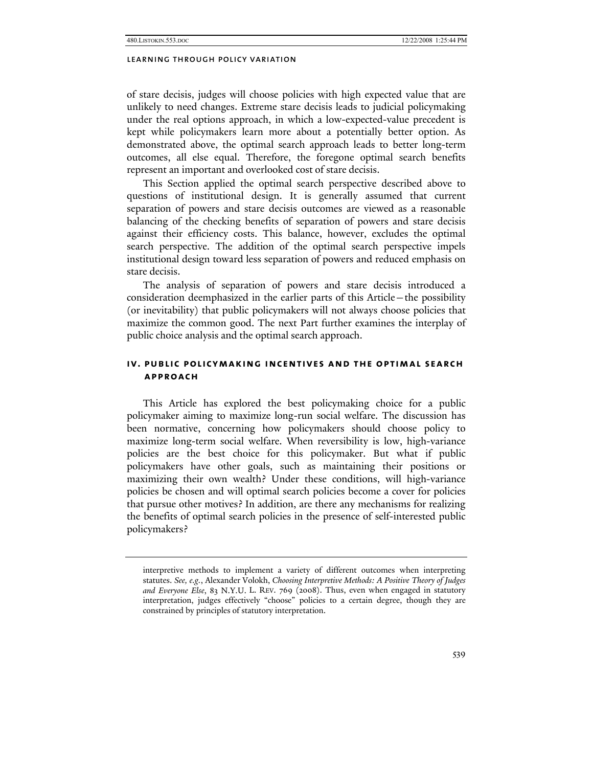of stare decisis, judges will choose policies with high expected value that are unlikely to need changes. Extreme stare decisis leads to judicial policymaking under the real options approach, in which a low-expected-value precedent is kept while policymakers learn more about a potentially better option. As demonstrated above, the optimal search approach leads to better long-term outcomes, all else equal. Therefore, the foregone optimal search benefits represent an important and overlooked cost of stare decisis.

This Section applied the optimal search perspective described above to questions of institutional design. It is generally assumed that current separation of powers and stare decisis outcomes are viewed as a reasonable balancing of the checking benefits of separation of powers and stare decisis against their efficiency costs. This balance, however, excludes the optimal search perspective. The addition of the optimal search perspective impels institutional design toward less separation of powers and reduced emphasis on stare decisis.

The analysis of separation of powers and stare decisis introduced a consideration deemphasized in the earlier parts of this Article—the possibility (or inevitability) that public policymakers will not always choose policies that maximize the common good. The next Part further examines the interplay of public choice analysis and the optimal search approach.

## IV. PUBLIC POLICYMAKING INCENTIVES AND THE OPTIMAL SEARCH APPROACH

This Article has explored the best policymaking choice for a public policymaker aiming to maximize long-run social welfare. The discussion has been normative, concerning how policymakers should choose policy to maximize long-term social welfare. When reversibility is low, high-variance policies are the best choice for this policymaker. But what if public policymakers have other goals, such as maintaining their positions or maximizing their own wealth? Under these conditions, will high-variance policies be chosen and will optimal search policies become a cover for policies that pursue other motives? In addition, are there any mechanisms for realizing the benefits of optimal search policies in the presence of self-interested public policymakers?

---

interpretive methods to implement a variety of different outcomes when interpreting statutes. *See, e.g.*, Alexander Volokh, *Choosing Interpretive Methods: A Positive Theory of Judges and Everyone Else*, 83 N.Y.U. L. REV. 769 (2008). Thus, even when engaged in statutory interpretation, judges effectively "choose" policies to a certain degree, though they are constrained by principles of statutory interpretation.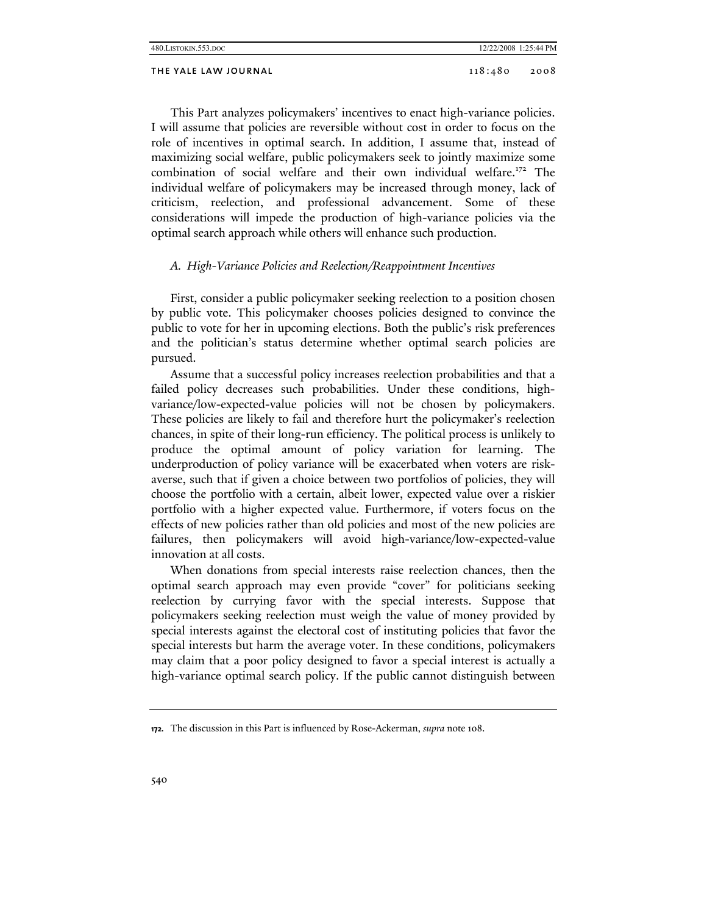This Part analyzes policymakers' incentives to enact high-variance policies. I will assume that policies are reversible without cost in order to focus on the role of incentives in optimal search. In addition, I assume that, instead of maximizing social welfare, public policymakers seek to jointly maximize some combination of social welfare and their own individual welfare.[172] The individual welfare of policymakers may be increased through money, lack of criticism, reelection, and professional advancement. Some of these considerations will impede the production of high-variance policies via the optimal search approach while others will enhance such production.

### *A. High-Variance Policies and Reelection/Reappointment Incentives*

First, consider a public policymaker seeking reelection to a position chosen by public vote. This policymaker chooses policies designed to convince the public to vote for her in upcoming elections. Both the public's risk preferences and the politician's status determine whether optimal search policies are pursued.

Assume that a successful policy increases reelection probabilities and that a failed policy decreases such probabilities. Under these conditions, high-variance/low-expected-value policies will not be chosen by policymakers. These policies are likely to fail and therefore hurt the policymaker's reelection chances, in spite of their long-run efficiency. The political process is unlikely to produce the optimal amount of policy variation for learning. The underproduction of policy variance will be exacerbated when voters are risk-averse, such that if given a choice between two portfolios of policies, they will choose the portfolio with a certain, albeit lower, expected value over a riskier portfolio with a higher expected value. Furthermore, if voters focus on the effects of new policies rather than old policies and most of the new policies are failures, then policymakers will avoid high-variance/low-expected-value innovation at all costs.

When donations from special interests raise reelection chances, then the optimal search approach may even provide "cover" for politicians seeking reelection by currying favor with the special interests. Suppose that policymakers seeking reelection must weigh the value of money provided by special interests against the electoral cost of instituting policies that favor the special interests but harm the average voter. In these conditions, policymakers may claim that a poor policy designed to favor a special interest is actually a high-variance optimal search policy. If the public cannot distinguish between

---

172. The discussion in this Part is influenced by Rose-Ackerman, *supra* note 108.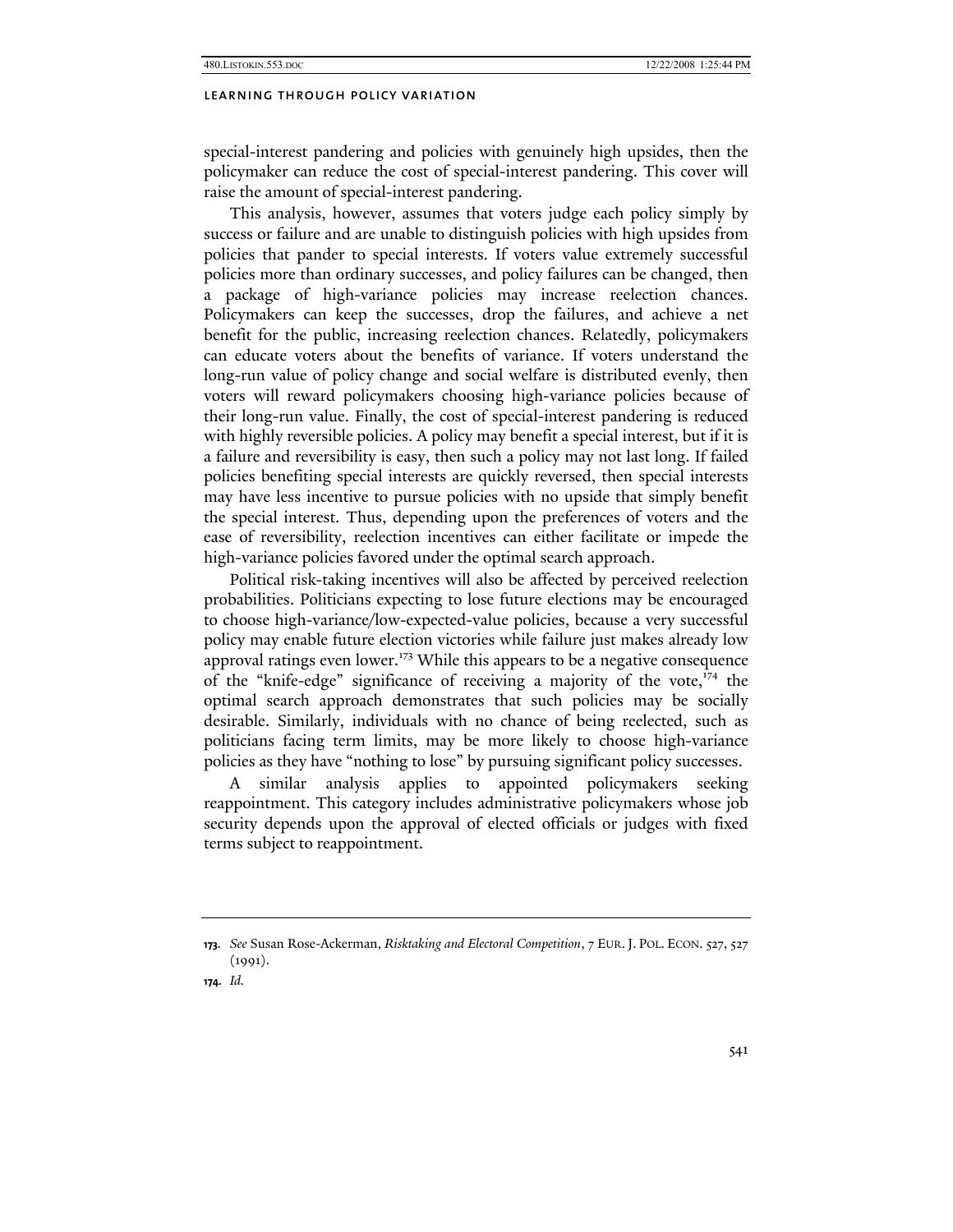special-interest pandering and policies with genuinely high upsides, then the policymaker can reduce the cost of special-interest pandering. This cover will raise the amount of special-interest pandering.

This analysis, however, assumes that voters judge each policy simply by success or failure and are unable to distinguish policies with high upsides from policies that pander to special interests. If voters value extremely successful policies more than ordinary successes, and policy failures can be changed, then a package of high-variance policies may increase reelection chances. Policymakers can keep the successes, drop the failures, and achieve a net benefit for the public, increasing reelection chances. Relatedly, policymakers can educate voters about the benefits of variance. If voters understand the long-run value of policy change and social welfare is distributed evenly, then voters will reward policymakers choosing high-variance policies because of their long-run value. Finally, the cost of special-interest pandering is reduced with highly reversible policies. A policy may benefit a special interest, but if it is a failure and reversibility is easy, then such a policy may not last long. If failed policies benefiting special interests are quickly reversed, then special interests may have less incentive to pursue policies with no upside that simply benefit the special interest. Thus, depending upon the preferences of voters and the ease of reversibility, reelection incentives can either facilitate or impede the high-variance policies favored under the optimal search approach.

Political risk-taking incentives will also be affected by perceived reelection probabilities. Politicians expecting to lose future elections may be encouraged to choose high-variance/low-expected-value policies, because a very successful policy may enable future election victories while failure just makes already low approval ratings even lower.[173] While this appears to be a negative consequence of the "knife-edge" significance of receiving a majority of the vote,[174] the optimal search approach demonstrates that such policies may be socially desirable. Similarly, individuals with no chance of being reelected, such as politicians facing term limits, may be more likely to choose high-variance policies as they have "nothing to lose" by pursuing significant policy successes.

A similar analysis applies to appointed policymakers seeking reappointment. This category includes administrative policymakers whose job security depends upon the approval of elected officials or judges with fixed terms subject to reappointment.

---

173. *See* Susan Rose-Ackerman, *Risktaking and Electoral Competition*, 7 EUR. J. POL. ECON. 527, 527 (1991).

174. *Id.*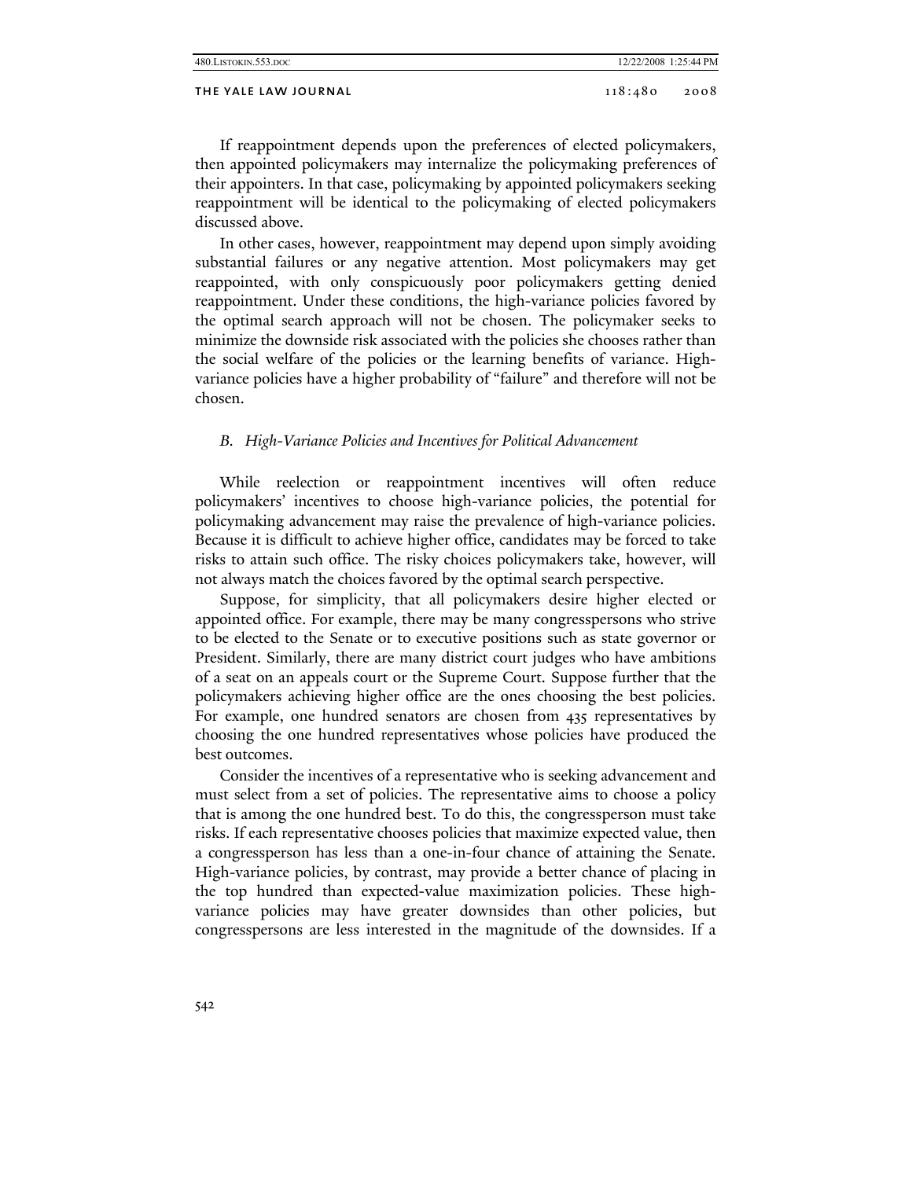If reappointment depends upon the preferences of elected policymakers, then appointed policymakers may internalize the policymaking preferences of their appointers. In that case, policymaking by appointed policymakers seeking reappointment will be identical to the policymaking of elected policymakers discussed above.

In other cases, however, reappointment may depend upon simply avoiding substantial failures or any negative attention. Most policymakers may get reappointed, with only conspicuously poor policymakers getting denied reappointment. Under these conditions, the high-variance policies favored by the optimal search approach will not be chosen. The policymaker seeks to minimize the downside risk associated with the policies she chooses rather than the social welfare of the policies or the learning benefits of variance. High-variance policies have a higher probability of "failure" and therefore will not be chosen.

### *B. High-Variance Policies and Incentives for Political Advancement*

While reelection or reappointment incentives will often reduce policymakers' incentives to choose high-variance policies, the potential for policymaking advancement may raise the prevalence of high-variance policies. Because it is difficult to achieve higher office, candidates may be forced to take risks to attain such office. The risky choices policymakers take, however, will not always match the choices favored by the optimal search perspective.

Suppose, for simplicity, that all policymakers desire higher elected or appointed office. For example, there may be many congresspersons who strive to be elected to the Senate or to executive positions such as state governor or President. Similarly, there are many district court judges who have ambitions of a seat on an appeals court or the Supreme Court. Suppose further that the policymakers achieving higher office are the ones choosing the best policies. For example, one hundred senators are chosen from 435 representatives by choosing the one hundred representatives whose policies have produced the best outcomes.

Consider the incentives of a representative who is seeking advancement and must select from a set of policies. The representative aims to choose a policy that is among the one hundred best. To do this, the congressperson must take risks. If each representative chooses policies that maximize expected value, then a congressperson has less than a one-in-four chance of attaining the Senate. High-variance policies, by contrast, may provide a better chance of placing in the top hundred than expected-value maximization policies. These high-variance policies may have greater downsides than other policies, but congresspersons are less interested in the magnitude of the downsides. If a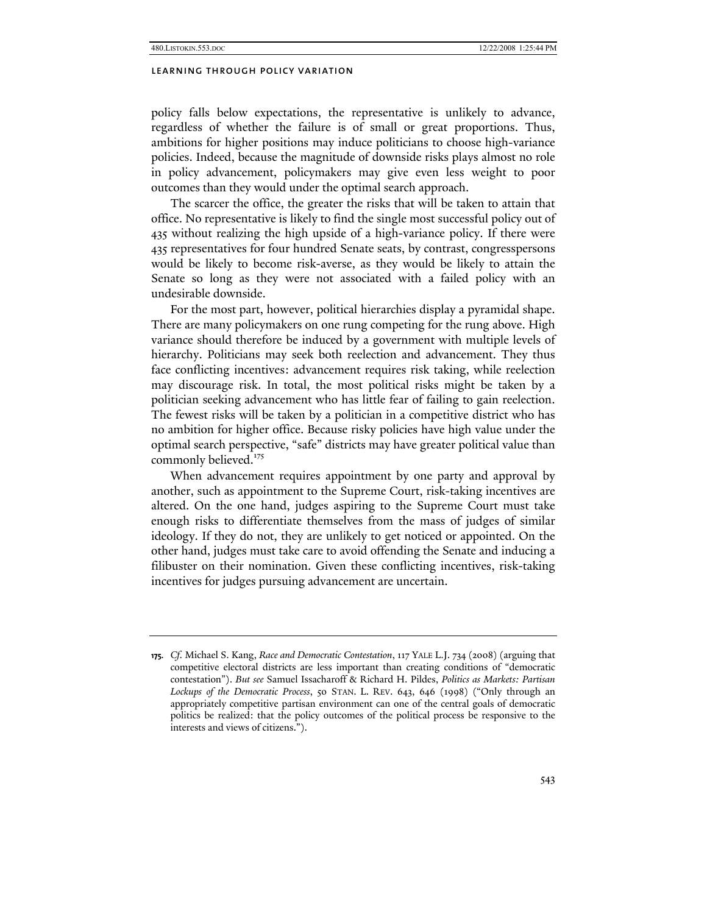policy falls below expectations, the representative is unlikely to advance, regardless of whether the failure is of small or great proportions. Thus, ambitions for higher positions may induce politicians to choose high-variance policies. Indeed, because the magnitude of downside risks plays almost no role in policy advancement, policymakers may give even less weight to poor outcomes than they would under the optimal search approach.

The scarcer the office, the greater the risks that will be taken to attain that office. No representative is likely to find the single most successful policy out of 435 without realizing the high upside of a high-variance policy. If there were 435 representatives for four hundred Senate seats, by contrast, congresspersons would be likely to become risk-averse, as they would be likely to attain the Senate so long as they were not associated with a failed policy with an undesirable downside.

For the most part, however, political hierarchies display a pyramidal shape. There are many policymakers on one rung competing for the rung above. High variance should therefore be induced by a government with multiple levels of hierarchy. Politicians may seek both reelection and advancement. They thus face conflicting incentives: advancement requires risk taking, while reelection may discourage risk. In total, the most political risks might be taken by a politician seeking advancement who has little fear of failing to gain reelection. The fewest risks will be taken by a politician in a competitive district who has no ambition for higher office. Because risky policies have high value under the optimal search perspective, "safe" districts may have greater political value than commonly believed.[175]

When advancement requires appointment by one party and approval by another, such as appointment to the Supreme Court, risk-taking incentives are altered. On the one hand, judges aspiring to the Supreme Court must take enough risks to differentiate themselves from the mass of judges of similar ideology. If they do not, they are unlikely to get noticed or appointed. On the other hand, judges must take care to avoid offending the Senate and inducing a filibuster on their nomination. Given these conflicting incentives, risk-taking incentives for judges pursuing advancement are uncertain.

---

**175.** *Cf.* Michael S. Kang, *Race and Democratic Contestation*, 117 YALE L.J. 734 (2008) (arguing that competitive electoral districts are less important than creating conditions of "democratic contestation"). *But see* Samuel Issacharoff & Richard H. Pildes, *Politics as Markets: Partisan Lockups of the Democratic Process*, 50 STAN. L. REV. 643, 646 (1998) ("Only through an appropriately competitive partisan environment can one of the central goals of democratic politics be realized: that the policy outcomes of the political process be responsive to the interests and views of citizens.").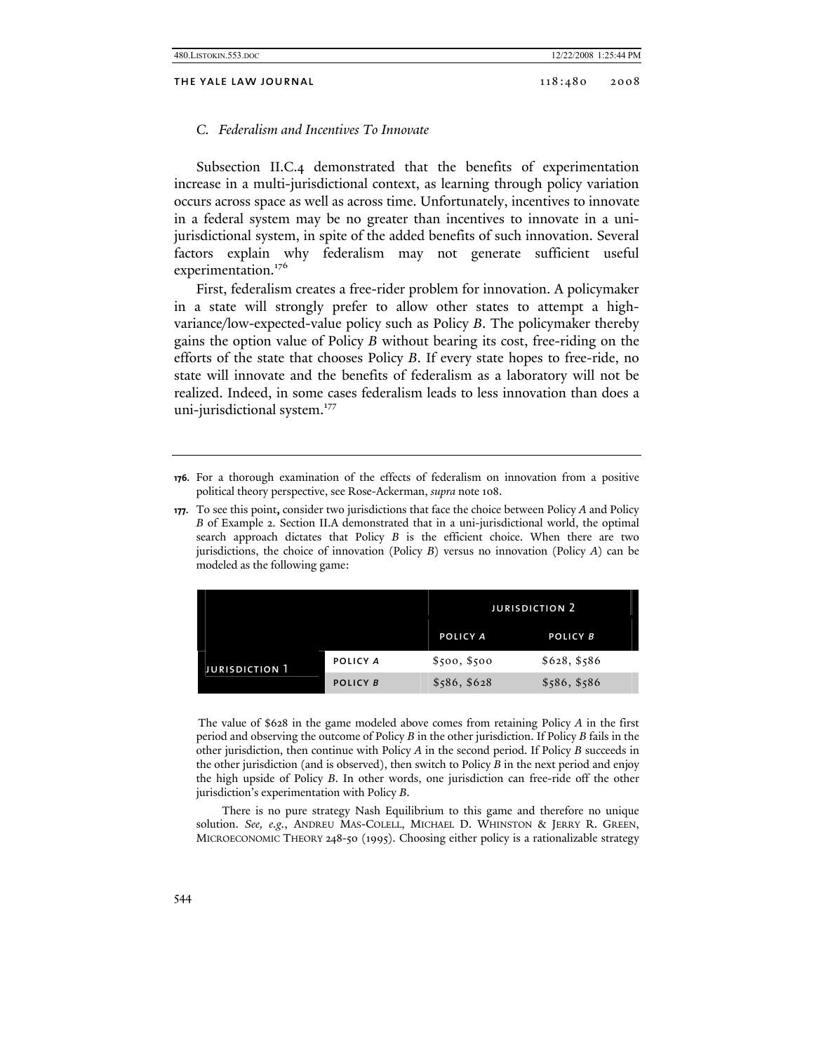### C. Federalism and Incentives To Innovate

Subsection II.C.4 demonstrated that the benefits of experimentation increase in a multi-jurisdictional context, as learning through policy variation occurs across space as well as across time. Unfortunately, incentives to innovate in a federal system may be no greater than incentives to innovate in a uni-jurisdictional system, in spite of the added benefits of such innovation. Several factors explain why federalism may not generate sufficient useful experimentation.[176]

First, federalism creates a free-rider problem for innovation. A policymaker in a state will strongly prefer to allow other states to attempt a high-variance/low-expected-value policy such as Policy *B*. The policymaker thereby gains the option value of Policy *B* without bearing its cost, free-riding on the efforts of the state that chooses Policy *B*. If every state hopes to free-ride, no state will innovate and the benefits of federalism as a laboratory will not be realized. Indeed, in some cases federalism leads to less innovation than does a uni-jurisdictional system.[177]

---

**176.** For a thorough examination of the effects of federalism on innovation from a positive political theory perspective, see Rose-Ackerman, *supra* note 108.

**177.** To see this point, consider two jurisdictions that face the choice between Policy *A* and Policy *B* of Example 2. Section II.A demonstrated that in a uni-jurisdictional world, the optimal search approach dictates that Policy *B* is the efficient choice. When there are two jurisdictions, the choice of innovation (Policy *B*) versus no innovation (Policy *A*) can be modeled as the following game:

| | | Jurisdiction 2 | |
|---|---|---|---|
| | | **Policy *A*** | **Policy *B*** |
| **Jurisdiction 1** | **Policy *A*** | \$500, \$500 | \$628, \$586 |
| | **Policy *B*** | \$586, \$628 | \$586, \$586 |

The value of \$628 in the game modeled above comes from retaining Policy *A* in the first period and observing the outcome of Policy *B* in the other jurisdiction. If Policy *B* fails in the other jurisdiction, then continue with Policy *A* in the second period. If Policy *B* succeeds in the other jurisdiction (and is observed), then switch to Policy *B* in the next period and enjoy the high upside of Policy *B*. In other words, one jurisdiction can free-ride off the other jurisdiction's experimentation with Policy *B*.

There is no pure strategy Nash Equilibrium to this game and therefore no unique solution. *See, e.g.*, ANDREU MAS-COLELL, MICHAEL D. WHINSTON & JERRY R. GREEN, MICROECONOMIC THEORY 248-50 (1995). Choosing either policy is a rationalizable strategy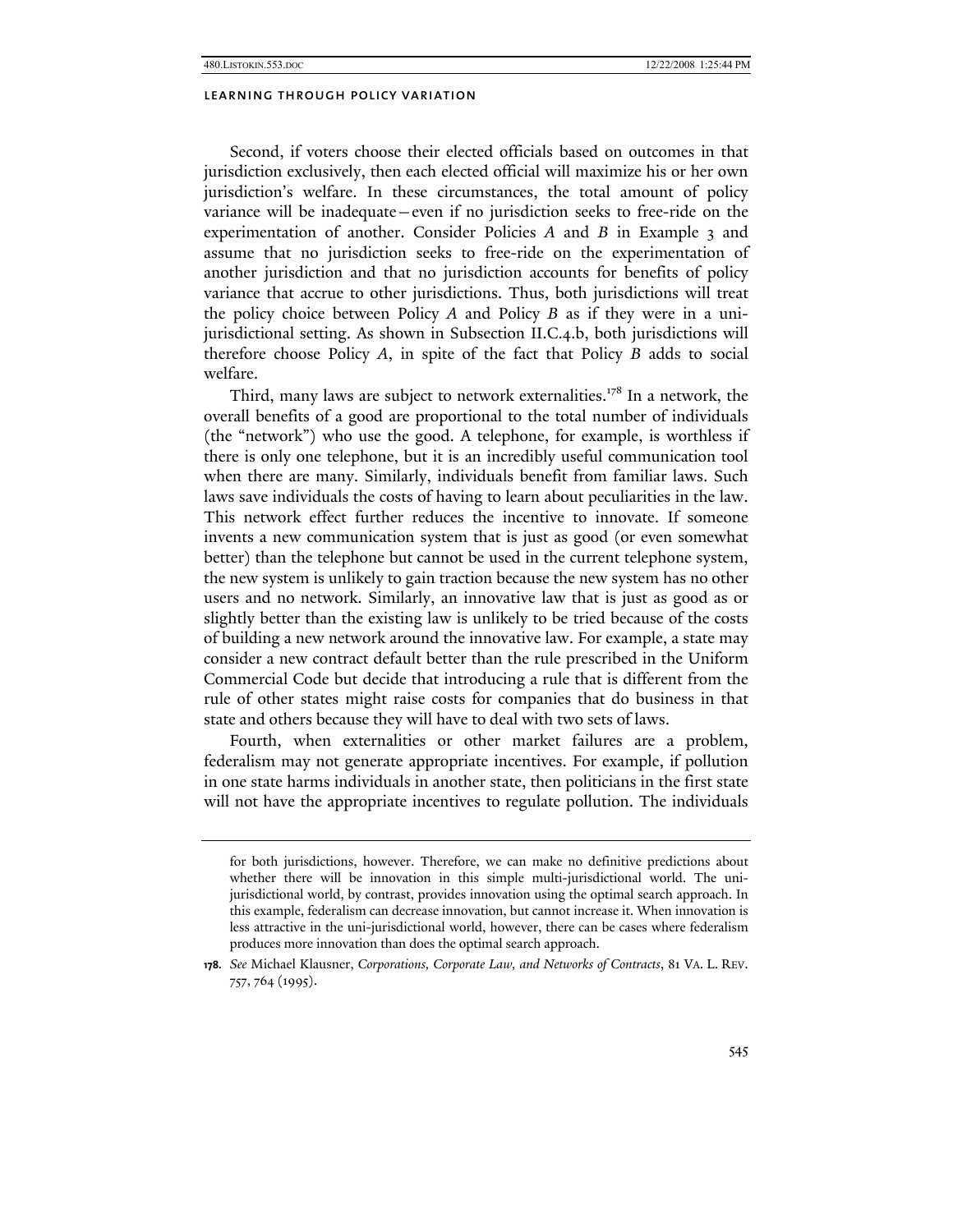Second, if voters choose their elected officials based on outcomes in that jurisdiction exclusively, then each elected official will maximize his or her own jurisdiction's welfare. In these circumstances, the total amount of policy variance will be inadequate—even if no jurisdiction seeks to free-ride on the experimentation of another. Consider Policies *A* and *B* in Example 3 and assume that no jurisdiction seeks to free-ride on the experimentation of another jurisdiction and that no jurisdiction accounts for benefits of policy variance that accrue to other jurisdictions. Thus, both jurisdictions will treat the policy choice between Policy *A* and Policy *B* as if they were in a uni-jurisdictional setting. As shown in Subsection II.C.4.b, both jurisdictions will therefore choose Policy *A*, in spite of the fact that Policy *B* adds to social welfare.

Third, many laws are subject to network externalities.[178] In a network, the overall benefits of a good are proportional to the total number of individuals (the "network") who use the good. A telephone, for example, is worthless if there is only one telephone, but it is an incredibly useful communication tool when there are many. Similarly, individuals benefit from familiar laws. Such laws save individuals the costs of having to learn about peculiarities in the law. This network effect further reduces the incentive to innovate. If someone invents a new communication system that is just as good (or even somewhat better) than the telephone but cannot be used in the current telephone system, the new system is unlikely to gain traction because the new system has no other users and no network. Similarly, an innovative law that is just as good as or slightly better than the existing law is unlikely to be tried because of the costs of building a new network around the innovative law. For example, a state may consider a new contract default better than the rule prescribed in the Uniform Commercial Code but decide that introducing a rule that is different from the rule of other states might raise costs for companies that do business in that state and others because they will have to deal with two sets of laws.

Fourth, when externalities or other market failures are a problem, federalism may not generate appropriate incentives. For example, if pollution in one state harms individuals in another state, then politicians in the first state will not have the appropriate incentives to regulate pollution. The individuals

---

for both jurisdictions, however. Therefore, we can make no definitive predictions about whether there will be innovation in this simple multi-jurisdictional world. The uni-jurisdictional world, by contrast, provides innovation using the optimal search approach. In this example, federalism can decrease innovation, but cannot increase it. When innovation is less attractive in the uni-jurisdictional world, however, there can be cases where federalism produces more innovation than does the optimal search approach.

**178.** *See* Michael Klausner, *Corporations, Corporate Law, and Networks of Contracts*, 81 VA. L. REV. 757, 764 (1995).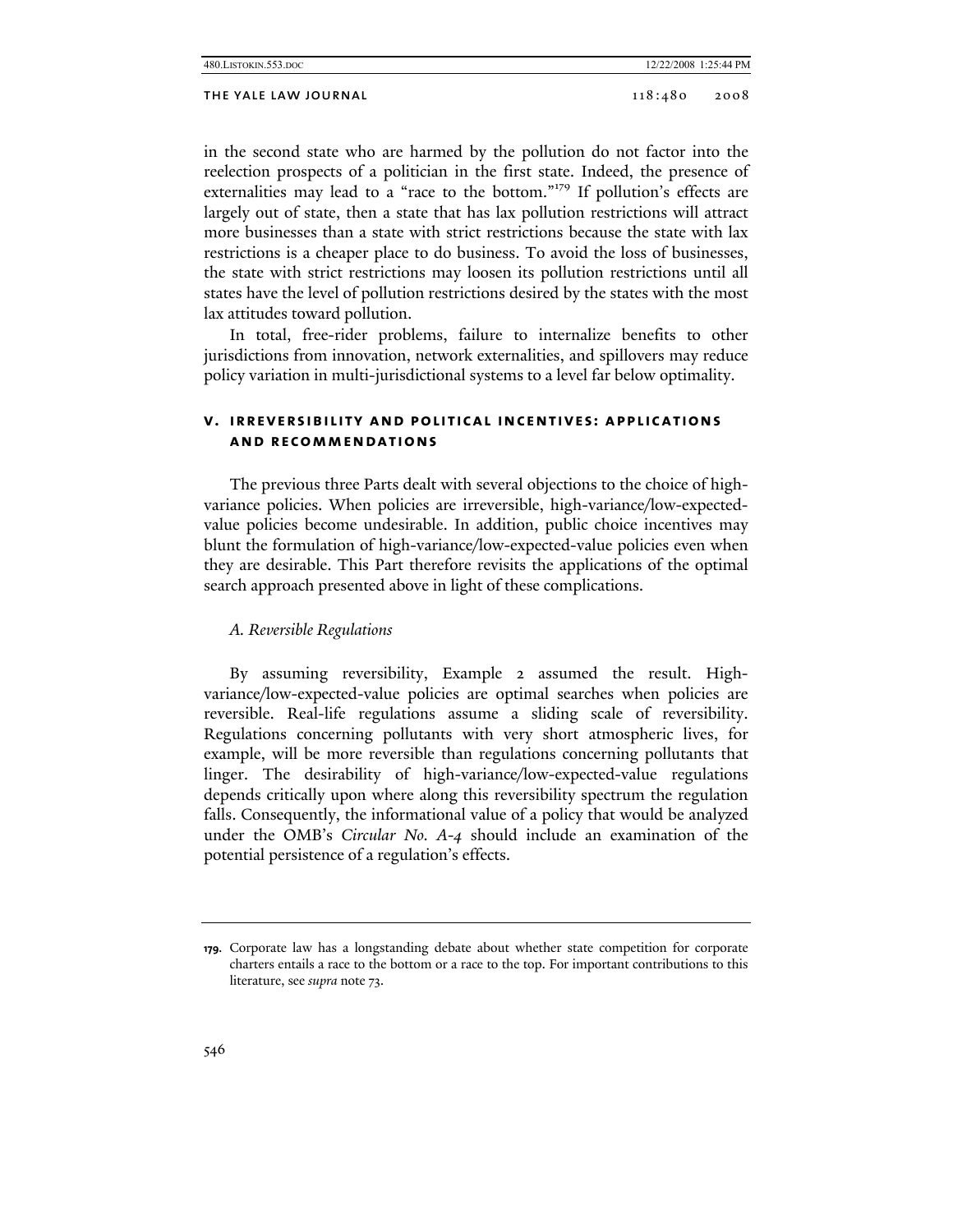in the second state who are harmed by the pollution do not factor into the reelection prospects of a politician in the first state. Indeed, the presence of externalities may lead to a "race to the bottom."[179] If pollution's effects are largely out of state, then a state that has lax pollution restrictions will attract more businesses than a state with strict restrictions because the state with lax restrictions is a cheaper place to do business. To avoid the loss of businesses, the state with strict restrictions may loosen its pollution restrictions until all states have the level of pollution restrictions desired by the states with the most lax attitudes toward pollution.

In total, free-rider problems, failure to internalize benefits to other jurisdictions from innovation, network externalities, and spillovers may reduce policy variation in multi-jurisdictional systems to a level far below optimality.

## V. Irreversibility and Political Incentives: Applications and Recommendations

The previous three Parts dealt with several objections to the choice of high-variance policies. When policies are irreversible, high-variance/low-expected-value policies become undesirable. In addition, public choice incentives may blunt the formulation of high-variance/low-expected-value policies even when they are desirable. This Part therefore revisits the applications of the optimal search approach presented above in light of these complications.

### *A. Reversible Regulations*

By assuming reversibility, Example 2 assumed the result. High-variance/low-expected-value policies are optimal searches when policies are reversible. Real-life regulations assume a sliding scale of reversibility. Regulations concerning pollutants with very short atmospheric lives, for example, will be more reversible than regulations concerning pollutants that linger. The desirability of high-variance/low-expected-value regulations depends critically upon where along this reversibility spectrum the regulation falls. Consequently, the informational value of a policy that would be analyzed under the OMB's *Circular No. A-4* should include an examination of the potential persistence of a regulation's effects.

---

179. Corporate law has a longstanding debate about whether state competition for corporate charters entails a race to the bottom or a race to the top. For important contributions to this literature, see *supra* note 73.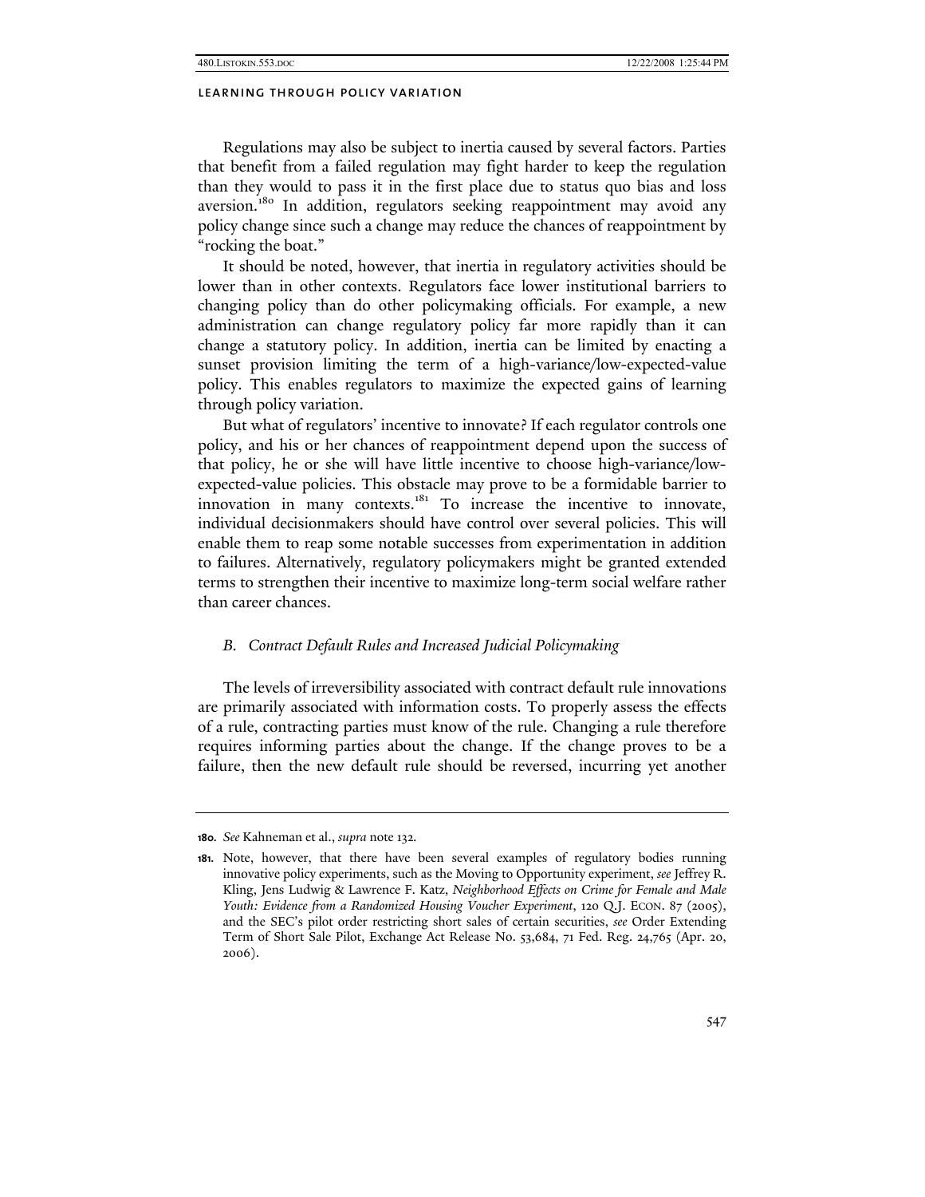Regulations may also be subject to inertia caused by several factors. Parties that benefit from a failed regulation may fight harder to keep the regulation than they would to pass it in the first place due to status quo bias and loss aversion.[180] In addition, regulators seeking reappointment may avoid any policy change since such a change may reduce the chances of reappointment by "rocking the boat."

It should be noted, however, that inertia in regulatory activities should be lower than in other contexts. Regulators face lower institutional barriers to changing policy than do other policymaking officials. For example, a new administration can change regulatory policy far more rapidly than it can change a statutory policy. In addition, inertia can be limited by enacting a sunset provision limiting the term of a high-variance/low-expected-value policy. This enables regulators to maximize the expected gains of learning through policy variation.

But what of regulators' incentive to innovate? If each regulator controls one policy, and his or her chances of reappointment depend upon the success of that policy, he or she will have little incentive to choose high-variance/low-expected-value policies. This obstacle may prove to be a formidable barrier to innovation in many contexts.[181] To increase the incentive to innovate, individual decisionmakers should have control over several policies. This will enable them to reap some notable successes from experimentation in addition to failures. Alternatively, regulatory policymakers might be granted extended terms to strengthen their incentive to maximize long-term social welfare rather than career chances.

### *B. Contract Default Rules and Increased Judicial Policymaking*

The levels of irreversibility associated with contract default rule innovations are primarily associated with information costs. To properly assess the effects of a rule, contracting parties must know of the rule. Changing a rule therefore requires informing parties about the change. If the change proves to be a failure, then the new default rule should be reversed, incurring yet another

---

**180.** *See* Kahneman et al., *supra* note 132.

**181.** Note, however, that there have been several examples of regulatory bodies running innovative policy experiments, such as the Moving to Opportunity experiment, *see* Jeffrey R. Kling, Jens Ludwig & Lawrence F. Katz, *Neighborhood Effects on Crime for Female and Male Youth: Evidence from a Randomized Housing Voucher Experiment*, 120 Q.J. ECON. 87 (2005), and the SEC's pilot order restricting short sales of certain securities, *see* Order Extending Term of Short Sale Pilot, Exchange Act Release No. 53,684, 71 Fed. Reg. 24,765 (Apr. 20, 2006).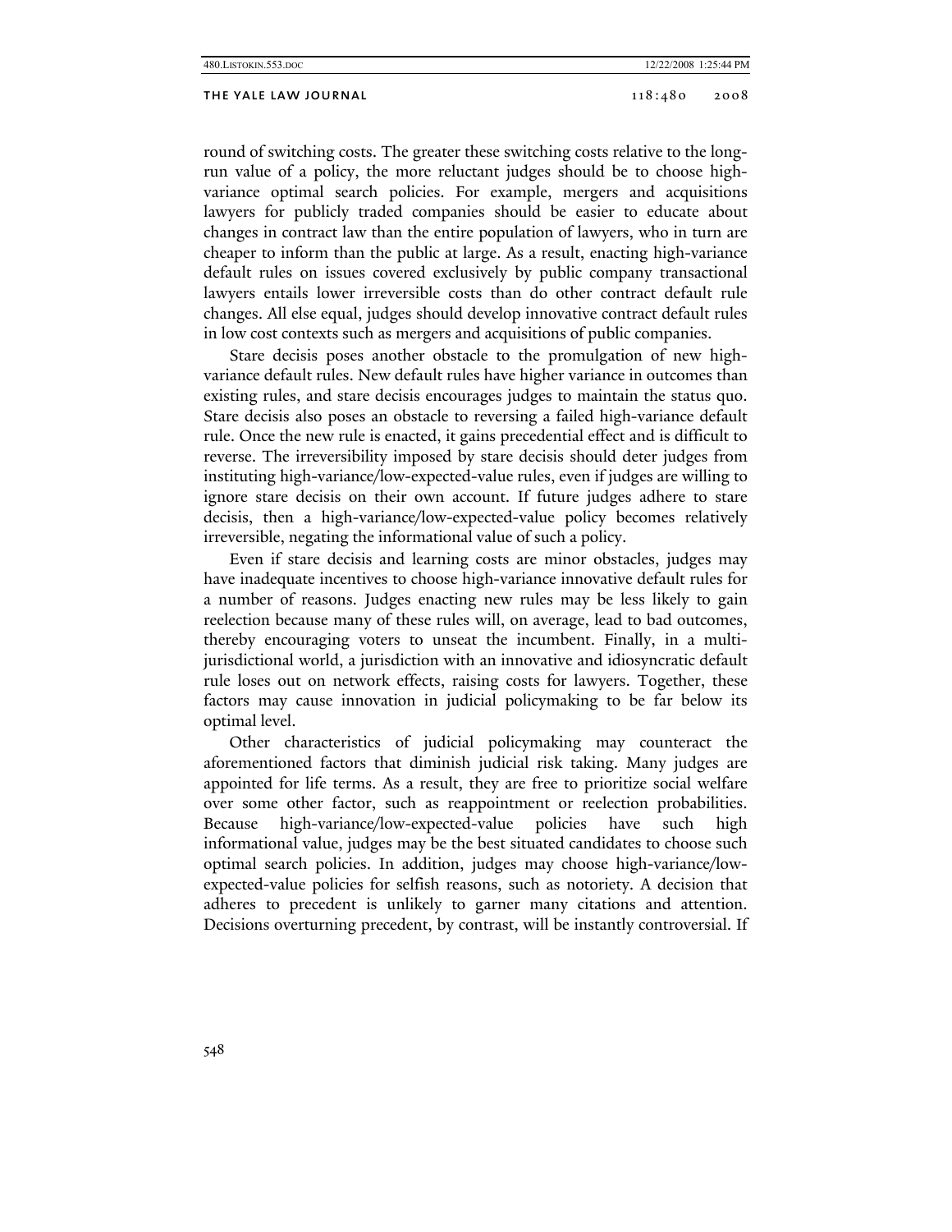round of switching costs. The greater these switching costs relative to the long-run value of a policy, the more reluctant judges should be to choose high-variance optimal search policies. For example, mergers and acquisitions lawyers for publicly traded companies should be easier to educate about changes in contract law than the entire population of lawyers, who in turn are cheaper to inform than the public at large. As a result, enacting high-variance default rules on issues covered exclusively by public company transactional lawyers entails lower irreversible costs than do other contract default rule changes. All else equal, judges should develop innovative contract default rules in low cost contexts such as mergers and acquisitions of public companies.

Stare decisis poses another obstacle to the promulgation of new high-variance default rules. New default rules have higher variance in outcomes than existing rules, and stare decisis encourages judges to maintain the status quo. Stare decisis also poses an obstacle to reversing a failed high-variance default rule. Once the new rule is enacted, it gains precedential effect and is difficult to reverse. The irreversibility imposed by stare decisis should deter judges from instituting high-variance/low-expected-value rules, even if judges are willing to ignore stare decisis on their own account. If future judges adhere to stare decisis, then a high-variance/low-expected-value policy becomes relatively irreversible, negating the informational value of such a policy.

Even if stare decisis and learning costs are minor obstacles, judges may have inadequate incentives to choose high-variance innovative default rules for a number of reasons. Judges enacting new rules may be less likely to gain reelection because many of these rules will, on average, lead to bad outcomes, thereby encouraging voters to unseat the incumbent. Finally, in a multi-jurisdictional world, a jurisdiction with an innovative and idiosyncratic default rule loses out on network effects, raising costs for lawyers. Together, these factors may cause innovation in judicial policymaking to be far below its optimal level.

Other characteristics of judicial policymaking may counteract the aforementioned factors that diminish judicial risk taking. Many judges are appointed for life terms. As a result, they are free to prioritize social welfare over some other factor, such as reappointment or reelection probabilities. Because high-variance/low-expected-value policies have such high informational value, judges may be the best situated candidates to choose such optimal search policies. In addition, judges may choose high-variance/low-expected-value policies for selfish reasons, such as notoriety. A decision that adheres to precedent is unlikely to garner many citations and attention. Decisions overturning precedent, by contrast, will be instantly controversial. If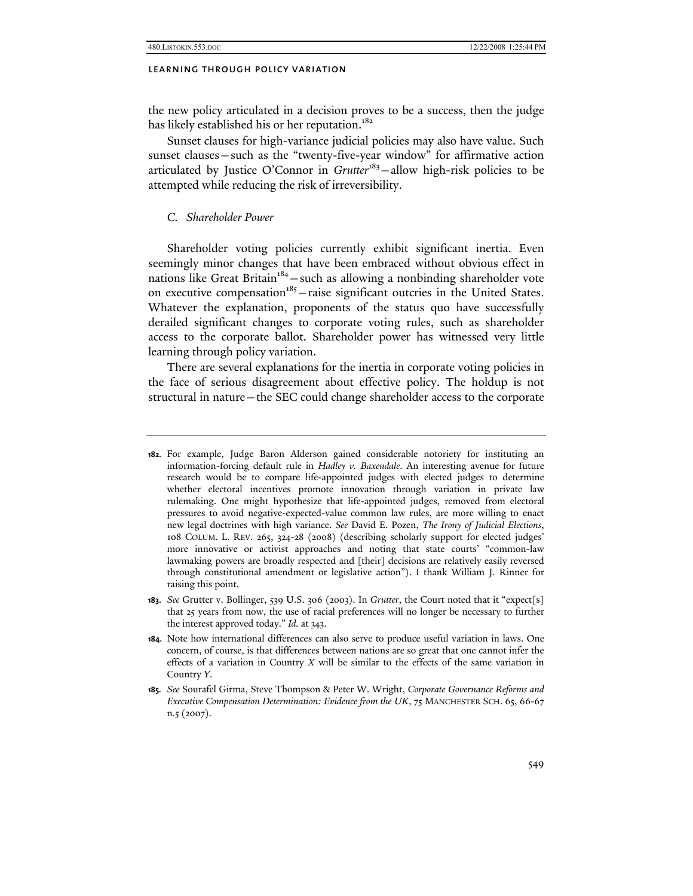the new policy articulated in a decision proves to be a success, then the judge has likely established his or her reputation.[182]

Sunset clauses for high-variance judicial policies may also have value. Such sunset clauses—such as the "twenty-five-year window" for affirmative action articulated by Justice O'Connor in *Grutter*[183]—allow high-risk policies to be attempted while reducing the risk of irreversibility.

### *C. Shareholder Power*

Shareholder voting policies currently exhibit significant inertia. Even seemingly minor changes that have been embraced without obvious effect in nations like Great Britain[184]—such as allowing a nonbinding shareholder vote on executive compensation[185]—raise significant outcries in the United States. Whatever the explanation, proponents of the status quo have successfully derailed significant changes to corporate voting rules, such as shareholder access to the corporate ballot. Shareholder power has witnessed very little learning through policy variation.

There are several explanations for the inertia in corporate voting policies in the face of serious disagreement about effective policy. The holdup is not structural in nature—the SEC could change shareholder access to the corporate

---

**182.** For example, Judge Baron Alderson gained considerable notoriety for instituting an information-forcing default rule in *Hadley v. Baxendale*. An interesting avenue for future research would be to compare life-appointed judges with elected judges to determine whether electoral incentives promote innovation through variation in private law rulemaking. One might hypothesize that life-appointed judges, removed from electoral pressures to avoid negative-expected-value common law rules, are more willing to enact new legal doctrines with high variance. *See* David E. Pozen, *The Irony of Judicial Elections*, 108 COLUM. L. REV. 265, 324-28 (2008) (describing scholarly support for elected judges' more innovative or activist approaches and noting that state courts' "common-law lawmaking powers are broadly respected and [their] decisions are relatively easily reversed through constitutional amendment or legislative action"). I thank William J. Rinner for raising this point.

**183.** *See* Grutter v. Bollinger, 539 U.S. 306 (2003). In *Grutter*, the Court noted that it "expect[s] that 25 years from now, the use of racial preferences will no longer be necessary to further the interest approved today." *Id.* at 343.

**184.** Note how international differences can also serve to produce useful variation in laws. One concern, of course, is that differences between nations are so great that one cannot infer the effects of a variation in Country *X* will be similar to the effects of the same variation in Country *Y*.

**185.** *See* Sourafel Girma, Steve Thompson & Peter W. Wright, *Corporate Governance Reforms and Executive Compensation Determination: Evidence from the UK*, 75 MANCHESTER SCH. 65, 66-67 n.5 (2007).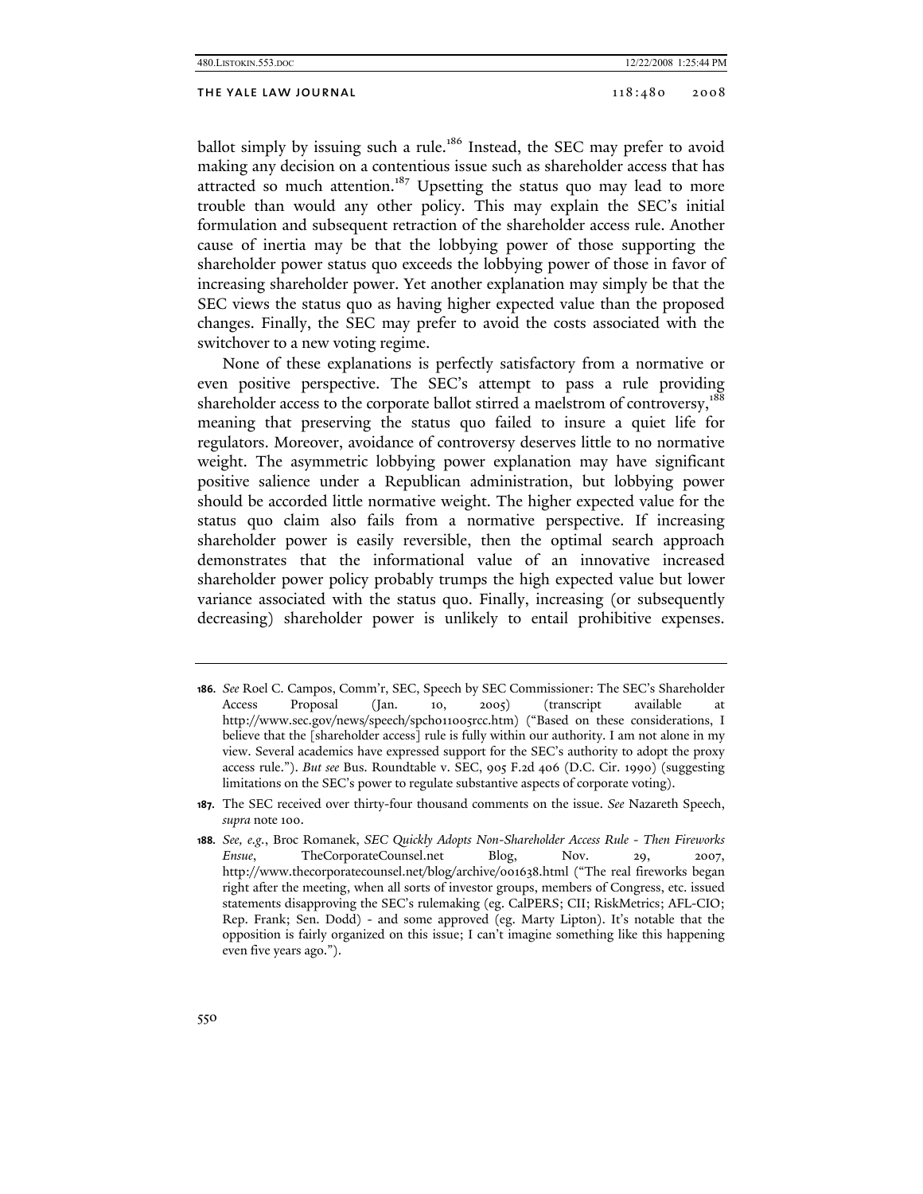ballot simply by issuing such a rule.[186] Instead, the SEC may prefer to avoid making any decision on a contentious issue such as shareholder access that has attracted so much attention.[187] Upsetting the status quo may lead to more trouble than would any other policy. This may explain the SEC's initial formulation and subsequent retraction of the shareholder access rule. Another cause of inertia may be that the lobbying power of those supporting the shareholder power status quo exceeds the lobbying power of those in favor of increasing shareholder power. Yet another explanation may simply be that the SEC views the status quo as having higher expected value than the proposed changes. Finally, the SEC may prefer to avoid the costs associated with the switchover to a new voting regime.

None of these explanations is perfectly satisfactory from a normative or even positive perspective. The SEC's attempt to pass a rule providing shareholder access to the corporate ballot stirred a maelstrom of controversy,[188] meaning that preserving the status quo failed to insure a quiet life for regulators. Moreover, avoidance of controversy deserves little to no normative weight. The asymmetric lobbying power explanation may have significant positive salience under a Republican administration, but lobbying power should be accorded little normative weight. The higher expected value for the status quo claim also fails from a normative perspective. If increasing shareholder power is easily reversible, then the optimal search approach demonstrates that the informational value of an innovative increased shareholder power policy probably trumps the high expected value but lower variance associated with the status quo. Finally, increasing (or subsequently decreasing) shareholder power is unlikely to entail prohibitive expenses.

---

**186.** *See* Roel C. Campos, Comm'r, SEC, Speech by SEC Commissioner: The SEC's Shareholder Access Proposal (Jan. 10, 2005) (transcript available at http://www.sec.gov/news/speech/spch011005rcc.htm) ("Based on these considerations, I believe that the [shareholder access] rule is fully within our authority. I am not alone in my view. Several academics have expressed support for the SEC's authority to adopt the proxy access rule."). *But see* Bus. Roundtable v. SEC, 905 F.2d 406 (D.C. Cir. 1990) (suggesting limitations on the SEC's power to regulate substantive aspects of corporate voting).

**187.** The SEC received over thirty-four thousand comments on the issue. *See* Nazareth Speech, *supra* note 100.

**188.** *See, e.g.*, Broc Romanek, *SEC Quickly Adopts Non-Shareholder Access Rule - Then Fireworks Ensue*, TheCorporateCounsel.net Blog, Nov. 29, 2007, http://www.thecorporatecounsel.net/blog/archive/001638.html ("The real fireworks began right after the meeting, when all sorts of investor groups, members of Congress, etc. issued statements disapproving the SEC's rulemaking (eg. CalPERS; CII; RiskMetrics; AFL-CIO; Rep. Frank; Sen. Dodd) - and some approved (eg. Marty Lipton). It's notable that the opposition is fairly organized on this issue; I can't imagine something like this happening even five years ago.").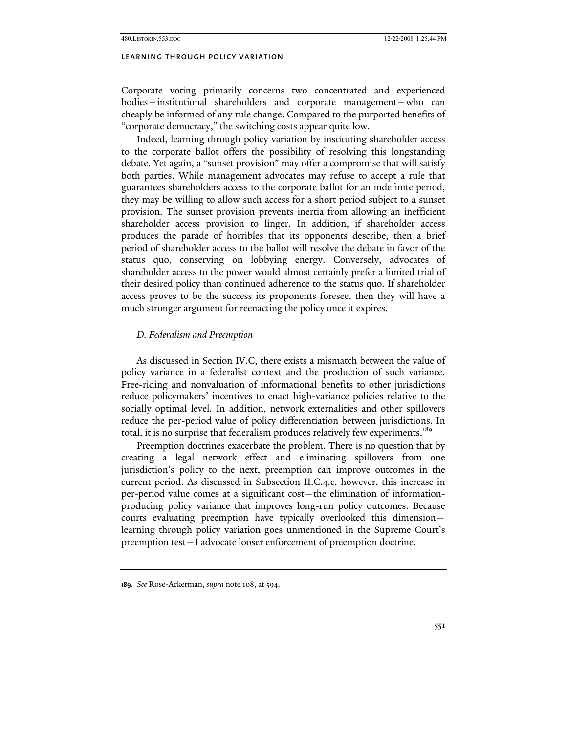Corporate voting primarily concerns two concentrated and experienced bodies—institutional shareholders and corporate management—who can cheaply be informed of any rule change. Compared to the purported benefits of "corporate democracy," the switching costs appear quite low.

Indeed, learning through policy variation by instituting shareholder access to the corporate ballot offers the possibility of resolving this longstanding debate. Yet again, a "sunset provision" may offer a compromise that will satisfy both parties. While management advocates may refuse to accept a rule that guarantees shareholders access to the corporate ballot for an indefinite period, they may be willing to allow such access for a short period subject to a sunset provision. The sunset provision prevents inertia from allowing an inefficient shareholder access provision to linger. In addition, if shareholder access produces the parade of horribles that its opponents describe, then a brief period of shareholder access to the ballot will resolve the debate in favor of the status quo, conserving on lobbying energy. Conversely, advocates of shareholder access to the power would almost certainly prefer a limited trial of their desired policy than continued adherence to the status quo. If shareholder access proves to be the success its proponents foresee, then they will have a much stronger argument for reenacting the policy once it expires.

### *D. Federalism and Preemption*

As discussed in Section IV.C, there exists a mismatch between the value of policy variance in a federalist context and the production of such variance. Free-riding and nonvaluation of informational benefits to other jurisdictions reduce policymakers' incentives to enact high-variance policies relative to the socially optimal level. In addition, network externalities and other spillovers reduce the per-period value of policy differentiation between jurisdictions. In total, it is no surprise that federalism produces relatively few experiments.[189]

Preemption doctrines exacerbate the problem. There is no question that by creating a legal network effect and eliminating spillovers from one jurisdiction's policy to the next, preemption can improve outcomes in the current period. As discussed in Subsection II.C.4.c, however, this increase in per-period value comes at a significant cost—the elimination of information-producing policy variance that improves long-run policy outcomes. Because courts evaluating preemption have typically overlooked this dimension—learning through policy variation goes unmentioned in the Supreme Court's preemption test—I advocate looser enforcement of preemption doctrine.

---

**189.** *See* Rose-Ackerman, *supra* note 108, at 594.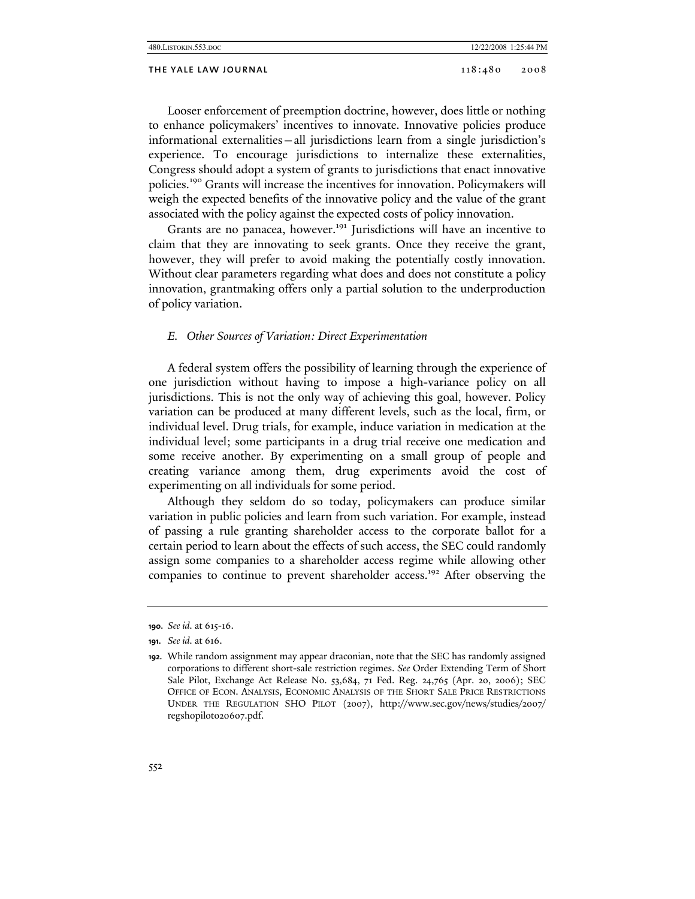Looser enforcement of preemption doctrine, however, does little or nothing to enhance policymakers' incentives to innovate. Innovative policies produce informational externalities—all jurisdictions learn from a single jurisdiction's experience. To encourage jurisdictions to internalize these externalities, Congress should adopt a system of grants to jurisdictions that enact innovative policies.[190] Grants will increase the incentives for innovation. Policymakers will weigh the expected benefits of the innovative policy and the value of the grant associated with the policy against the expected costs of policy innovation.

Grants are no panacea, however.[191] Jurisdictions will have an incentive to claim that they are innovating to seek grants. Once they receive the grant, however, they will prefer to avoid making the potentially costly innovation. Without clear parameters regarding what does and does not constitute a policy innovation, grantmaking offers only a partial solution to the underproduction of policy variation.

### *E. Other Sources of Variation: Direct Experimentation*

A federal system offers the possibility of learning through the experience of one jurisdiction without having to impose a high-variance policy on all jurisdictions. This is not the only way of achieving this goal, however. Policy variation can be produced at many different levels, such as the local, firm, or individual level. Drug trials, for example, induce variation in medication at the individual level; some participants in a drug trial receive one medication and some receive another. By experimenting on a small group of people and creating variance among them, drug experiments avoid the cost of experimenting on all individuals for some period.

Although they seldom do so today, policymakers can produce similar variation in public policies and learn from such variation. For example, instead of passing a rule granting shareholder access to the corporate ballot for a certain period to learn about the effects of such access, the SEC could randomly assign some companies to a shareholder access regime while allowing other companies to continue to prevent shareholder access.[192] After observing the

---

**190.** *See id.* at 615-16.

**191.** *See id.* at 616.

**192.** While random assignment may appear draconian, note that the SEC has randomly assigned corporations to different short-sale restriction regimes. *See* Order Extending Term of Short Sale Pilot, Exchange Act Release No. 53,684, 71 Fed. Reg. 24,765 (Apr. 20, 2006); SEC OFFICE OF ECON. ANALYSIS, ECONOMIC ANALYSIS OF THE SHORT SALE PRICE RESTRICTIONS UNDER THE REGULATION SHO PILOT (2007), http://www.sec.gov/news/studies/2007/regshopilot020607.pdf.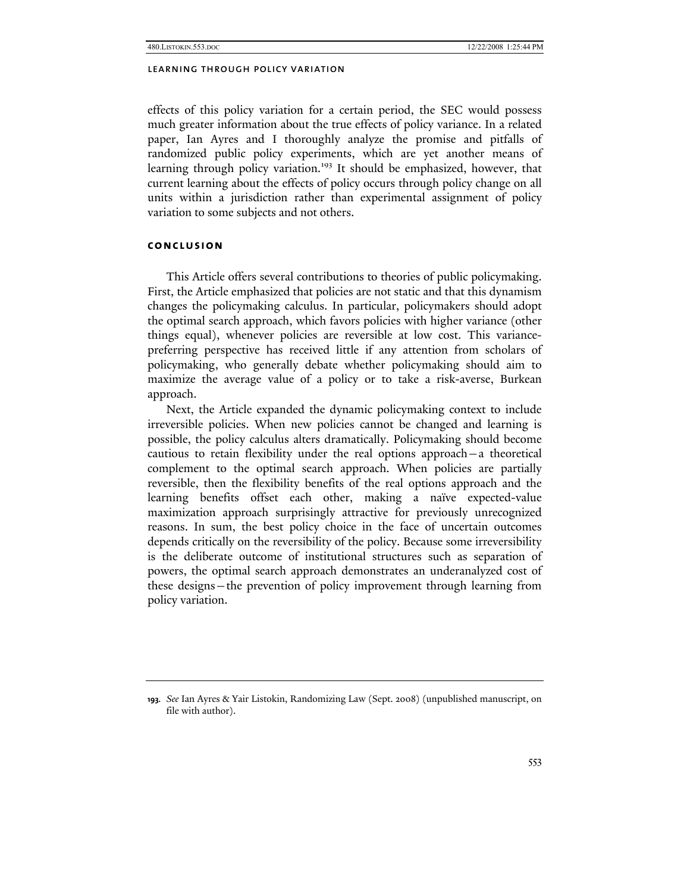effects of this policy variation for a certain period, the SEC would possess much greater information about the true effects of policy variance. In a related paper, Ian Ayres and I thoroughly analyze the promise and pitfalls of randomized public policy experiments, which are yet another means of learning through policy variation.[193] It should be emphasized, however, that current learning about the effects of policy occurs through policy change on all units within a jurisdiction rather than experimental assignment of policy variation to some subjects and not others.

## CONCLUSION

This Article offers several contributions to theories of public policymaking. First, the Article emphasized that policies are not static and that this dynamism changes the policymaking calculus. In particular, policymakers should adopt the optimal search approach, which favors policies with higher variance (other things equal), whenever policies are reversible at low cost. This variance-preferring perspective has received little if any attention from scholars of policymaking, who generally debate whether policymaking should aim to maximize the average value of a policy or to take a risk-averse, Burkean approach.

Next, the Article expanded the dynamic policymaking context to include irreversible policies. When new policies cannot be changed and learning is possible, the policy calculus alters dramatically. Policymaking should become cautious to retain flexibility under the real options approach—a theoretical complement to the optimal search approach. When policies are partially reversible, then the flexibility benefits of the real options approach and the learning benefits offset each other, making a naïve expected-value maximization approach surprisingly attractive for previously unrecognized reasons. In sum, the best policy choice in the face of uncertain outcomes depends critically on the reversibility of the policy. Because some irreversibility is the deliberate outcome of institutional structures such as separation of powers, the optimal search approach demonstrates an underanalyzed cost of these designs—the prevention of policy improvement through learning from policy variation.

---

193. *See* Ian Ayres & Yair Listokin, Randomizing Law (Sept. 2008) (unpublished manuscript, on file with author).